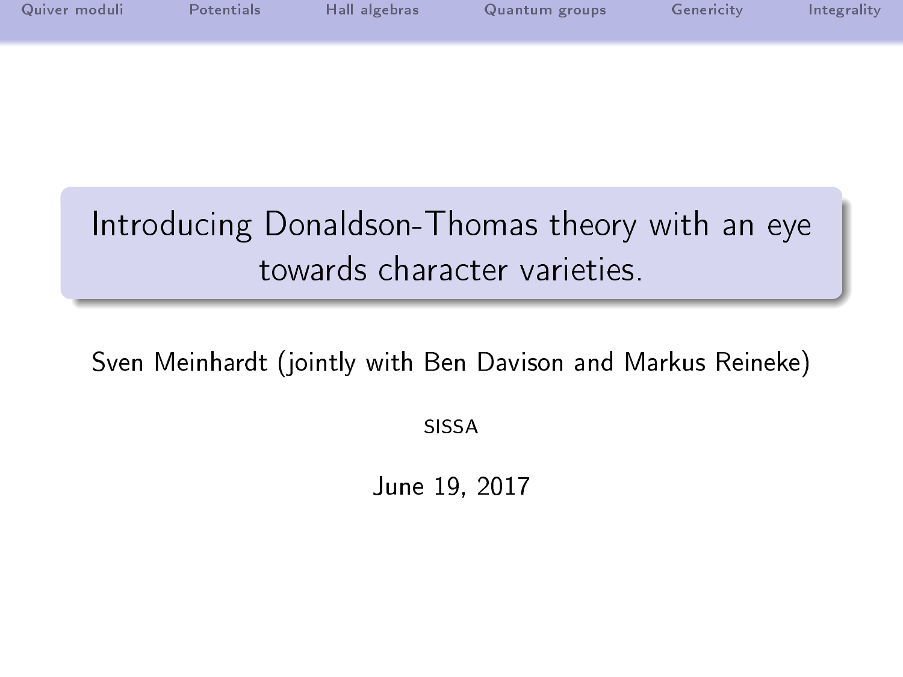# Introducing Donaldson-Thomas theory with an eye towards character varieties.

Sven Meinhardt (jointly with Ben Davison and Markus Reineke)

SISSA

June 19, 2017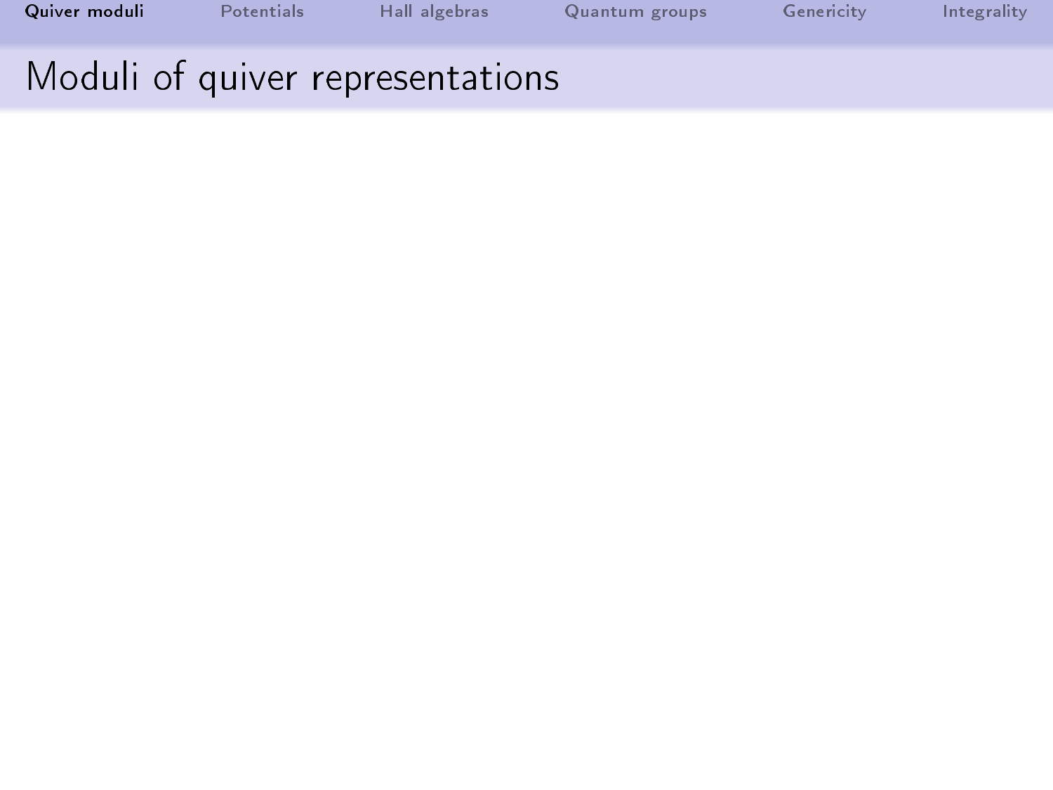# Moduli of quiver representations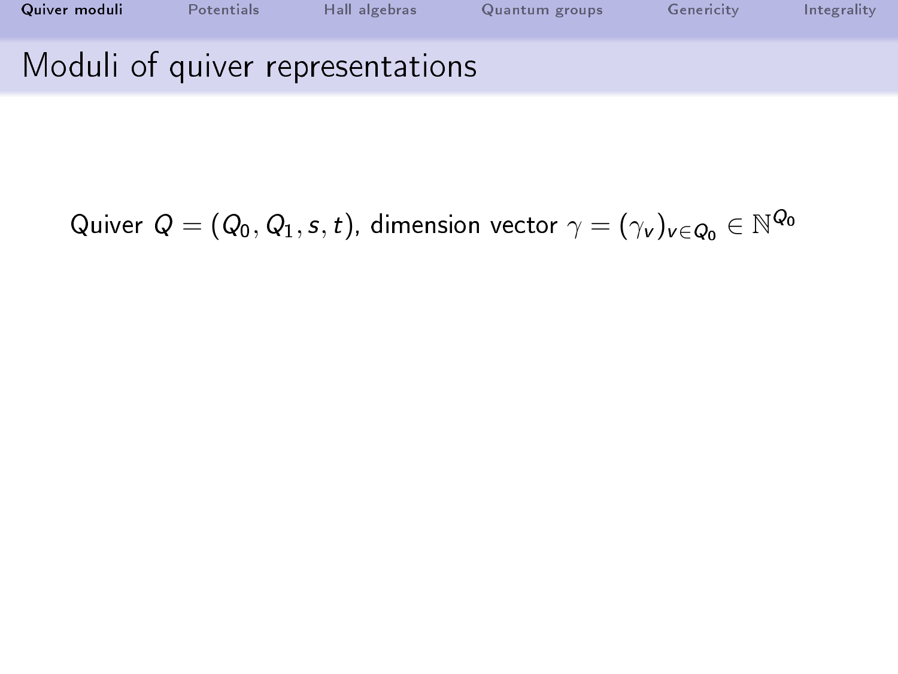## Moduli of quiver representations

Quiver $Q = (Q_0, Q_1, s, t)$, dimension vector $\gamma = (\gamma_v)_{v \in Q_0} \in \mathbb{N}^{Q_0}$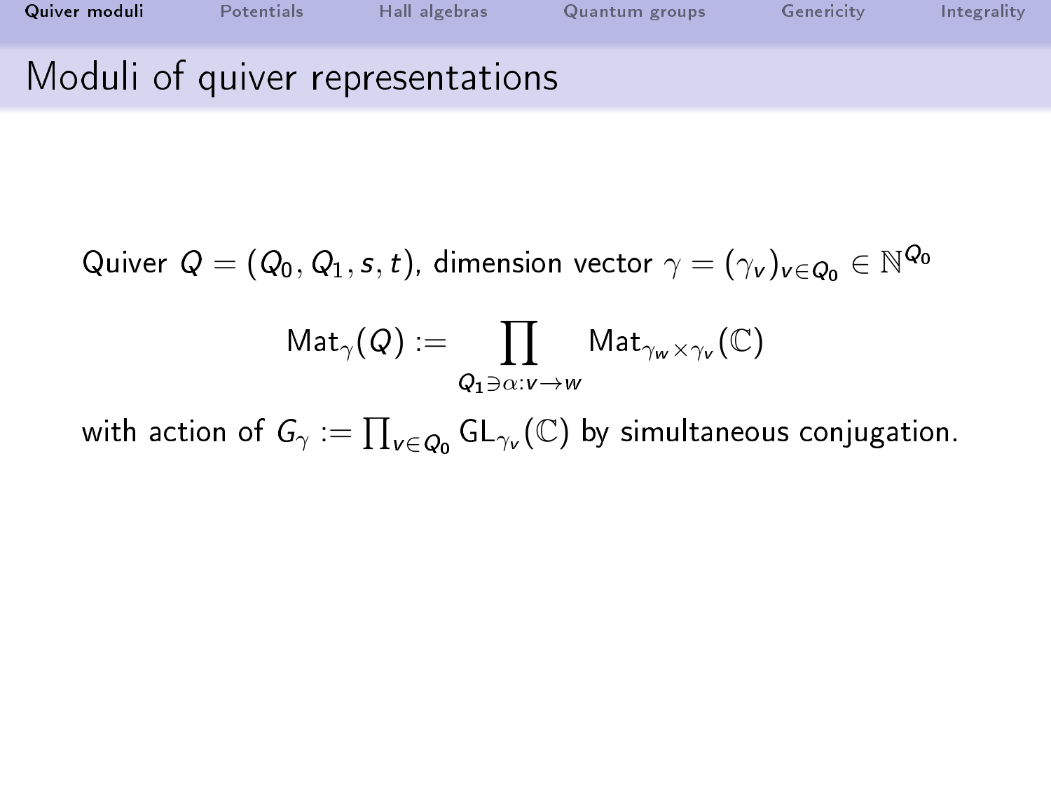# Moduli of quiver representations

Quiver $Q = (Q_0, Q_1, s, t)$, dimension vector $\gamma = (\gamma_v)_{v \in Q_0} \in \mathbb{N}^{Q_0}$

$$\mathrm{Mat}_\gamma(Q) := \prod_{Q_1 \ni \alpha : v \to w} \mathrm{Mat}_{\gamma_w \times \gamma_v}(\mathbb{C})$$

with action of $G_\gamma := \prod_{v \in Q_0} \mathrm{GL}_{\gamma_v}(\mathbb{C})$ by simultaneous conjugation.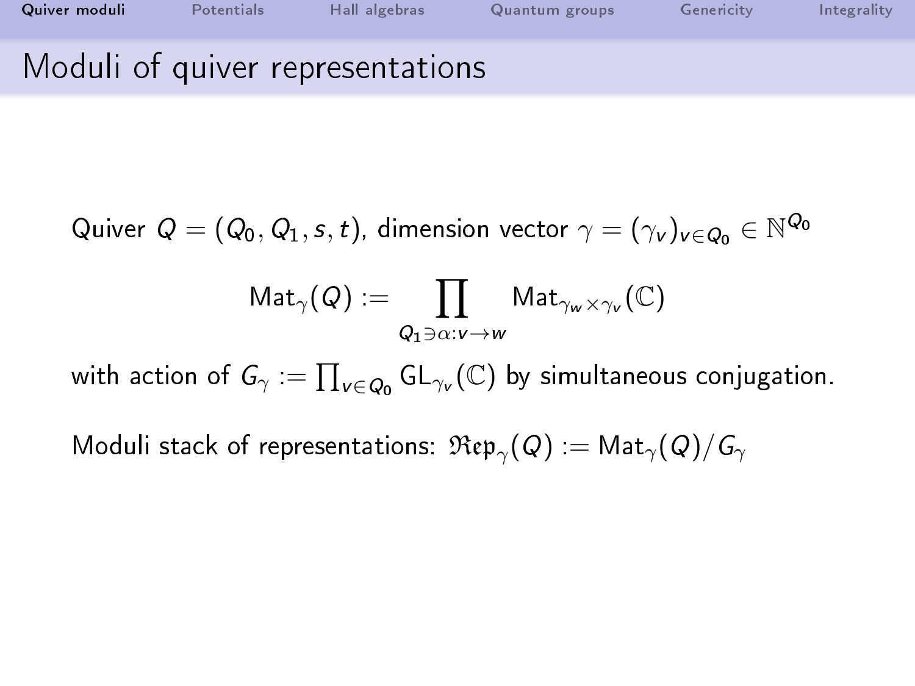# Moduli of quiver representations

Quiver $Q = (Q_0, Q_1, s, t)$, dimension vector $\gamma = (\gamma_v)_{v \in Q_0} \in \mathbb{N}^{Q_0}$

$$\mathrm{Mat}_\gamma(Q) := \prod_{Q_1 \ni \alpha : v \to w} \mathrm{Mat}_{\gamma_w \times \gamma_v}(\mathbb{C})$$

with action of $G_\gamma := \prod_{v \in Q_0} \mathrm{GL}_{\gamma_v}(\mathbb{C})$ by simultaneous conjugation.

Moduli stack of representations: $\mathfrak{Rep}_\gamma(Q) := \mathrm{Mat}_\gamma(Q)/G_\gamma$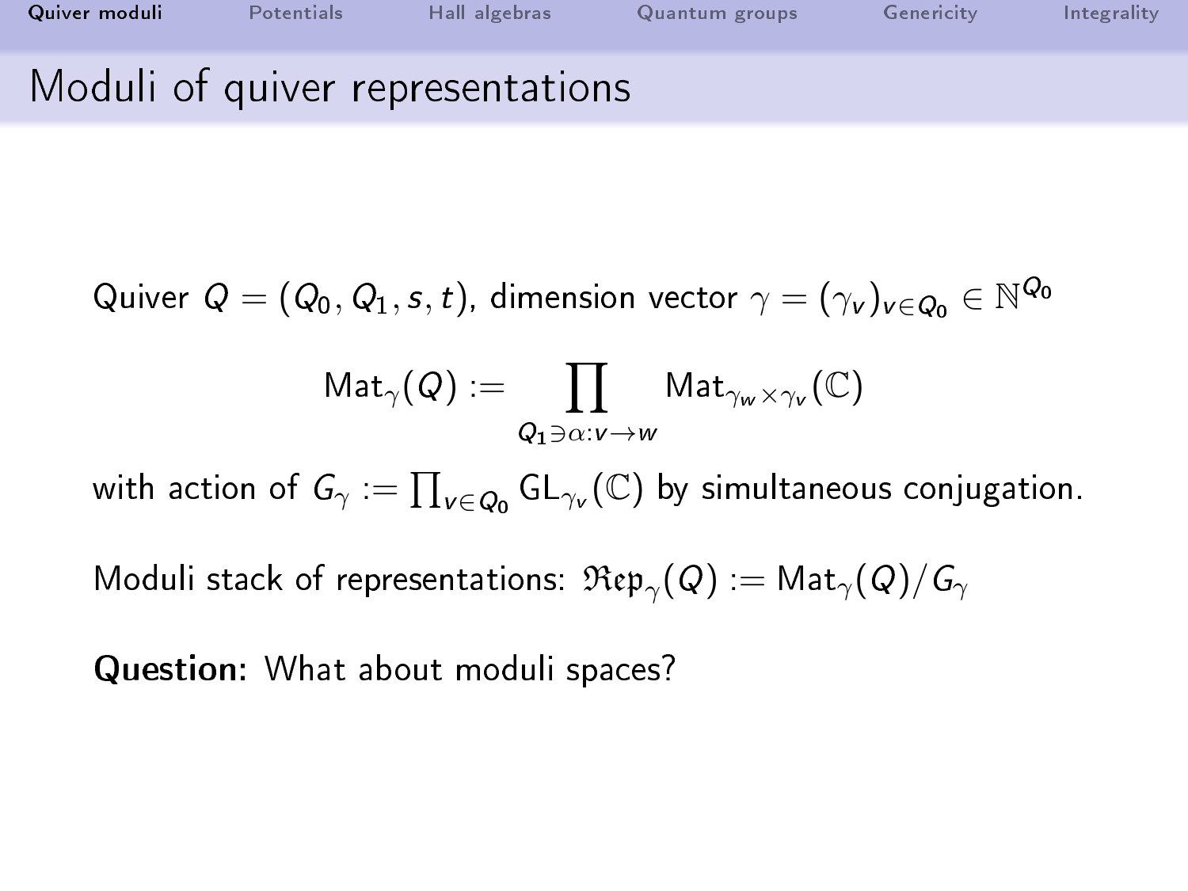# Moduli of quiver representations

Quiver $Q = (Q_0, Q_1, s, t)$, dimension vector $\gamma = (\gamma_v)_{v \in Q_0} \in \mathbb{N}^{Q_0}$

$$\mathrm{Mat}_\gamma(Q) := \prod_{Q_1 \ni \alpha : v \to w} \mathrm{Mat}_{\gamma_w \times \gamma_v}(\mathbb{C})$$

with action of $G_\gamma := \prod_{v \in Q_0} \mathrm{GL}_{\gamma_v}(\mathbb{C})$ by simultaneous conjugation.

Moduli stack of representations: $\mathfrak{Rep}_\gamma(Q) := \mathrm{Mat}_\gamma(Q)/G_\gamma$

**Question:** What about moduli spaces?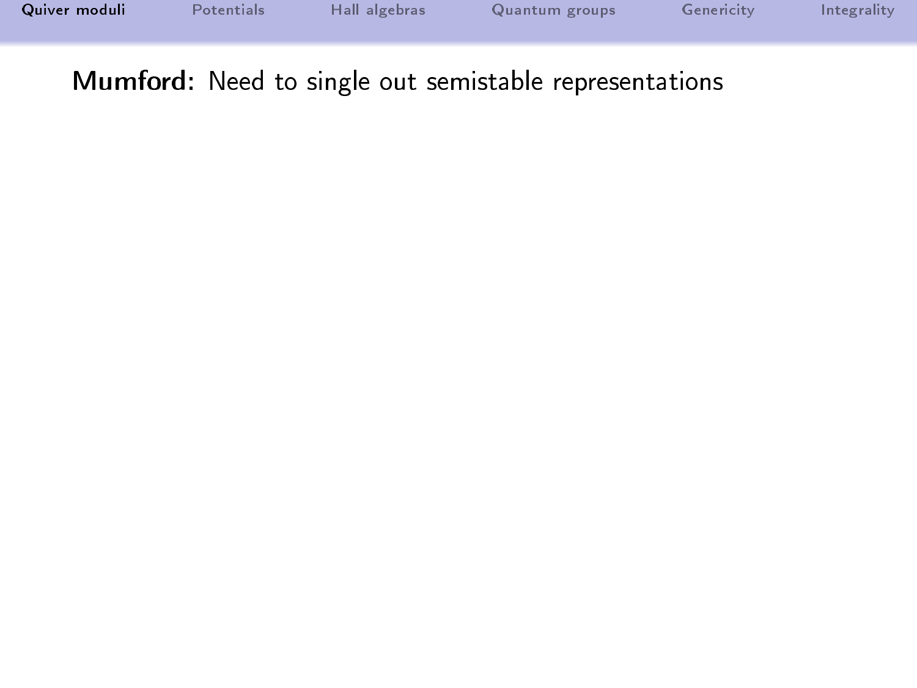**Mumford:** Need to single out semistable representations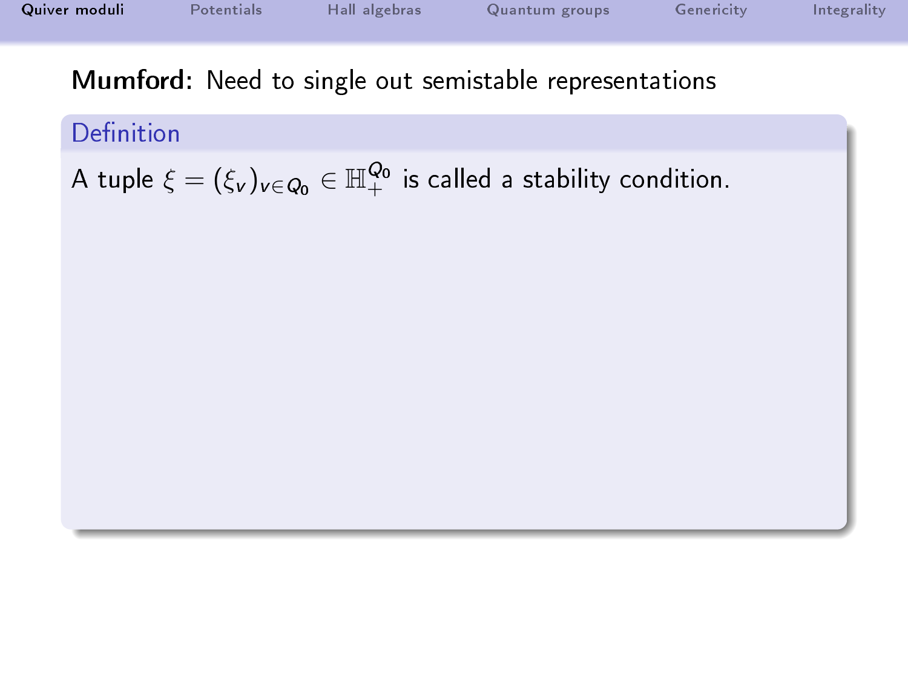**Mumford:** Need to single out semistable representations

**Definition**

A tuple $\xi = (\xi_v)_{v \in Q_0} \in \mathbb{H}_+^{Q_0}$ is called a stability condition.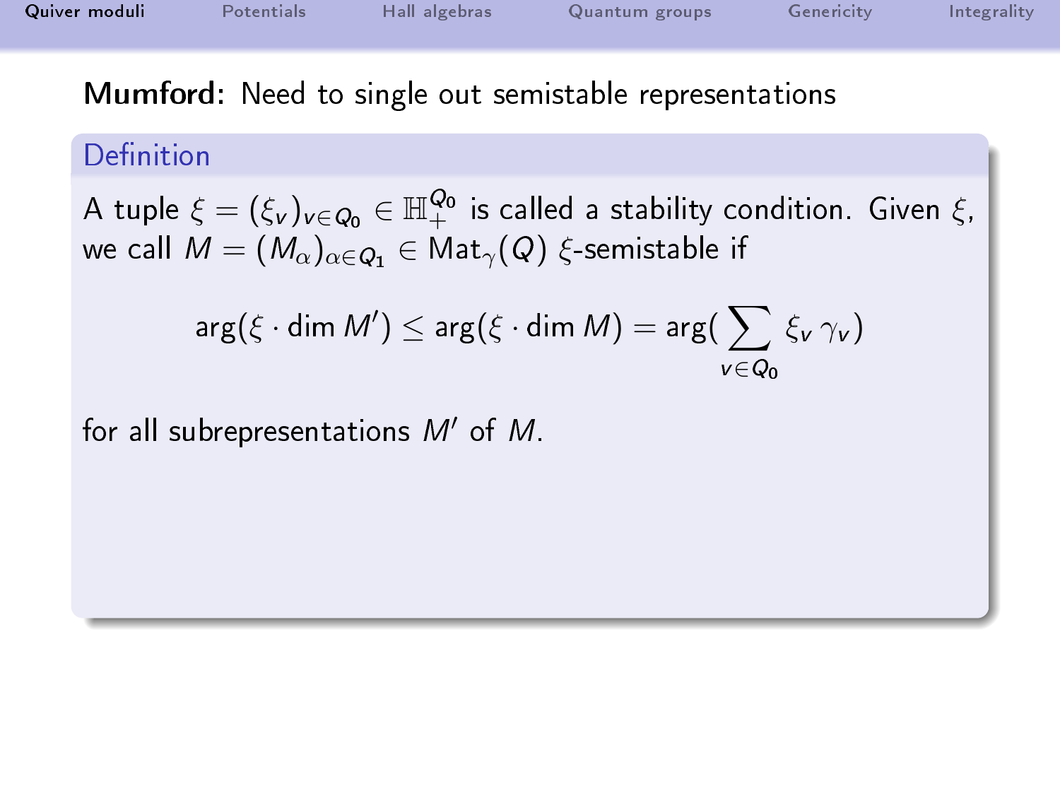**Mumford:** Need to single out semistable representations

### Definition

A tuple $\xi = (\xi_v)_{v \in Q_0} \in \mathbb{H}_+^{Q_0}$ is called a stability condition. Given $\xi$, we call $M = (M_\alpha)_{\alpha \in Q_1} \in \mathrm{Mat}_\gamma(Q)$ $\xi$-semistable if

$$\arg(\xi \cdot \dim M') \leq \arg(\xi \cdot \dim M) = \arg(\sum_{v \in Q_0} \xi_v \, \gamma_v)$$

for all subrepresentations $M'$ of $M$.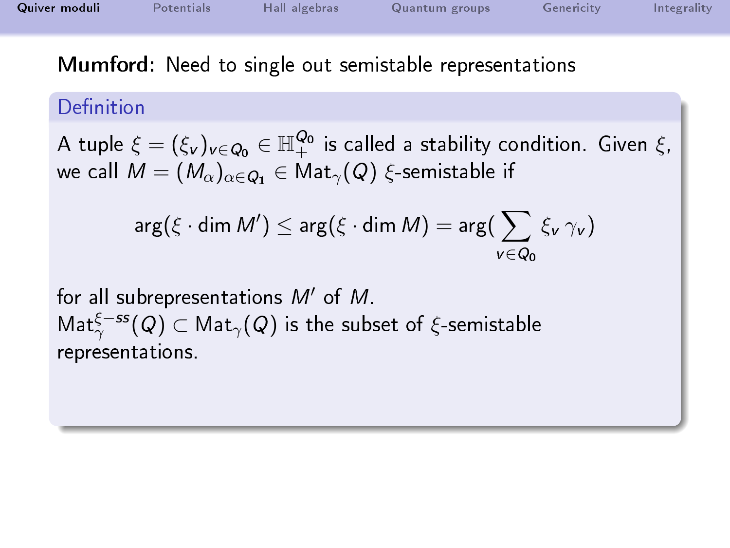**Mumford:** Need to single out semistable representations

### Definition

A tuple $\xi = (\xi_v)_{v \in Q_0} \in \mathbb{H}_+^{Q_0}$ is called a stability condition. Given $\xi$, we call $M = (M_\alpha)_{\alpha \in Q_1} \in \mathrm{Mat}_\gamma(Q)$ $\xi$-semistable if

$$\arg(\xi \cdot \dim M') \leq \arg(\xi \cdot \dim M) = \arg(\sum_{v \in Q_0} \xi_v \, \gamma_v)$$

for all subrepresentations $M'$ of $M$.

$\mathrm{Mat}_\gamma^{\xi-ss}(Q) \subset \mathrm{Mat}_\gamma(Q)$ is the subset of $\xi$-semistable representations.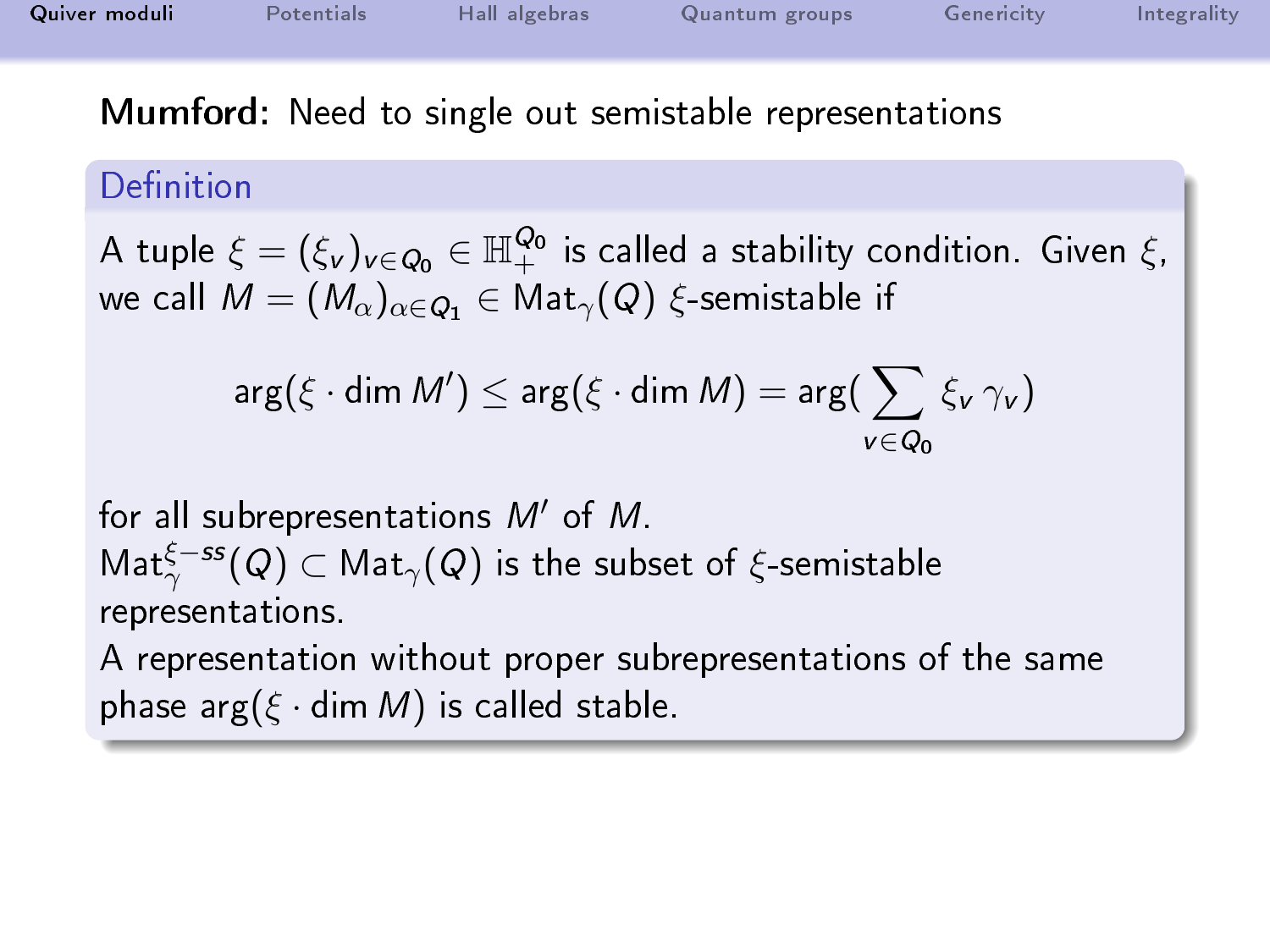**Mumford:** Need to single out semistable representations

### Definition

A tuple $\xi = (\xi_v)_{v \in Q_0} \in \mathbb{H}_+^{Q_0}$ is called a stability condition. Given $\xi$, we call $M = (M_\alpha)_{\alpha \in Q_1} \in \mathrm{Mat}_\gamma(Q)$ $\xi$-semistable if

$$\arg(\xi \cdot \dim M') \leq \arg(\xi \cdot \dim M) = \arg(\sum_{v \in Q_0} \xi_v \, \gamma_v)$$

for all subrepresentations $M'$ of $M$.

$\mathrm{Mat}_\gamma^{\xi-ss}(Q) \subset \mathrm{Mat}_\gamma(Q)$ is the subset of $\xi$-semistable representations.

A representation without proper subrepresentations of the same phase $\arg(\xi \cdot \dim M)$ is called stable.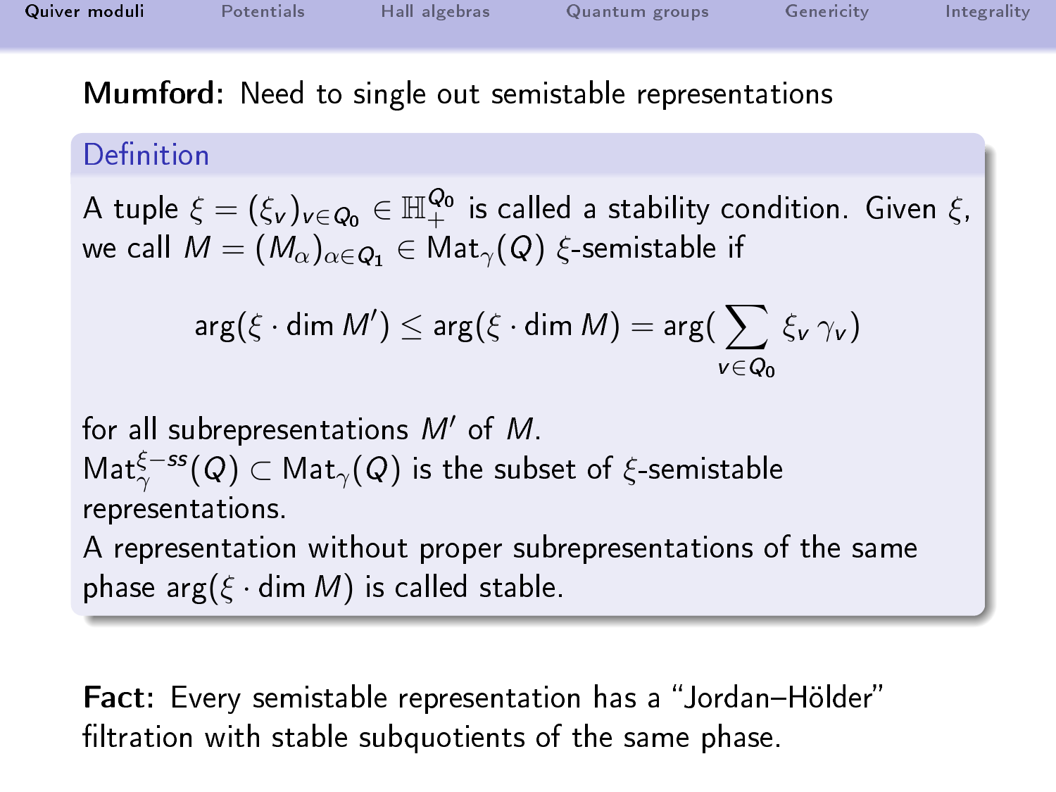**Mumford:** Need to single out semistable representations

### Definition

A tuple $\xi = (\xi_v)_{v \in Q_0} \in \mathbb{H}_+^{Q_0}$ is called a stability condition. Given $\xi$, we call $M = (M_\alpha)_{\alpha \in Q_1} \in \mathrm{Mat}_\gamma(Q)$ $\xi$-semistable if

$$\arg(\xi \cdot \dim M') \leq \arg(\xi \cdot \dim M) = \arg(\sum_{v \in Q_0} \xi_v \, \gamma_v)$$

for all subrepresentations $M'$ of $M$.

$\mathrm{Mat}_\gamma^{\xi-ss}(Q) \subset \mathrm{Mat}_\gamma(Q)$ is the subset of $\xi$-semistable representations.

A representation without proper subrepresentations of the same phase $\arg(\xi \cdot \dim M)$ is called stable.

**Fact:** Every semistable representation has a "Jordan–Hölder" filtration with stable subquotients of the same phase.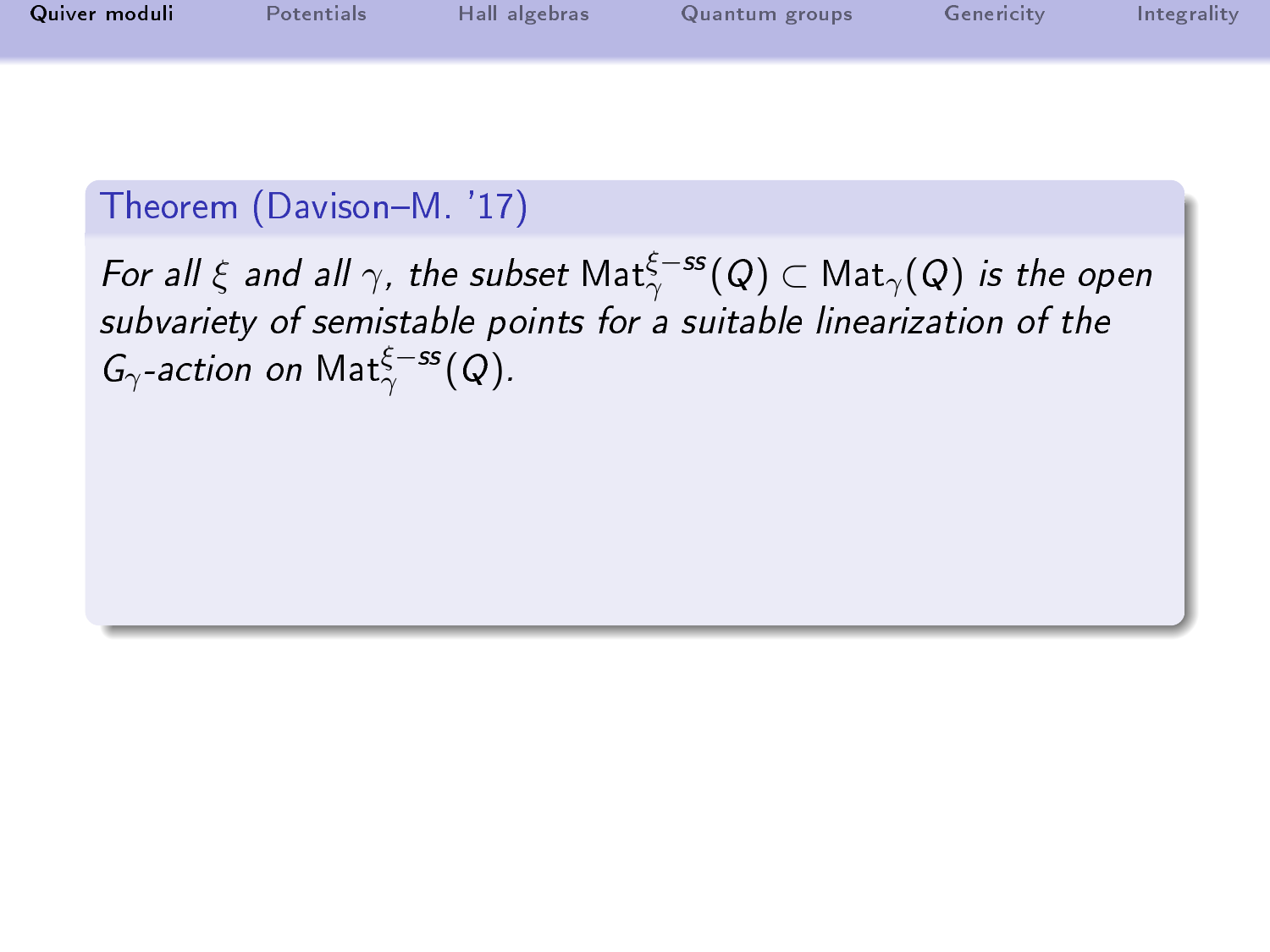**Theorem (Davison–M. '17)**

*For all $\xi$ and all $\gamma$, the subset $\mathrm{Mat}_{\gamma}^{\xi-ss}(Q) \subset \mathrm{Mat}_{\gamma}(Q)$ is the open subvariety of semistable points for a suitable linearization of the $G_{\gamma}$-action on $\mathrm{Mat}_{\gamma}^{\xi-ss}(Q)$.*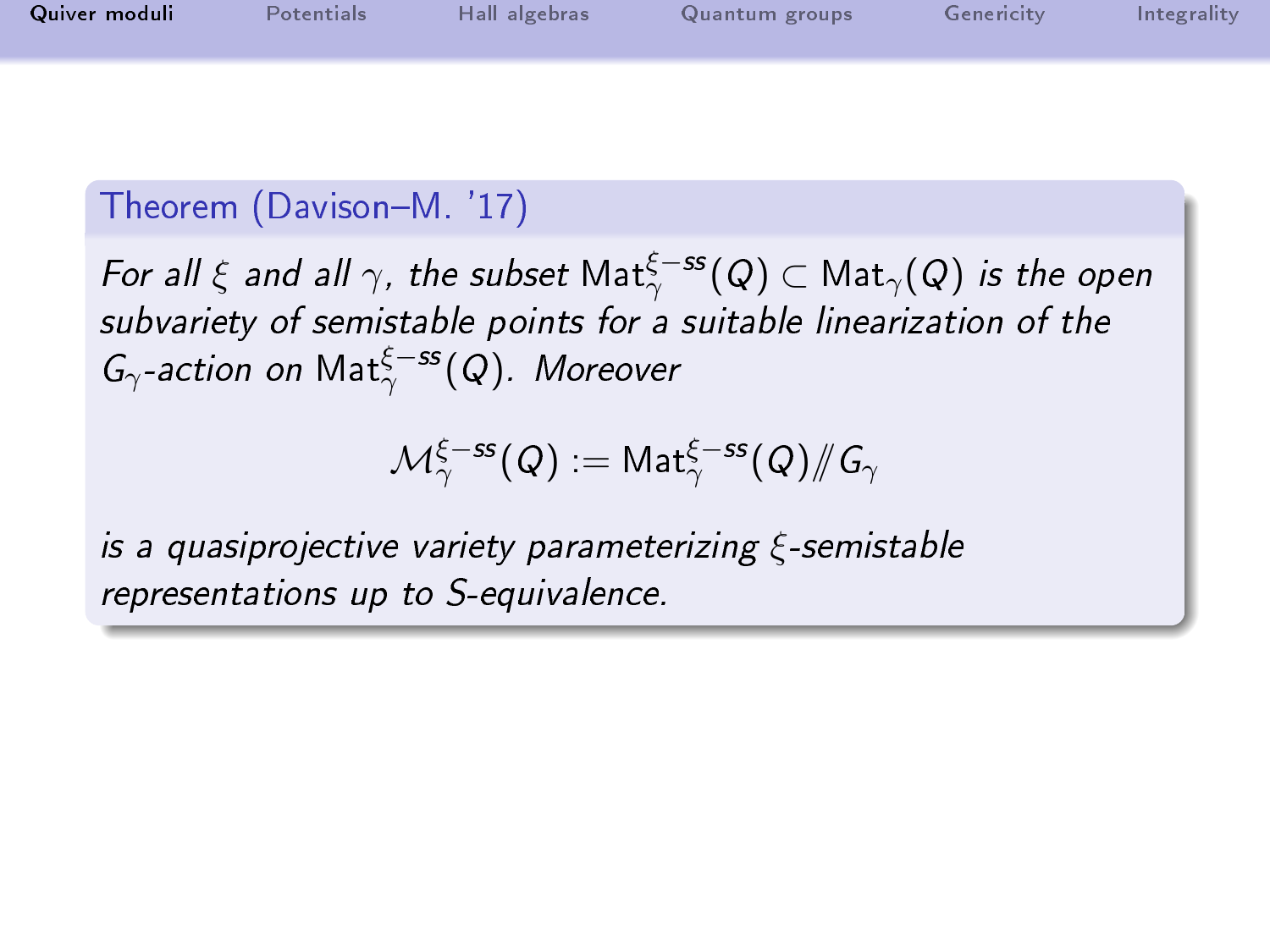**Theorem (Davison–M. '17)**

*For all $\xi$ and all $\gamma$, the subset $\mathrm{Mat}_{\gamma}^{\xi-ss}(Q) \subset \mathrm{Mat}_{\gamma}(Q)$ is the open subvariety of semistable points for a suitable linearization of the $G_{\gamma}$-action on $\mathrm{Mat}_{\gamma}^{\xi-ss}(Q)$. Moreover*

$$\mathcal{M}_{\gamma}^{\xi-ss}(Q) := \mathrm{Mat}_{\gamma}^{\xi-ss}(Q) /\!\!/ G_{\gamma}$$

*is a quasiprojective variety parameterizing $\xi$-semistable representations up to S-equivalence.*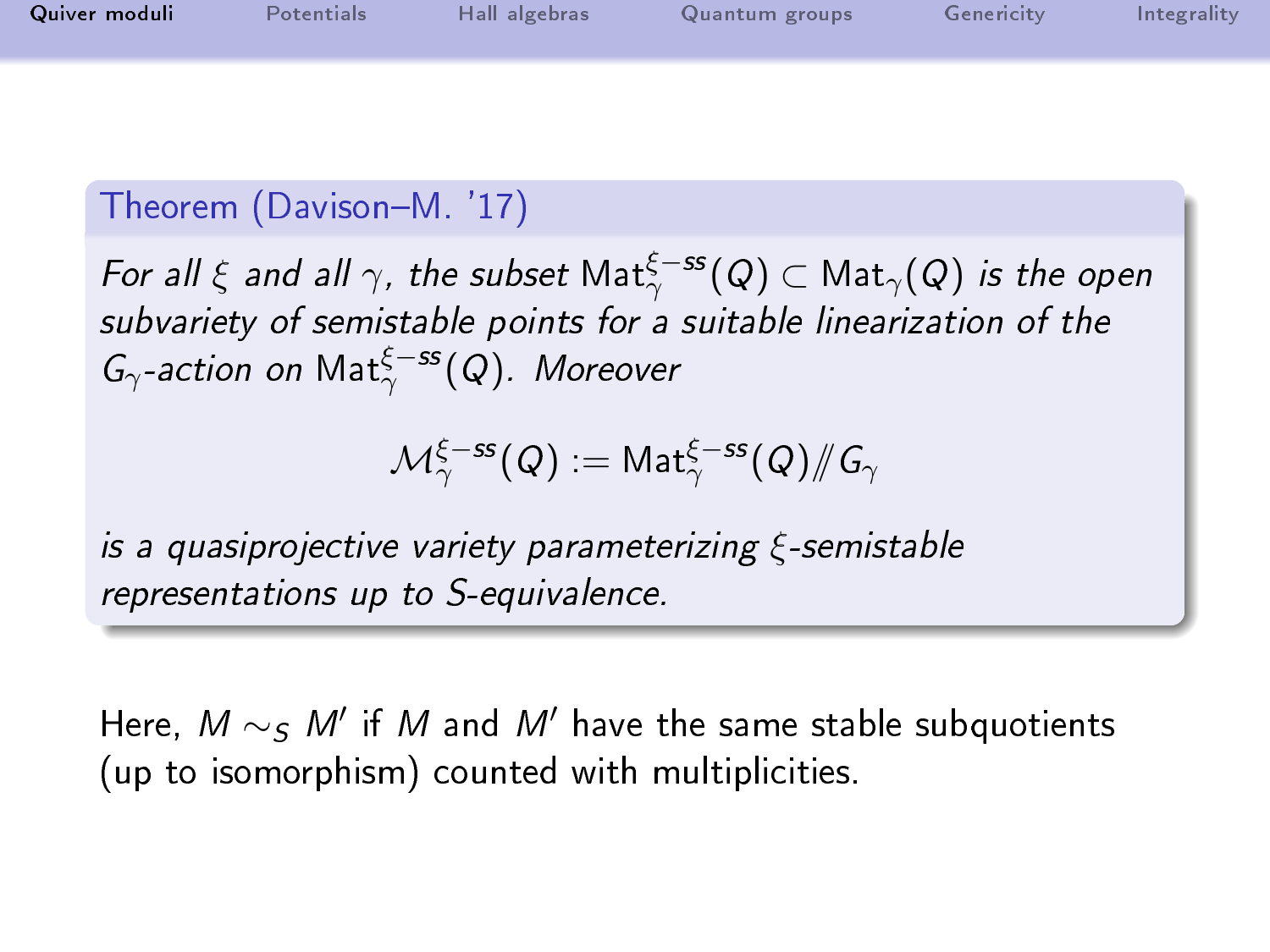**Theorem (Davison–M. '17)**

*For all $\xi$ and all $\gamma$, the subset $\mathrm{Mat}_{\gamma}^{\xi-ss}(Q) \subset \mathrm{Mat}_{\gamma}(Q)$ is the open subvariety of semistable points for a suitable linearization of the $G_{\gamma}$-action on $\mathrm{Mat}_{\gamma}^{\xi-ss}(Q)$. Moreover*

$$\mathcal{M}_{\gamma}^{\xi-ss}(Q) := \mathrm{Mat}_{\gamma}^{\xi-ss}(Q) /\!\!/ G_{\gamma}$$

*is a quasiprojective variety parameterizing $\xi$-semistable representations up to S-equivalence.*

Here, $M \sim_S M'$ if $M$ and $M'$ have the same stable subquotients (up to isomorphism) counted with multiplicities.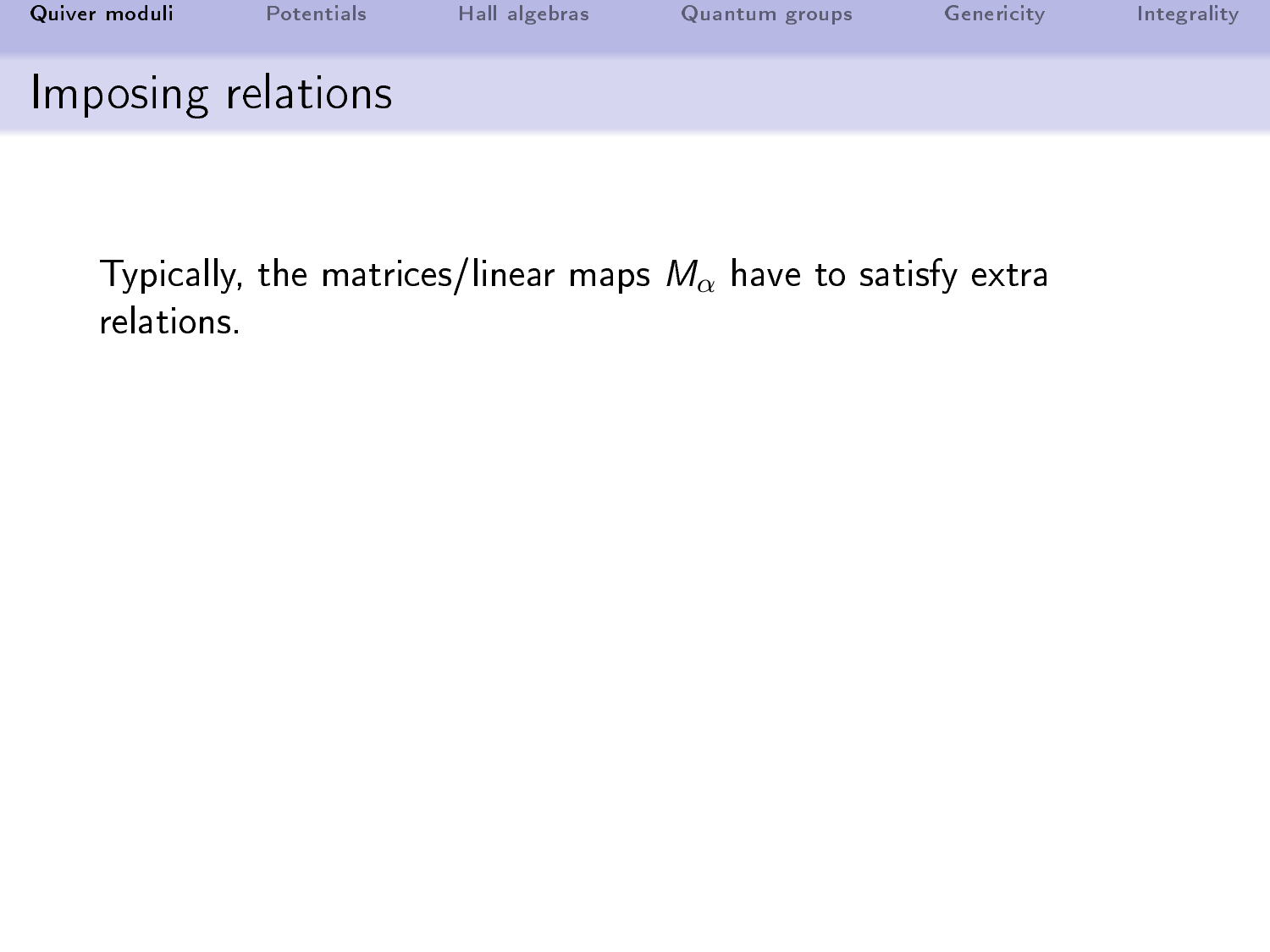# Imposing relations

Typically, the matrices/linear maps $M_\alpha$ have to satisfy extra relations.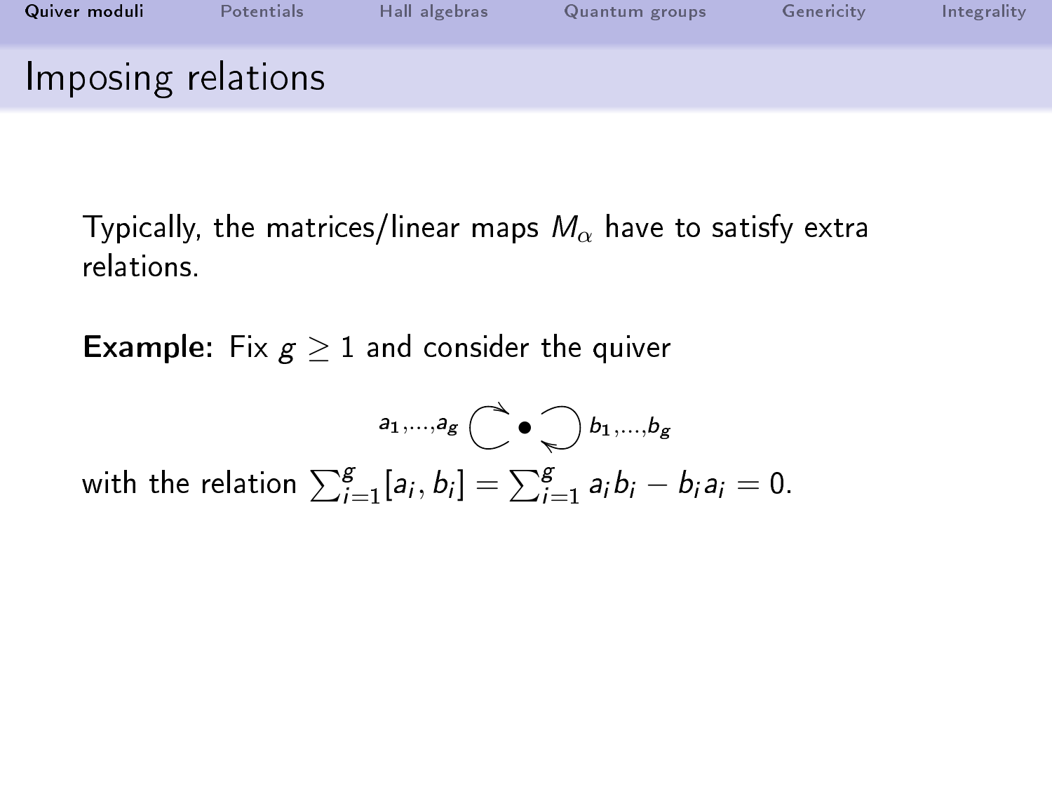# Imposing relations

Typically, the matrices/linear maps $M_\alpha$ have to satisfy extra relations.

**Example:** Fix $g \geq 1$ and consider the quiver

$$a_1, \ldots, a_g \circlearrowright \bullet \circlearrowleft b_1, \ldots, b_g$$

with the relation $\sum_{i=1}^{g} [a_i, b_i] = \sum_{i=1}^{g} a_i b_i - b_i a_i = 0$.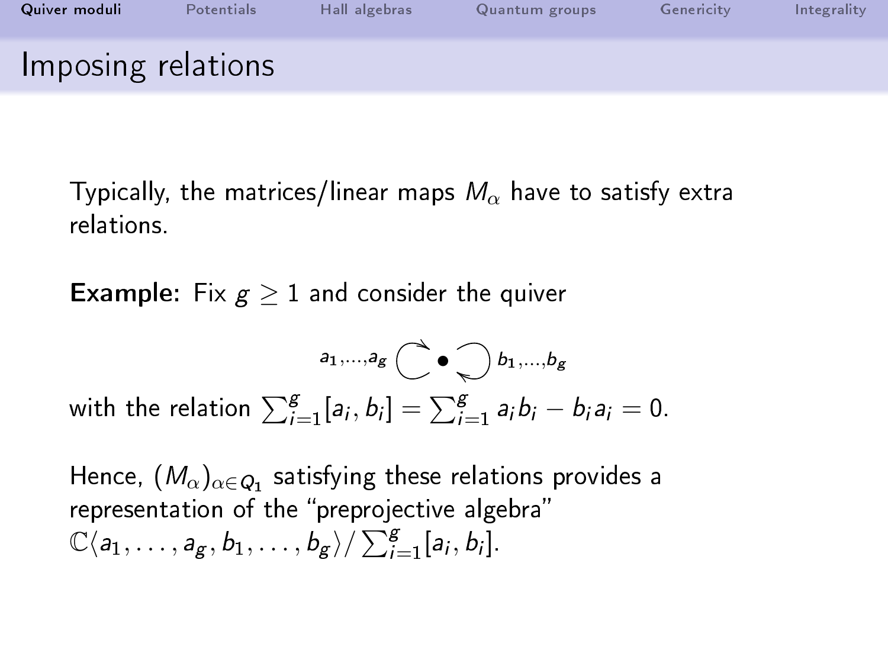# Imposing relations

Typically, the matrices/linear maps $M_\alpha$ have to satisfy extra relations.

**Example:** Fix $g \geq 1$ and consider the quiver

$$a_1,\ldots,a_g \circlearrowleft \bullet \circlearrowright b_1,\ldots,b_g$$

with the relation $\sum_{i=1}^{g}[a_i, b_i] = \sum_{i=1}^{g} a_i b_i - b_i a_i = 0$.

Hence, $(M_\alpha)_{\alpha \in Q_1}$ satisfying these relations provides a representation of the "preprojective algebra" $\mathbb{C}\langle a_1, \ldots, a_g, b_1, \ldots, b_g\rangle / \sum_{i=1}^{g}[a_i, b_i]$.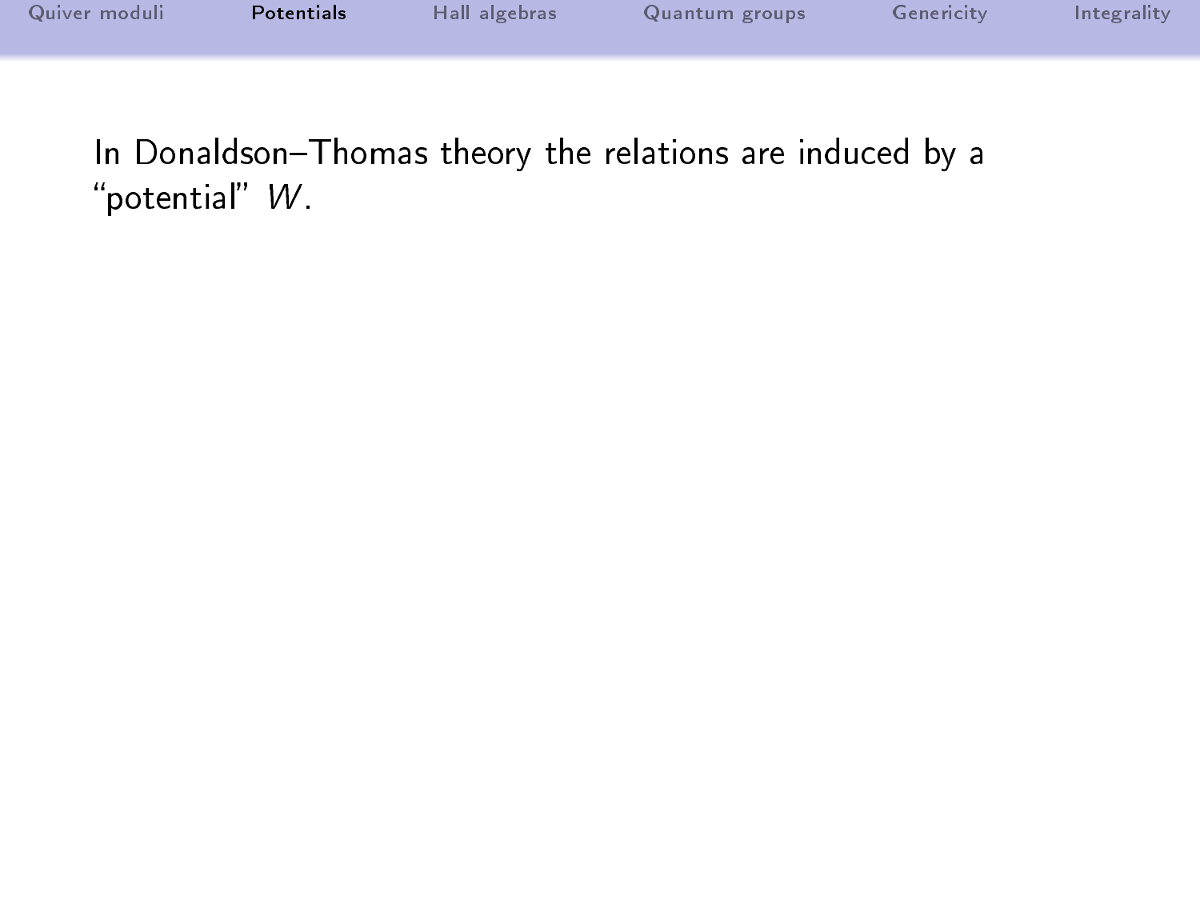In Donaldson–Thomas theory the relations are induced by a “potential” $W$.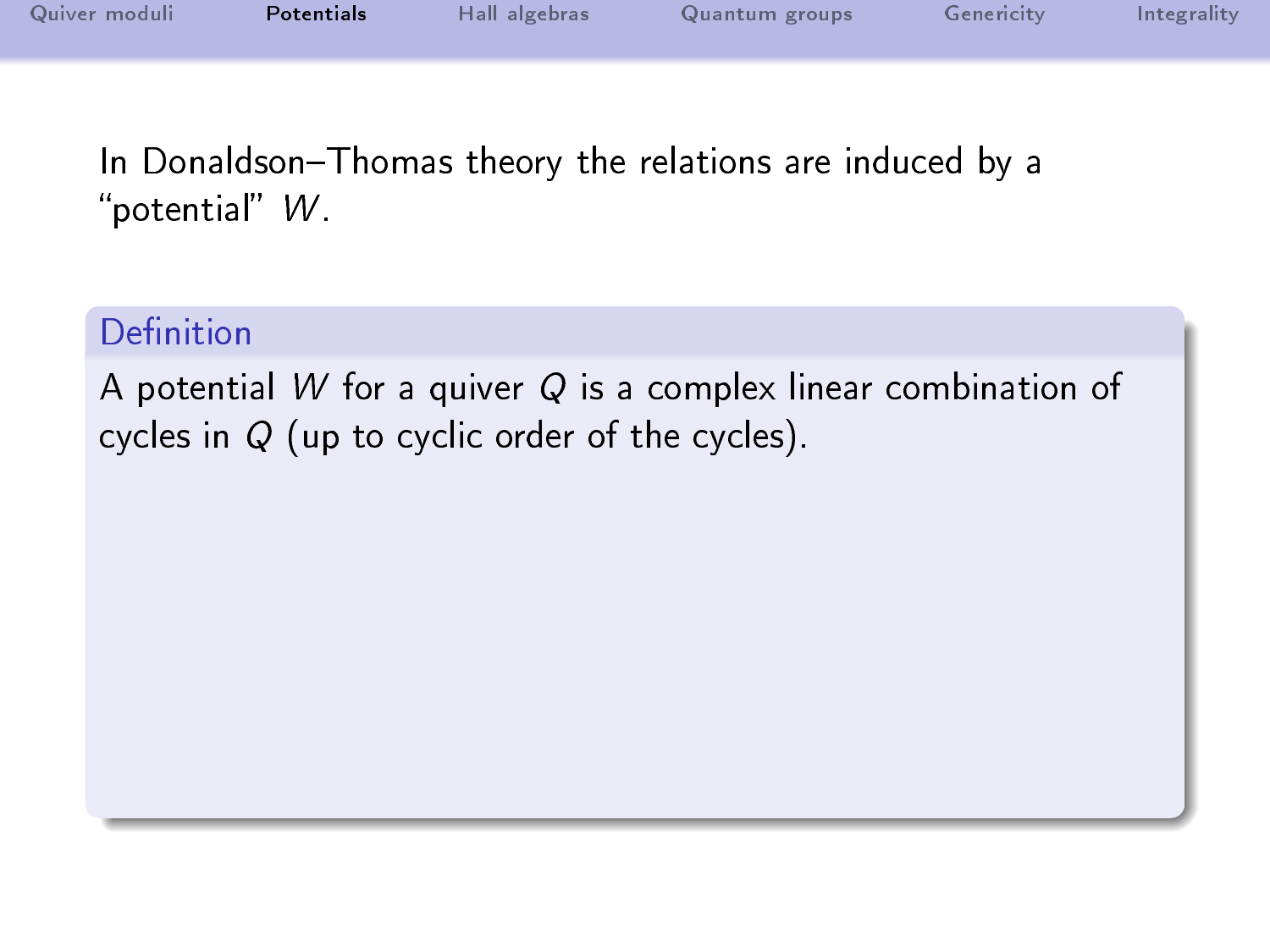In Donaldson–Thomas theory the relations are induced by a "potential" $W$.

**Definition**

A potential $W$ for a quiver $Q$ is a complex linear combination of cycles in $Q$ (up to cyclic order of the cycles).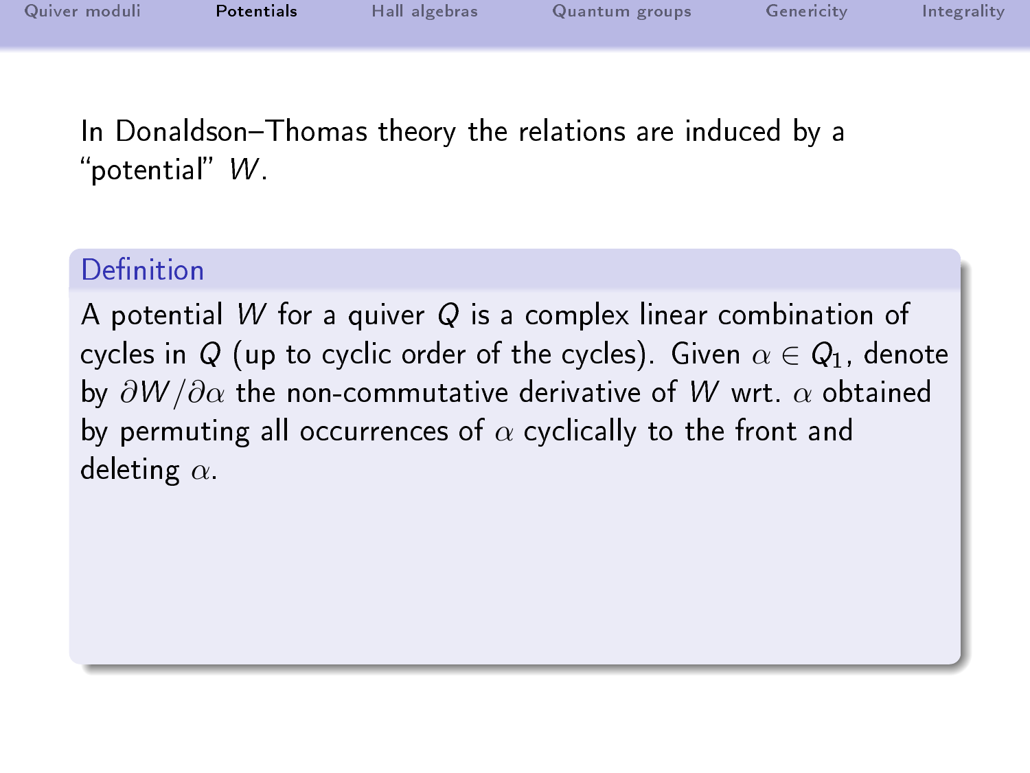In Donaldson–Thomas theory the relations are induced by a “potential” $W$.

**Definition**

A potential $W$ for a quiver $Q$ is a complex linear combination of cycles in $Q$ (up to cyclic order of the cycles). Given $\alpha \in Q_1$, denote by $\partial W / \partial \alpha$ the non-commutative derivative of $W$ wrt. $\alpha$ obtained by permuting all occurrences of $\alpha$ cyclically to the front and deleting $\alpha$.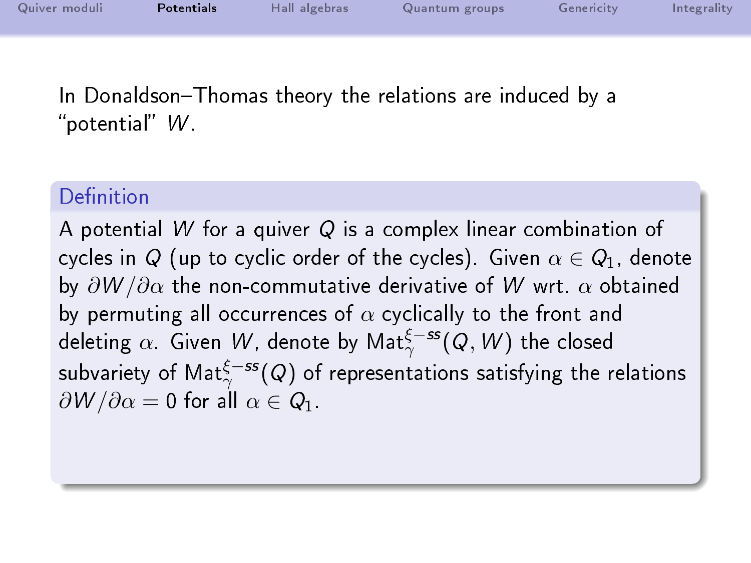In Donaldson–Thomas theory the relations are induced by a “potential” $W$.

**Definition**

A potential $W$ for a quiver $Q$ is a complex linear combination of cycles in $Q$ (up to cyclic order of the cycles). Given $\alpha \in Q_1$, denote by $\partial W/\partial\alpha$ the non-commutative derivative of $W$ wrt. $\alpha$ obtained by permuting all occurrences of $\alpha$ cyclically to the front and deleting $\alpha$. Given $W$, denote by $\mathrm{Mat}_\gamma^{\xi-ss}(Q, W)$ the closed subvariety of $\mathrm{Mat}_\gamma^{\xi-ss}(Q)$ of representations satisfying the relations $\partial W/\partial\alpha = 0$ for all $\alpha \in Q_1$.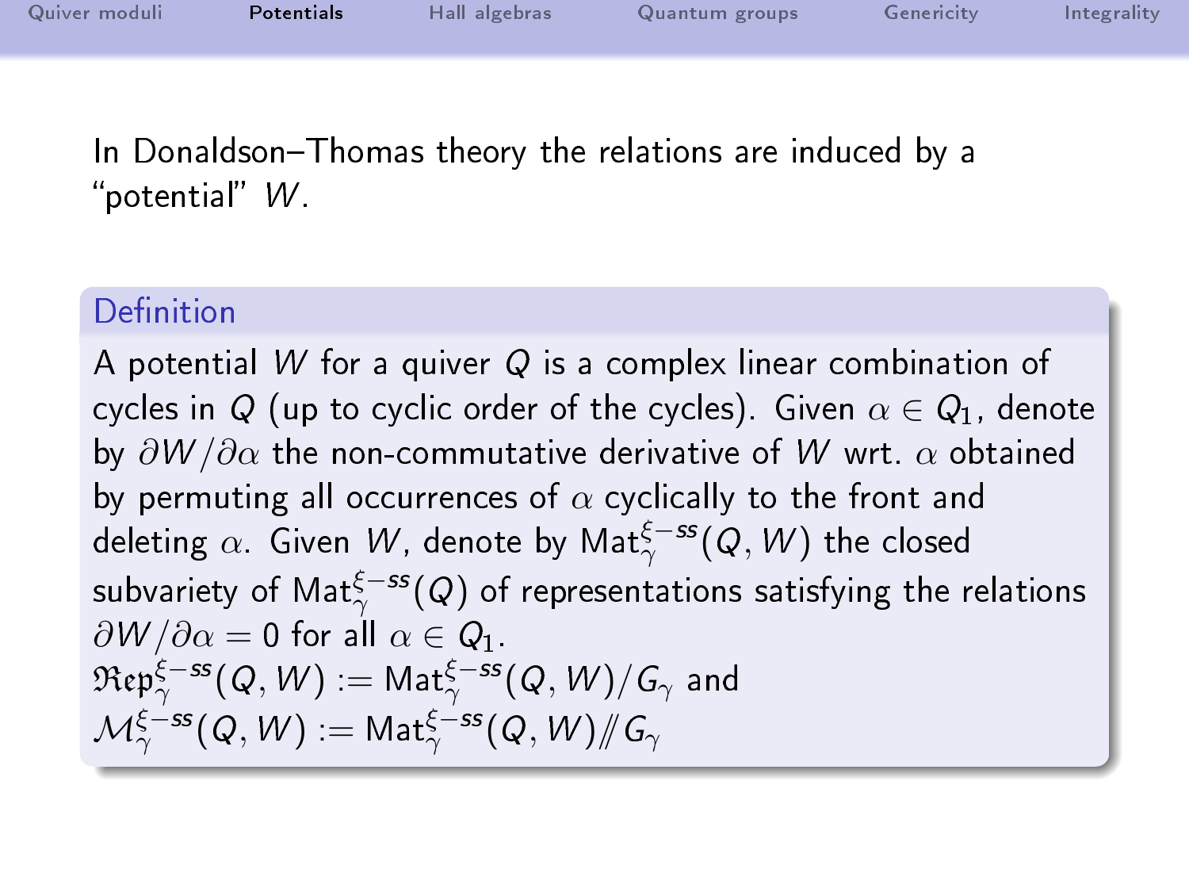In Donaldson–Thomas theory the relations are induced by a "potential" $W$.

**Definition**

A potential $W$ for a quiver $Q$ is a complex linear combination of cycles in $Q$ (up to cyclic order of the cycles). Given $\alpha \in Q_1$, denote by $\partial W / \partial \alpha$ the non-commutative derivative of $W$ wrt. $\alpha$ obtained by permuting all occurrences of $\alpha$ cyclically to the front and deleting $\alpha$. Given $W$, denote by $\mathrm{Mat}_{\gamma}^{\xi-ss}(Q, W)$ the closed subvariety of $\mathrm{Mat}_{\gamma}^{\xi-ss}(Q)$ of representations satisfying the relations $\partial W / \partial \alpha = 0$ for all $\alpha \in Q_1$.
$\mathfrak{Rep}_{\gamma}^{\xi-ss}(Q, W) := \mathrm{Mat}_{\gamma}^{\xi-ss}(Q, W)/G_{\gamma}$ and
$\mathcal{M}_{\gamma}^{\xi-ss}(Q, W) := \mathrm{Mat}_{\gamma}^{\xi-ss}(Q, W) /\!\!/ G_{\gamma}$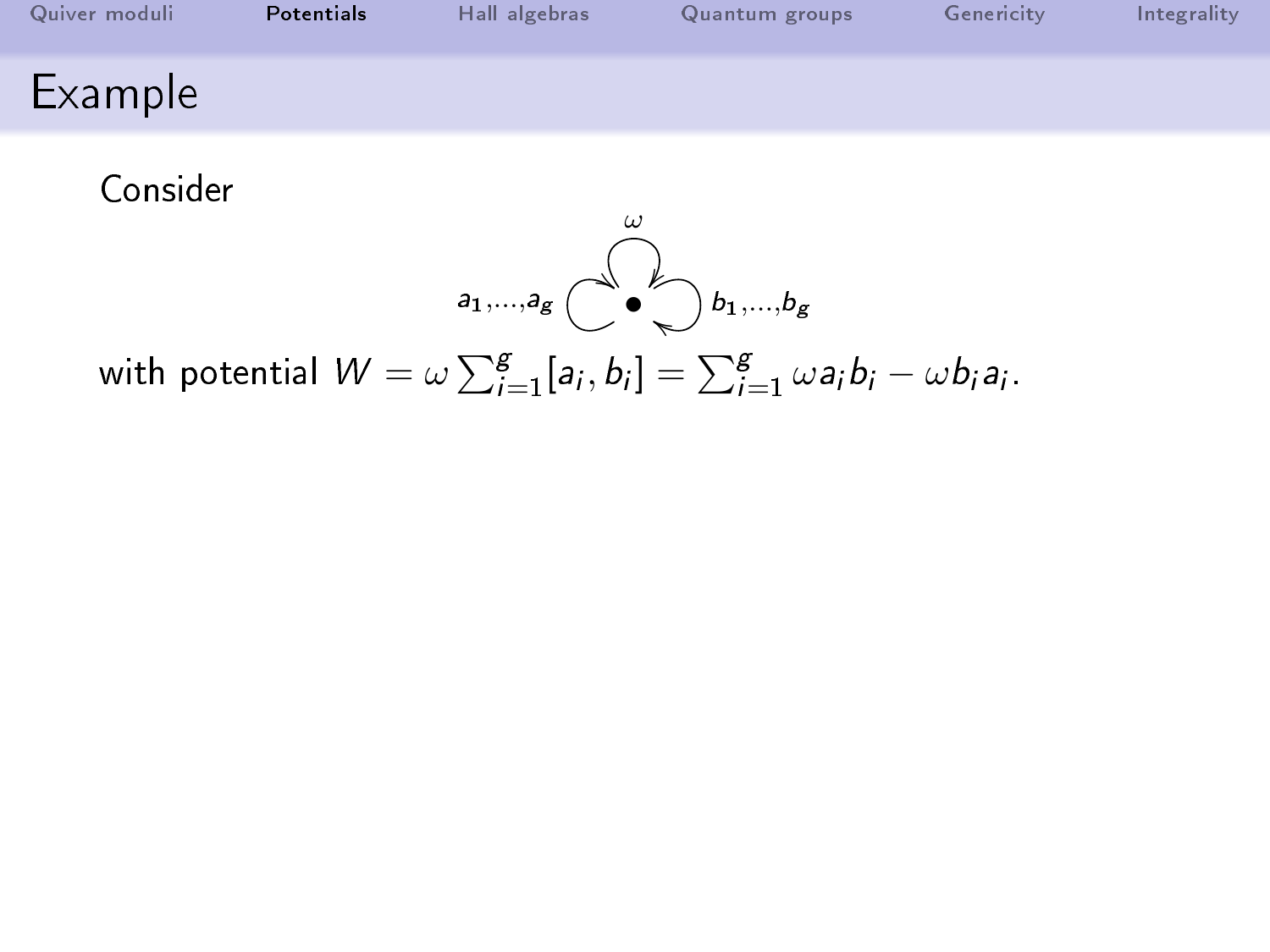# Example

Consider

$\omega$

$a_1,\ldots,a_g$ $\bullet$ $b_1,\ldots,b_g$

with potential $W = \omega \sum_{i=1}^{g} [a_i, b_i] = \sum_{i=1}^{g} \omega a_i b_i - \omega b_i a_i$.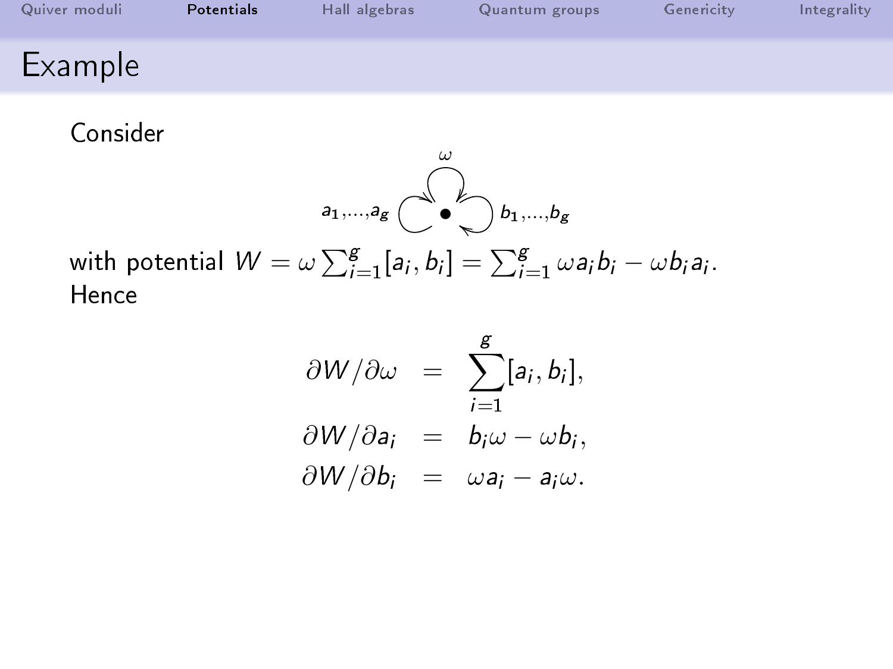# Example

Consider

$$\omega \quad a_1,\ldots,a_g \quad \bullet \quad b_1,\ldots,b_g$$

with potential $W = \omega \sum_{i=1}^{g} [a_i, b_i] = \sum_{i=1}^{g} \omega a_i b_i - \omega b_i a_i$.
Hence

$$
\begin{aligned}
\partial W / \partial \omega &= \sum_{i=1}^{g} [a_i, b_i], \\
\partial W / \partial a_i &= b_i \omega - \omega b_i, \\
\partial W / \partial b_i &= \omega a_i - a_i \omega.
\end{aligned}
$$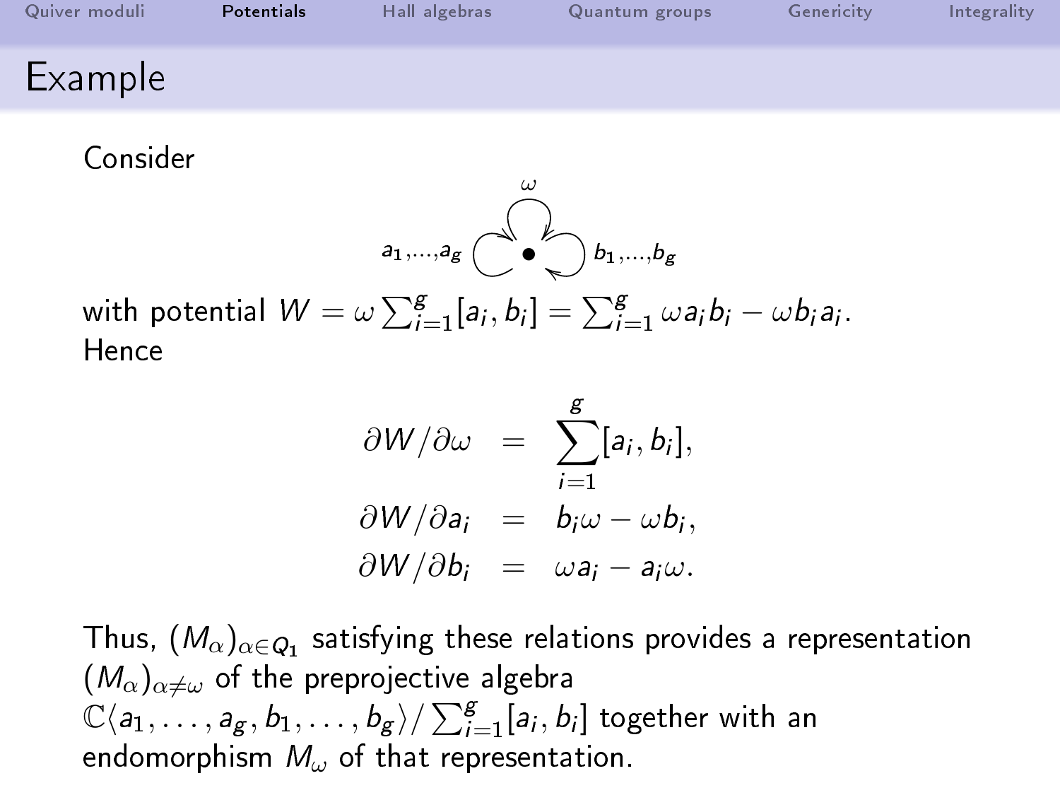# Example

Consider

[Quiver with one vertex and loops $\omega$, $a_1, \ldots, a_g$, $b_1, \ldots, b_g$]

with potential $W = \omega \sum_{i=1}^{g} [a_i, b_i] = \sum_{i=1}^{g} \omega a_i b_i - \omega b_i a_i$.
Hence

$$
\begin{aligned}
\partial W / \partial \omega &= \sum_{i=1}^{g} [a_i, b_i], \\
\partial W / \partial a_i &= b_i \omega - \omega b_i, \\
\partial W / \partial b_i &= \omega a_i - a_i \omega.
\end{aligned}
$$

Thus, $(M_\alpha)_{\alpha \in Q_1}$ satisfying these relations provides a representation $(M_\alpha)_{\alpha \neq \omega}$ of the preprojective algebra $\mathbb{C}\langle a_1, \ldots, a_g, b_1, \ldots, b_g \rangle / \sum_{i=1}^{g} [a_i, b_i]$ together with an endomorphism $M_\omega$ of that representation.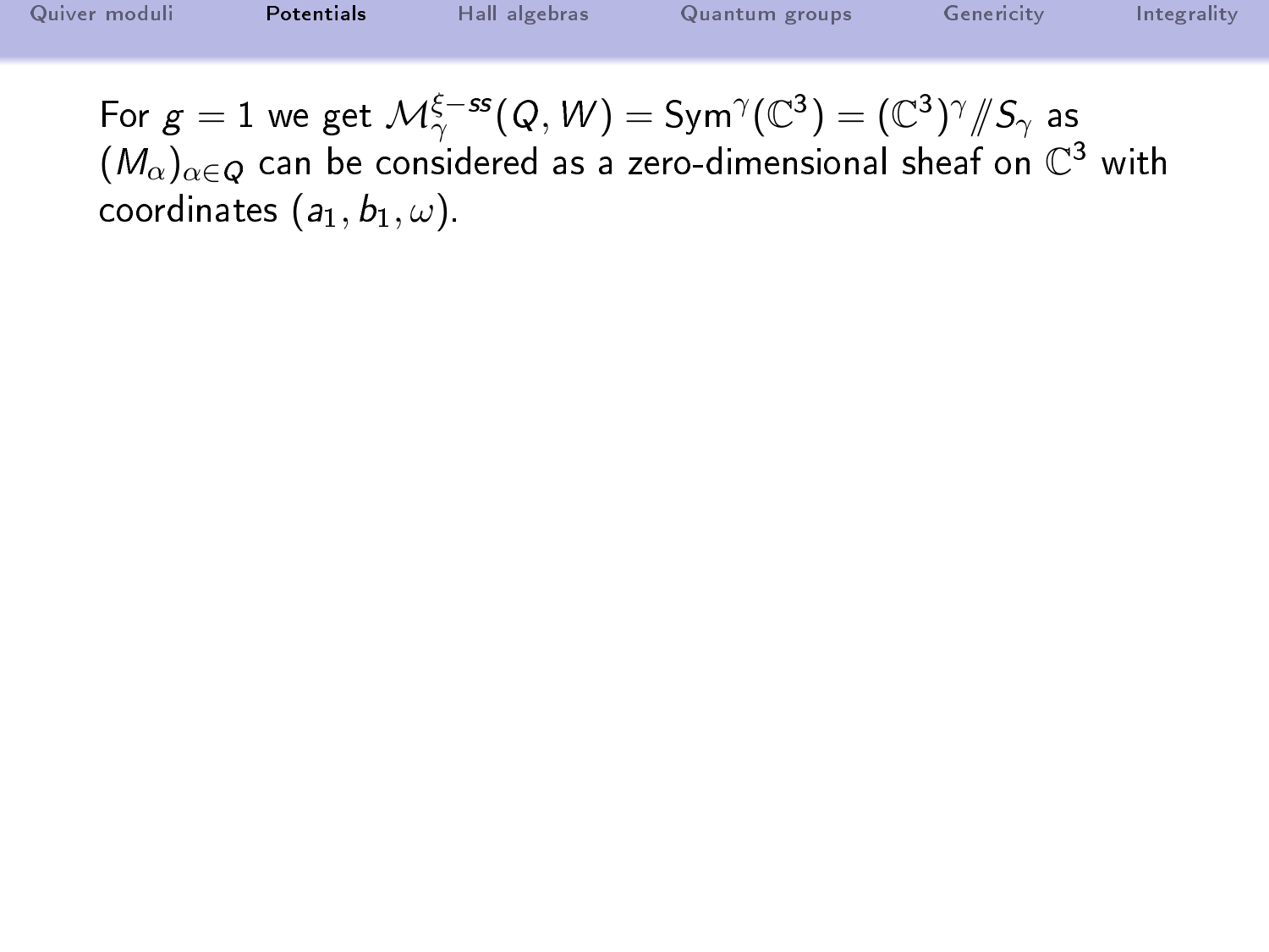For $g = 1$ we get $\mathcal{M}^{\xi-ss}_{\gamma}(Q, W) = \mathrm{Sym}^{\gamma}(\mathbb{C}^3) = (\mathbb{C}^3)^{\gamma}/\!\!/S_{\gamma}$ as $(M_\alpha)_{\alpha \in Q}$ can be considered as a zero-dimensional sheaf on $\mathbb{C}^3$ with coordinates $(a_1, b_1, \omega)$.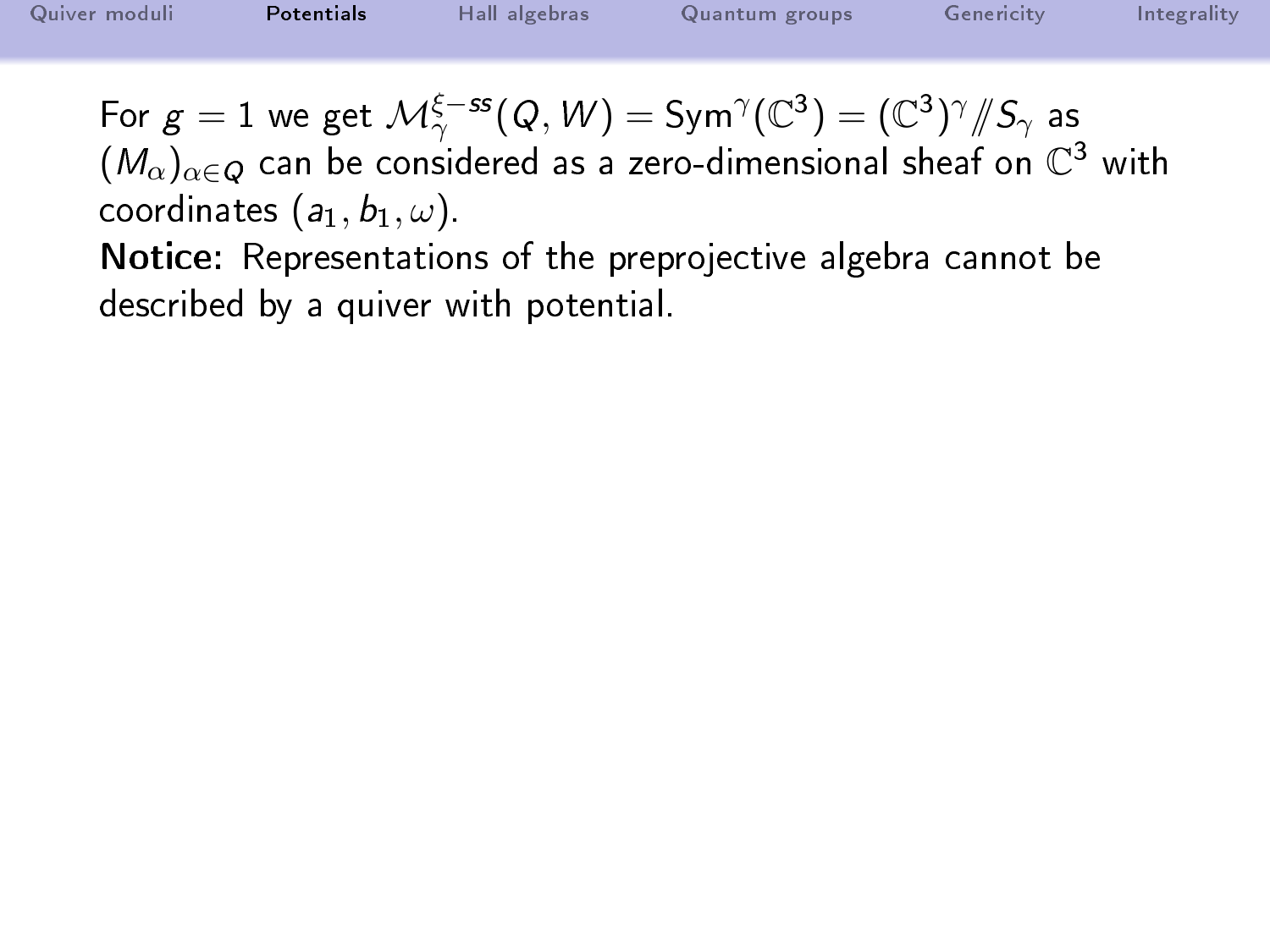For $g = 1$ we get $\mathcal{M}_{\gamma}^{\xi-ss}(Q, W) = \mathrm{Sym}^{\gamma}(\mathbb{C}^3) = (\mathbb{C}^3)^{\gamma} /\!\!/ S_{\gamma}$ as $(M_{\alpha})_{\alpha \in Q}$ can be considered as a zero-dimensional sheaf on $\mathbb{C}^3$ with coordinates $(a_1, b_1, \omega)$.

**Notice:** Representations of the preprojective algebra cannot be described by a quiver with potential.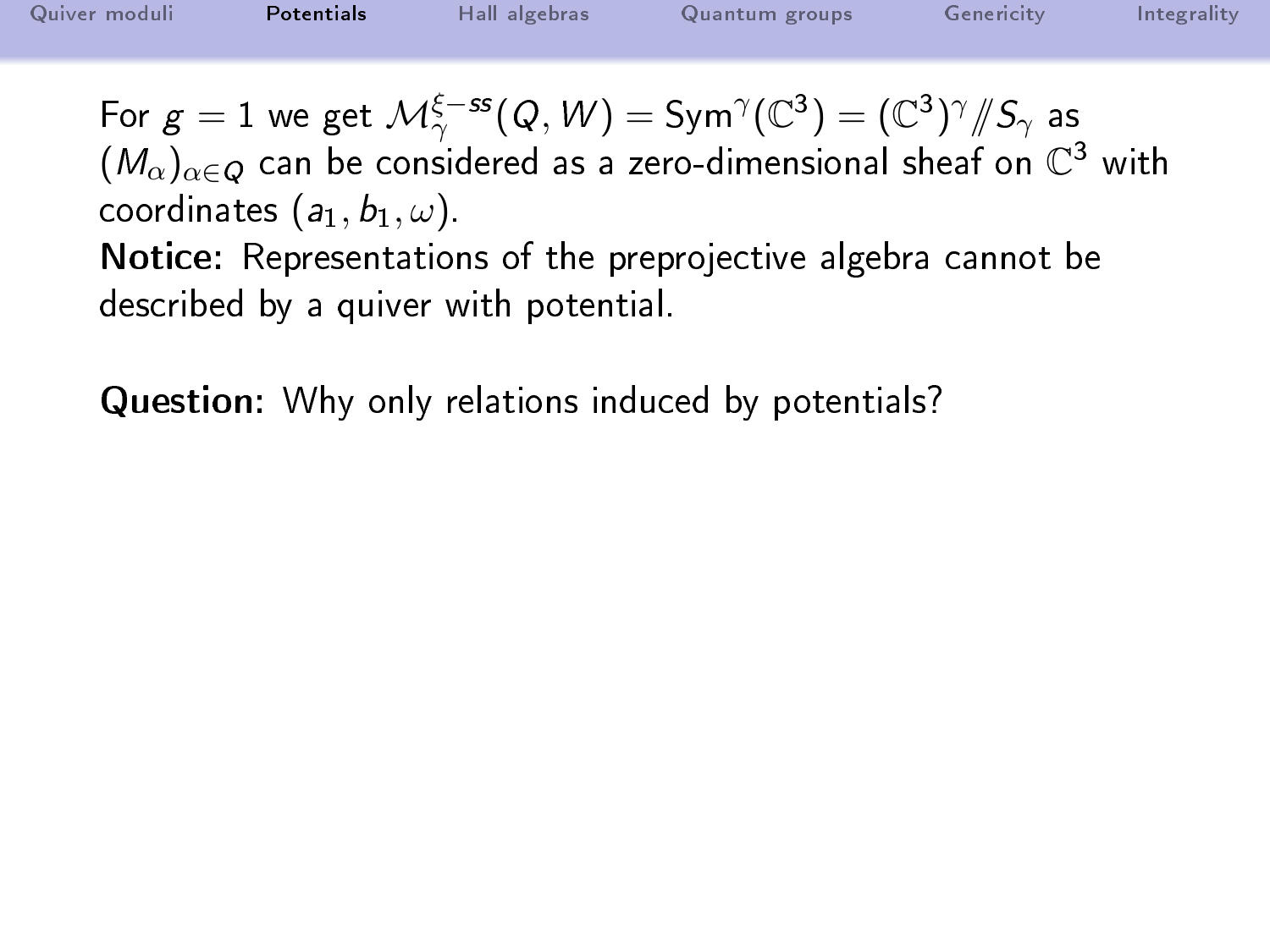For $g = 1$ we get $\mathcal{M}^{\xi-ss}_{\gamma}(Q, W) = \mathrm{Sym}^{\gamma}(\mathbb{C}^3) = (\mathbb{C}^3)^{\gamma} /\!\!/ S_{\gamma}$ as $(M_{\alpha})_{\alpha \in Q}$ can be considered as a zero-dimensional sheaf on $\mathbb{C}^3$ with coordinates $(a_1, b_1, \omega)$.

**Notice:** Representations of the preprojective algebra cannot be described by a quiver with potential.

**Question:** Why only relations induced by potentials?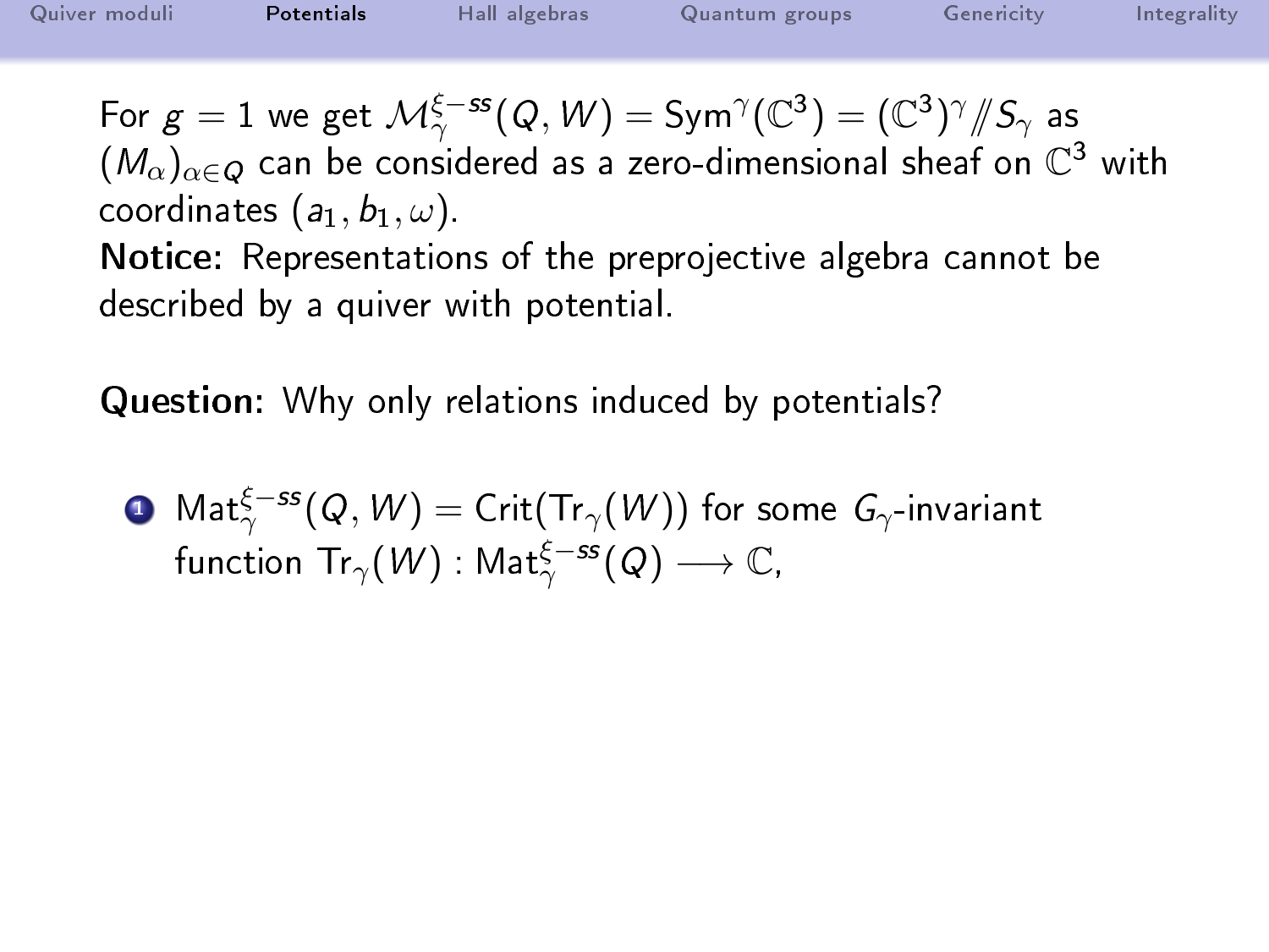For $g = 1$ we get $\mathcal{M}^{\xi-ss}_\gamma(Q, W) = \mathrm{Sym}^\gamma(\mathbb{C}^3) = (\mathbb{C}^3)^\gamma /\!\!/ S_\gamma$ as $(M_\alpha)_{\alpha \in Q}$ can be considered as a zero-dimensional sheaf on $\mathbb{C}^3$ with coordinates $(a_1, b_1, \omega)$.

**Notice:** Representations of the preprojective algebra cannot be described by a quiver with potential.

**Question:** Why only relations induced by potentials?

1. $\mathrm{Mat}^{\xi-ss}_\gamma(Q, W) = \mathrm{Crit}(\mathrm{Tr}_\gamma(W))$ for some $G_\gamma$-invariant function $\mathrm{Tr}_\gamma(W) : \mathrm{Mat}^{\xi-ss}_\gamma(Q) \longrightarrow \mathbb{C}$,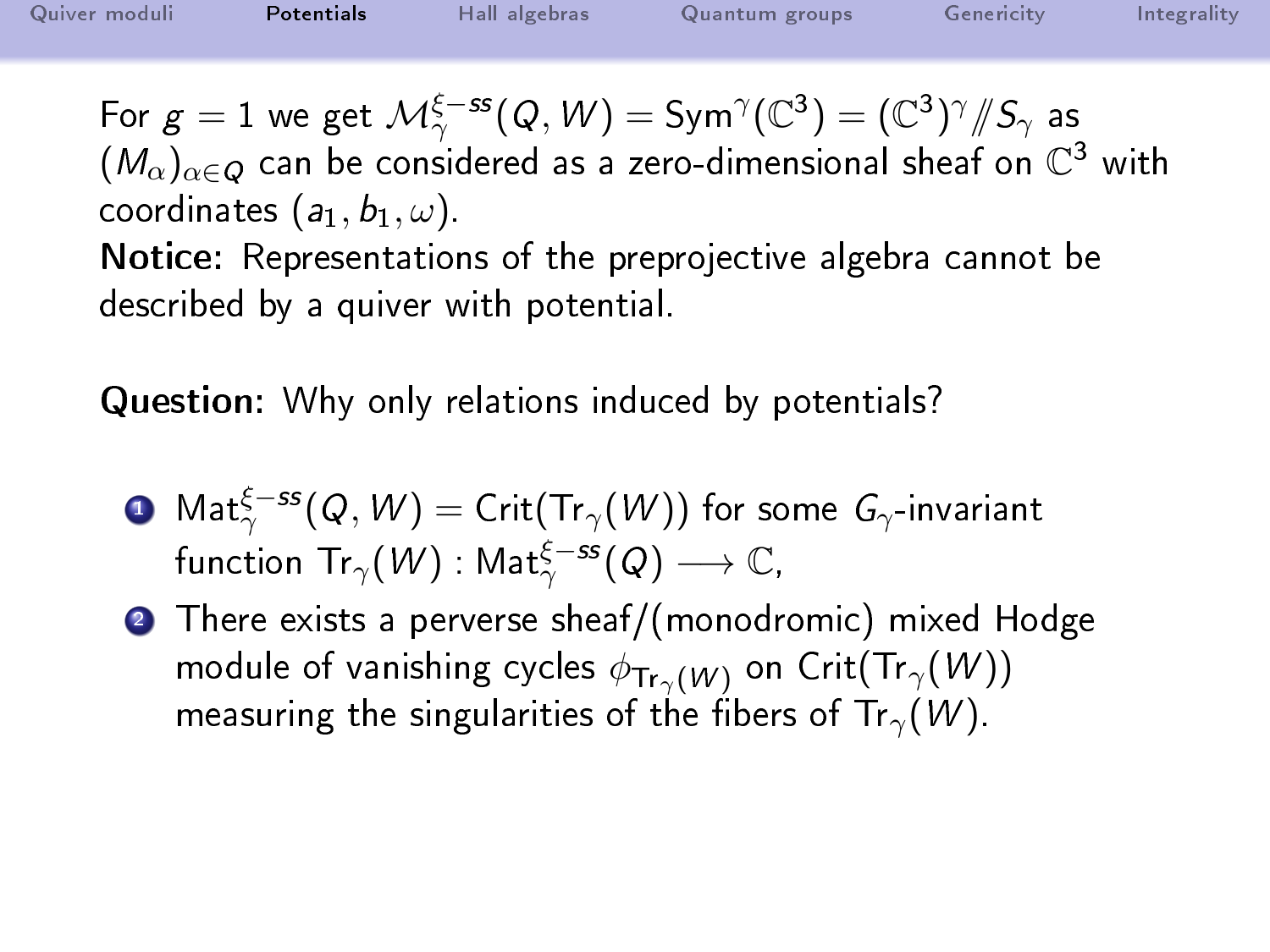For $g = 1$ we get $\mathcal{M}^{\xi-ss}_\gamma(Q, W) = \mathrm{Sym}^\gamma(\mathbb{C}^3) = (\mathbb{C}^3)^\gamma /\!\!/ S_\gamma$ as $(M_\alpha)_{\alpha \in Q}$ can be considered as a zero-dimensional sheaf on $\mathbb{C}^3$ with coordinates $(a_1, b_1, \omega)$.

**Notice:** Representations of the preprojective algebra cannot be described by a quiver with potential.

**Question:** Why only relations induced by potentials?

1. $\mathrm{Mat}^{\xi-ss}_\gamma(Q, W) = \mathrm{Crit}(\mathrm{Tr}_\gamma(W))$ for some $G_\gamma$-invariant function $\mathrm{Tr}_\gamma(W) : \mathrm{Mat}^{\xi-ss}_\gamma(Q) \longrightarrow \mathbb{C}$,
2. There exists a perverse sheaf/(monodromic) mixed Hodge module of vanishing cycles $\phi_{\mathrm{Tr}_\gamma(W)}$ on $\mathrm{Crit}(\mathrm{Tr}_\gamma(W))$ measuring the singularities of the fibers of $\mathrm{Tr}_\gamma(W)$.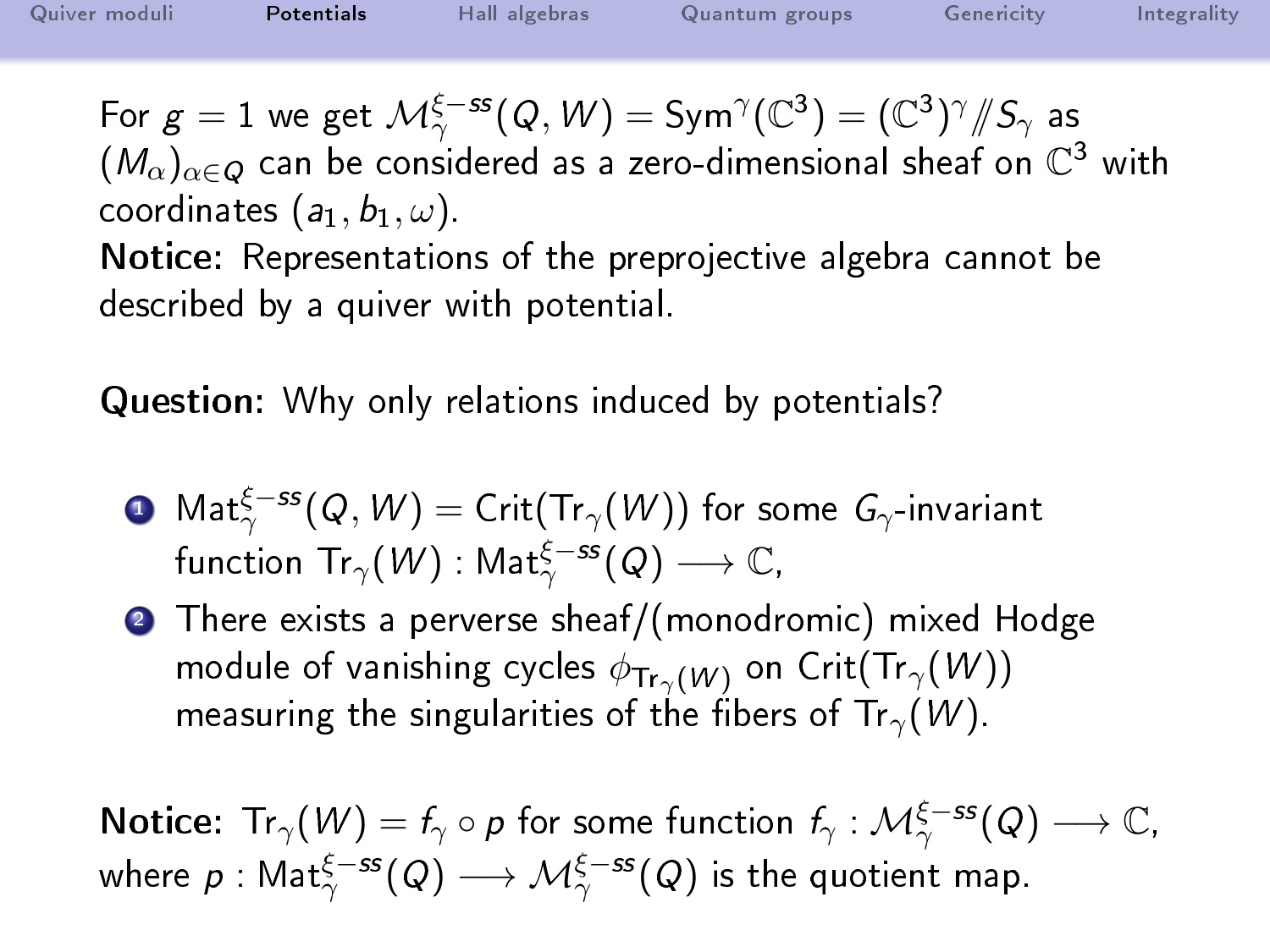For $g = 1$ we get $\mathcal{M}^{\xi-ss}_{\gamma}(Q, W) = \mathrm{Sym}^{\gamma}(\mathbb{C}^3) = (\mathbb{C}^3)^{\gamma} /\!\!/ S_{\gamma}$ as $(M_{\alpha})_{\alpha \in Q}$ can be considered as a zero-dimensional sheaf on $\mathbb{C}^3$ with coordinates $(a_1, b_1, \omega)$.

**Notice:** Representations of the preprojective algebra cannot be described by a quiver with potential.

**Question:** Why only relations induced by potentials?

1. $\mathrm{Mat}^{\xi-ss}_{\gamma}(Q, W) = \mathrm{Crit}(\mathrm{Tr}_{\gamma}(W))$ for some $G_{\gamma}$-invariant function $\mathrm{Tr}_{\gamma}(W) : \mathrm{Mat}^{\xi-ss}_{\gamma}(Q) \longrightarrow \mathbb{C}$,
2. There exists a perverse sheaf/(monodromic) mixed Hodge module of vanishing cycles $\phi_{\mathrm{Tr}_{\gamma}(W)}$ on $\mathrm{Crit}(\mathrm{Tr}_{\gamma}(W))$ measuring the singularities of the fibers of $\mathrm{Tr}_{\gamma}(W)$.

**Notice:** $\mathrm{Tr}_{\gamma}(W) = f_{\gamma} \circ p$ for some function $f_{\gamma} : \mathcal{M}^{\xi-ss}_{\gamma}(Q) \longrightarrow \mathbb{C}$, where $p : \mathrm{Mat}^{\xi-ss}_{\gamma}(Q) \longrightarrow \mathcal{M}^{\xi-ss}_{\gamma}(Q)$ is the quotient map.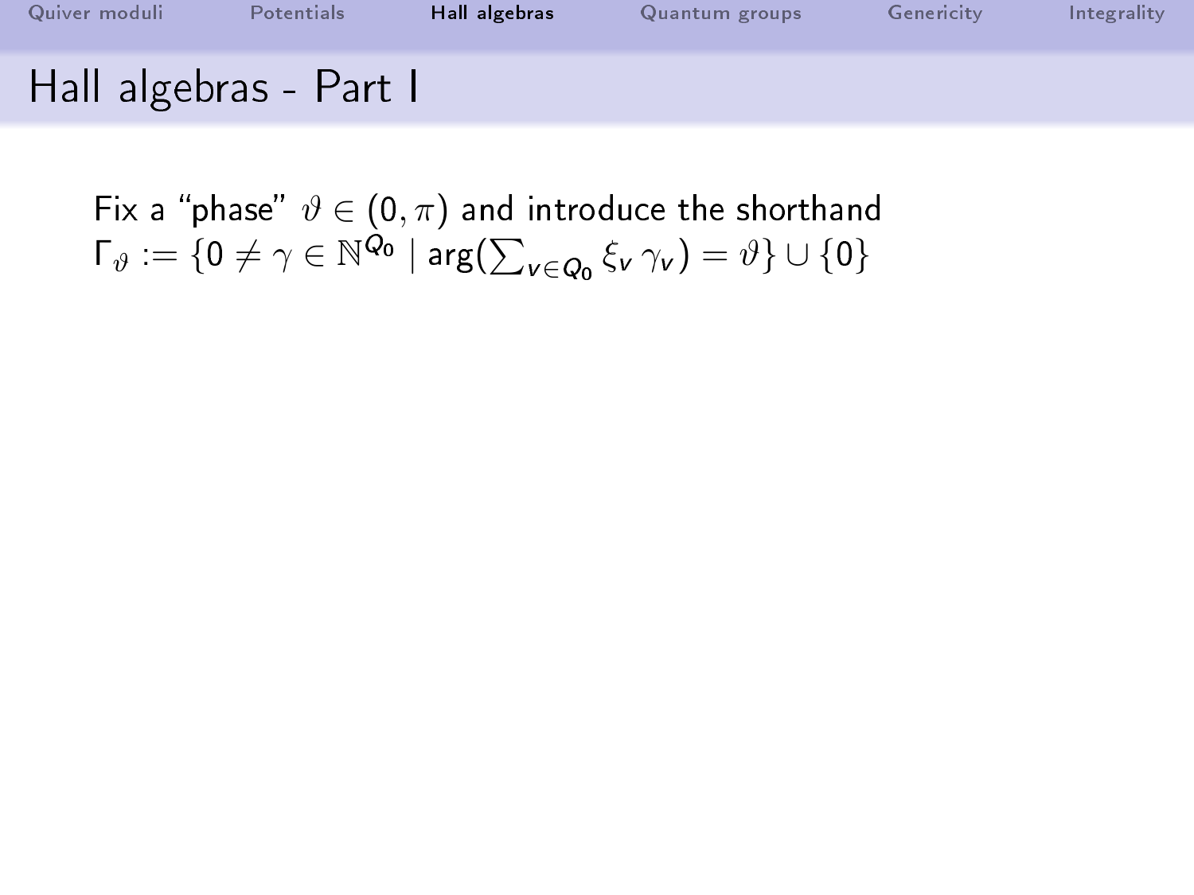# Hall algebras - Part I

Fix a "phase" $\vartheta \in (0, \pi)$ and introduce the shorthand
$\Gamma_\vartheta := \{0 \neq \gamma \in \mathbb{N}^{Q_0} \mid \arg(\sum_{v \in Q_0} \xi_v \, \gamma_v) = \vartheta\} \cup \{0\}$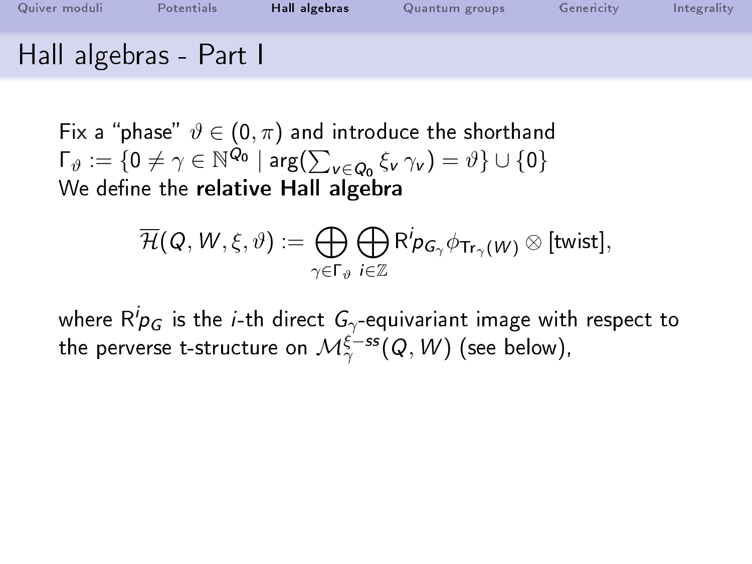# Hall algebras - Part I

Fix a "phase" $\vartheta \in (0, \pi)$ and introduce the shorthand $\Gamma_\vartheta := \{0 \neq \gamma \in \mathbb{N}^{Q_0} \mid \arg(\sum_{v \in Q_0} \xi_v \gamma_v) = \vartheta\} \cup \{0\}$
We define the **relative Hall algebra**

$$\overline{\mathcal{H}}(Q, W, \xi, \vartheta) := \bigoplus_{\gamma \in \Gamma_\vartheta} \bigoplus_{i \in \mathbb{Z}} \mathrm{R}^i p_{G_\gamma} \phi_{\mathrm{Tr}_\gamma(W)} \otimes [\text{twist}],$$

where $\mathrm{R}^i p_G$ is the $i$-th direct $G_\gamma$-equivariant image with respect to the perverse t-structure on $\mathcal{M}_\gamma^{\xi-ss}(Q, W)$ (see below),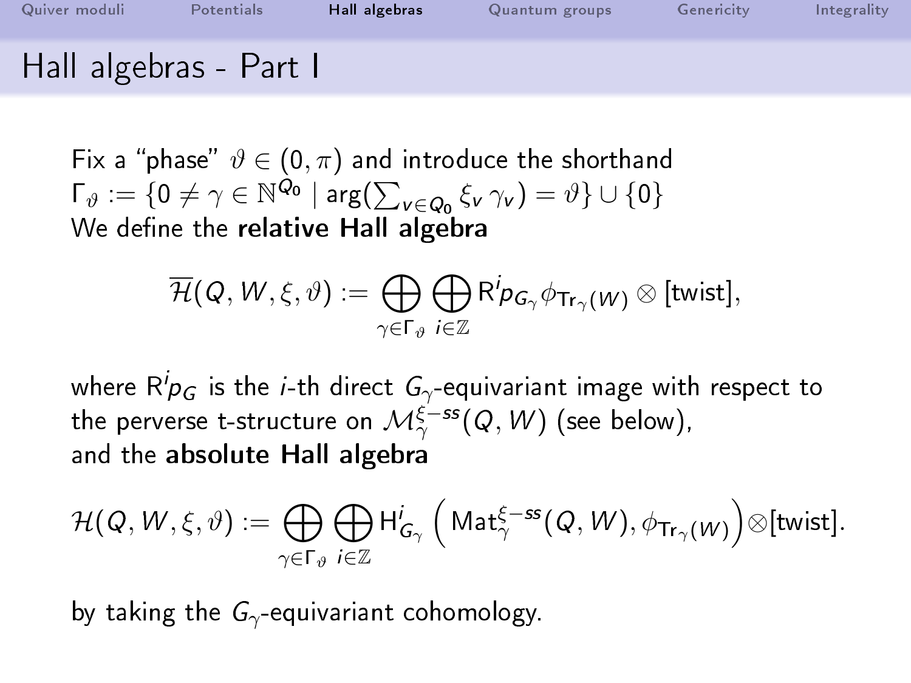# Hall algebras - Part I

Fix a "phase" $\vartheta \in (0,\pi)$ and introduce the shorthand $\Gamma_\vartheta := \{0 \neq \gamma \in \mathbb{N}^{Q_0} \mid \arg(\sum_{v \in Q_0} \xi_v \gamma_v) = \vartheta\} \cup \{0\}$
We define the **relative Hall algebra**

$$\overline{\mathcal{H}}(Q,W,\xi,\vartheta) := \bigoplus_{\gamma \in \Gamma_\vartheta} \bigoplus_{i \in \mathbb{Z}} \mathrm{R}^i p_{G_\gamma} \phi_{\mathrm{Tr}_\gamma(W)} \otimes [\text{twist}],$$

where $\mathrm{R}^i p_G$ is the $i$-th direct $G_\gamma$-equivariant image with respect to the perverse t-structure on $\mathcal{M}^{\xi-ss}_\gamma(Q,W)$ (see below),
and the **absolute Hall algebra**

$$\mathcal{H}(Q,W,\xi,\vartheta) := \bigoplus_{\gamma \in \Gamma_\vartheta} \bigoplus_{i \in \mathbb{Z}} \mathrm{H}^i_{G_\gamma}\left(\mathrm{Mat}^{\xi-ss}_\gamma(Q,W), \phi_{\mathrm{Tr}_\gamma(W)}\right) \otimes [\text{twist}].$$

by taking the $G_\gamma$-equivariant cohomology.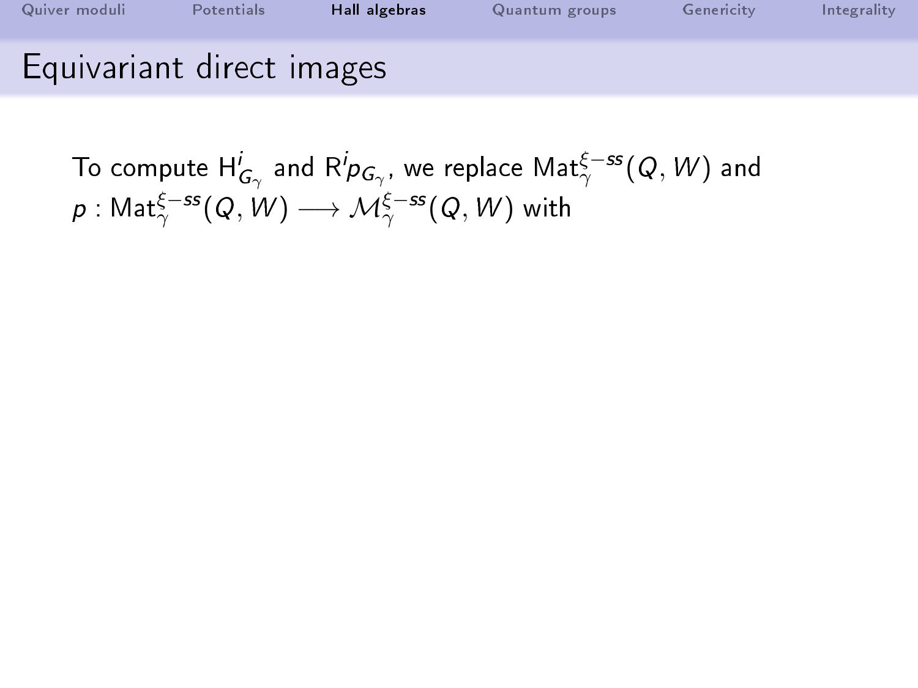# Equivariant direct images

To compute $\mathrm{H}^i_{G_\gamma}$ and $\mathrm{R}^i p_{G_\gamma}$, we replace $\mathrm{Mat}^{\xi-ss}_\gamma(Q,W)$ and $p : \mathrm{Mat}^{\xi-ss}_\gamma(Q,W) \longrightarrow \mathcal{M}^{\xi-ss}_\gamma(Q,W)$ with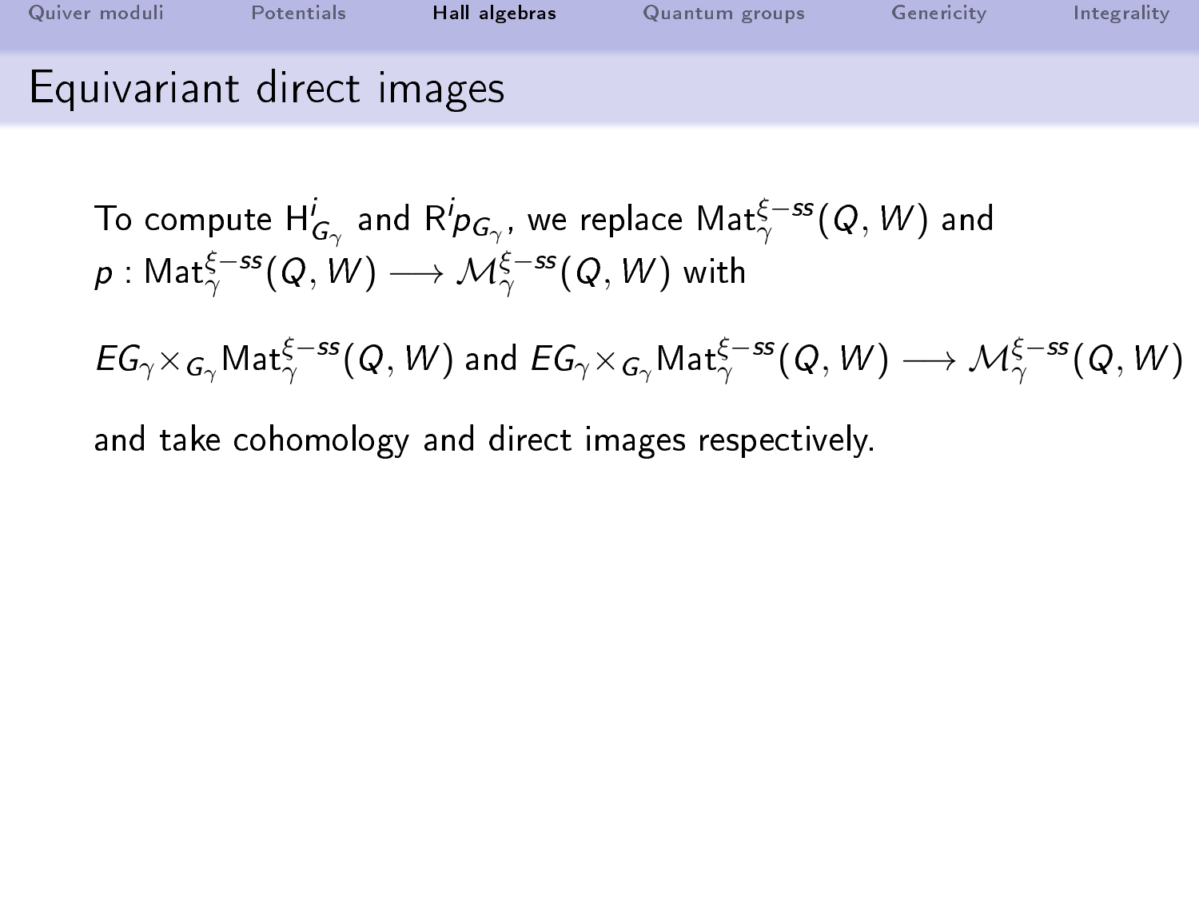## Equivariant direct images

To compute $\mathrm{H}^i_{G_\gamma}$ and $\mathrm{R}^i p_{G_\gamma}$, we replace $\mathrm{Mat}^{\xi-ss}_\gamma(Q,W)$ and $p : \mathrm{Mat}^{\xi-ss}_\gamma(Q,W) \longrightarrow \mathcal{M}^{\xi-ss}_\gamma(Q,W)$ with

$EG_\gamma \times_{G_\gamma} \mathrm{Mat}^{\xi-ss}_\gamma(Q,W)$ and $EG_\gamma \times_{G_\gamma} \mathrm{Mat}^{\xi-ss}_\gamma(Q,W) \longrightarrow \mathcal{M}^{\xi-ss}_\gamma(Q,W)$

and take cohomology and direct images respectively.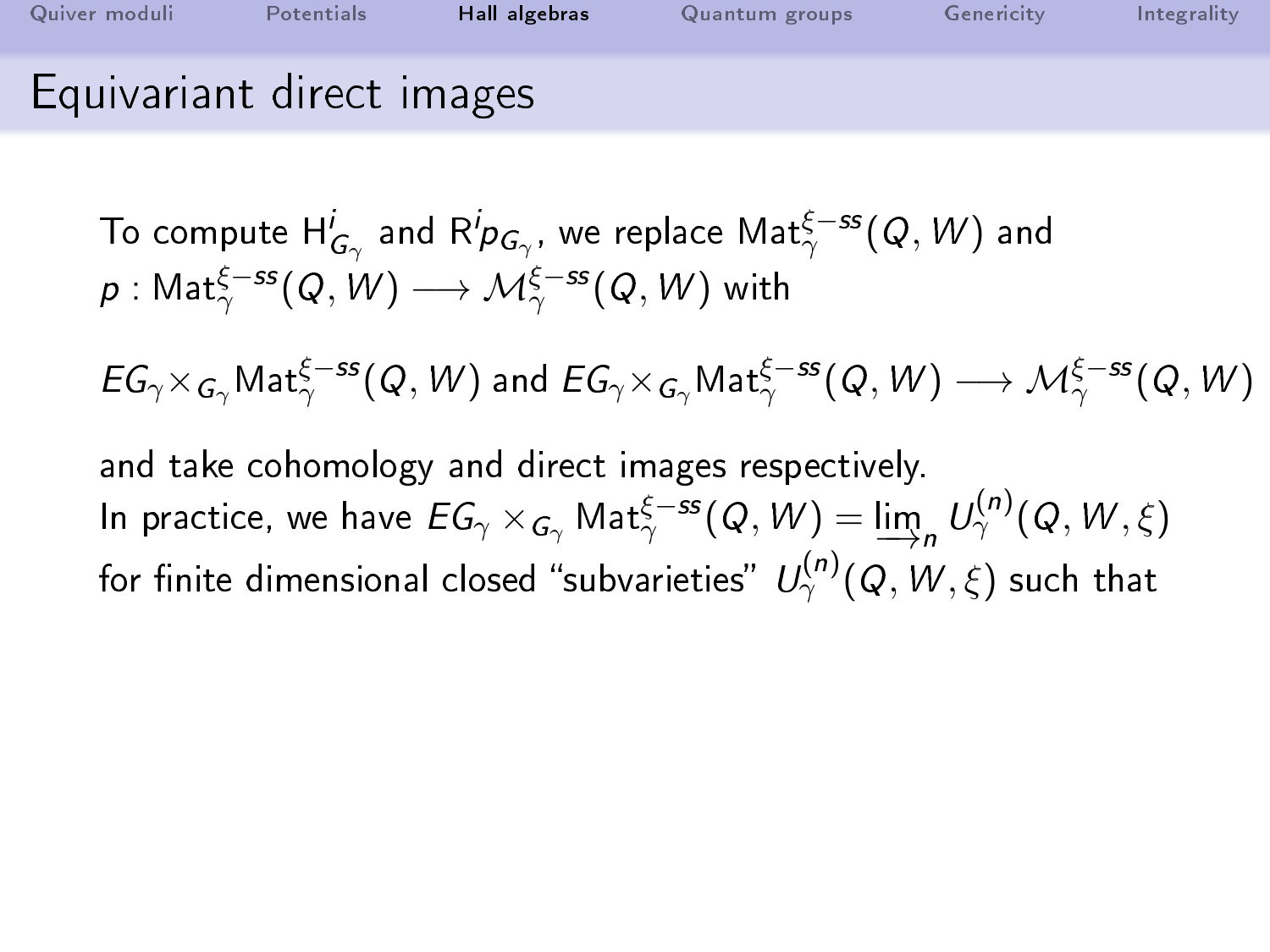## Equivariant direct images

To compute $\mathrm{H}^i_{G_\gamma}$ and $\mathrm{R}^i p_{G_\gamma}$, we replace $\mathrm{Mat}^{\xi-ss}_\gamma(Q,W)$ and $p : \mathrm{Mat}^{\xi-ss}_\gamma(Q,W) \longrightarrow \mathcal{M}^{\xi-ss}_\gamma(Q,W)$ with

$$EG_\gamma \times_{G_\gamma} \mathrm{Mat}^{\xi-ss}_\gamma(Q,W) \text{ and } EG_\gamma \times_{G_\gamma} \mathrm{Mat}^{\xi-ss}_\gamma(Q,W) \longrightarrow \mathcal{M}^{\xi-ss}_\gamma(Q,W)$$

and take cohomology and direct images respectively.
In practice, we have $EG_\gamma \times_{G_\gamma} \mathrm{Mat}^{\xi-ss}_\gamma(Q,W) = \varinjlim_n U^{(n)}_\gamma(Q,W,\xi)$ for finite dimensional closed "subvarieties" $U^{(n)}_\gamma(Q,W,\xi)$ such that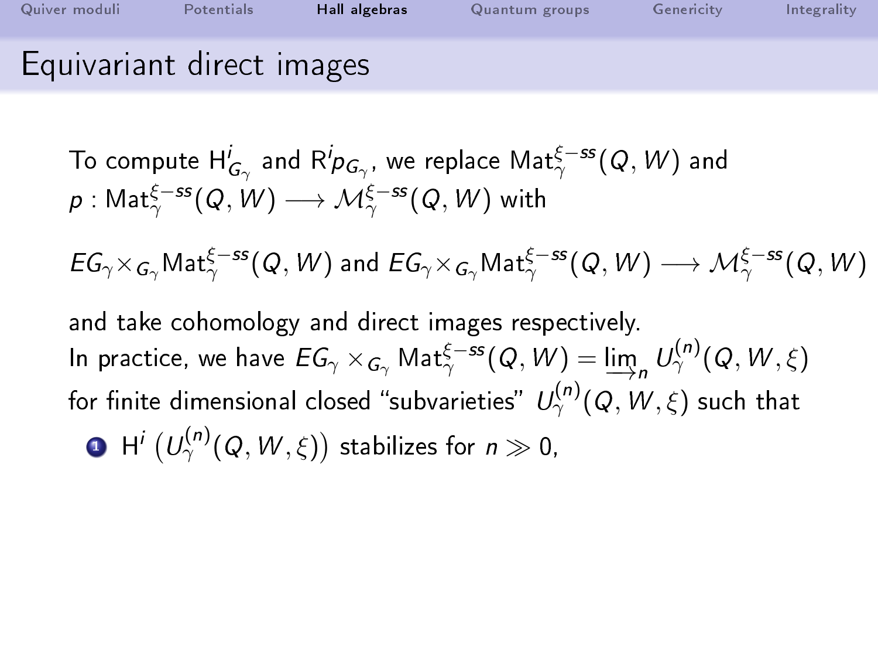## Equivariant direct images

To compute $\mathrm{H}^i_{G_\gamma}$ and $\mathrm{R}^i p_{G_\gamma}$, we replace $\mathrm{Mat}^{\xi-ss}_\gamma(Q,W)$ and $p : \mathrm{Mat}^{\xi-ss}_\gamma(Q,W) \longrightarrow \mathcal{M}^{\xi-ss}_\gamma(Q,W)$ with

$$EG_\gamma \times_{G_\gamma} \mathrm{Mat}^{\xi-ss}_\gamma(Q,W) \text{ and } EG_\gamma \times_{G_\gamma} \mathrm{Mat}^{\xi-ss}_\gamma(Q,W) \longrightarrow \mathcal{M}^{\xi-ss}_\gamma(Q,W)$$

and take cohomology and direct images respectively.
In practice, we have $EG_\gamma \times_{G_\gamma} \mathrm{Mat}^{\xi-ss}_\gamma(Q,W) = \varinjlim_n U^{(n)}_\gamma(Q,W,\xi)$ for finite dimensional closed "subvarieties" $U^{(n)}_\gamma(Q,W,\xi)$ such that

1. $\mathrm{H}^i\left(U^{(n)}_\gamma(Q,W,\xi)\right)$ stabilizes for $n \gg 0$,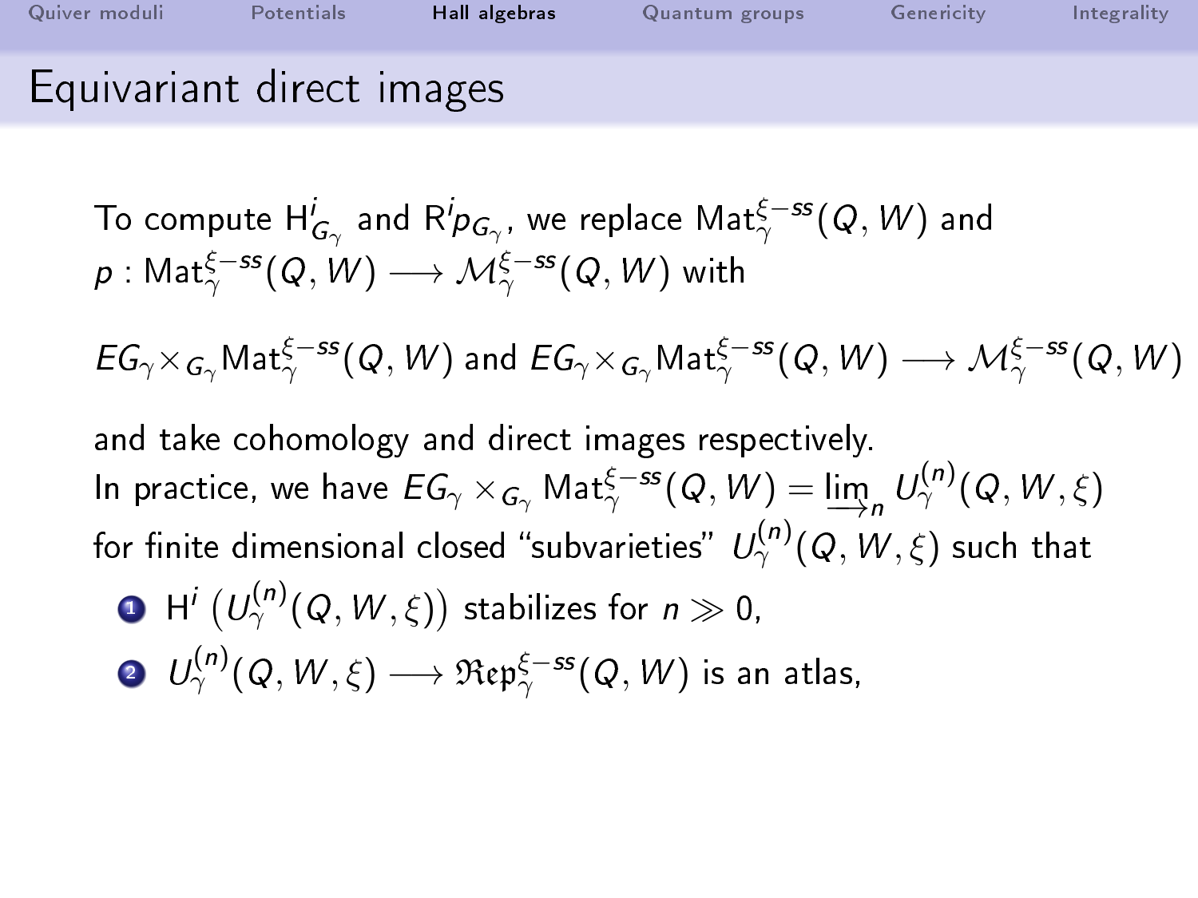# Equivariant direct images

To compute $\mathrm{H}^i_{G_\gamma}$ and $\mathrm{R}^i p_{G_\gamma}$, we replace $\mathrm{Mat}^{\xi-ss}_\gamma(Q,W)$ and $p : \mathrm{Mat}^{\xi-ss}_\gamma(Q,W) \longrightarrow \mathcal{M}^{\xi-ss}_\gamma(Q,W)$ with

$$EG_\gamma \times_{G_\gamma} \mathrm{Mat}^{\xi-ss}_\gamma(Q,W) \text{ and } EG_\gamma \times_{G_\gamma} \mathrm{Mat}^{\xi-ss}_\gamma(Q,W) \longrightarrow \mathcal{M}^{\xi-ss}_\gamma(Q,W)$$

and take cohomology and direct images respectively.

In practice, we have $EG_\gamma \times_{G_\gamma} \mathrm{Mat}^{\xi-ss}_\gamma(Q,W) = \varinjlim_n U^{(n)}_\gamma(Q,W,\xi)$ for finite dimensional closed "subvarieties" $U^{(n)}_\gamma(Q,W,\xi)$ such that

1. $\mathrm{H}^i\left(U^{(n)}_\gamma(Q,W,\xi)\right)$ stabilizes for $n \gg 0$,
2. $U^{(n)}_\gamma(Q,W,\xi) \longrightarrow \mathfrak{Rep}^{\xi-ss}_\gamma(Q,W)$ is an atlas,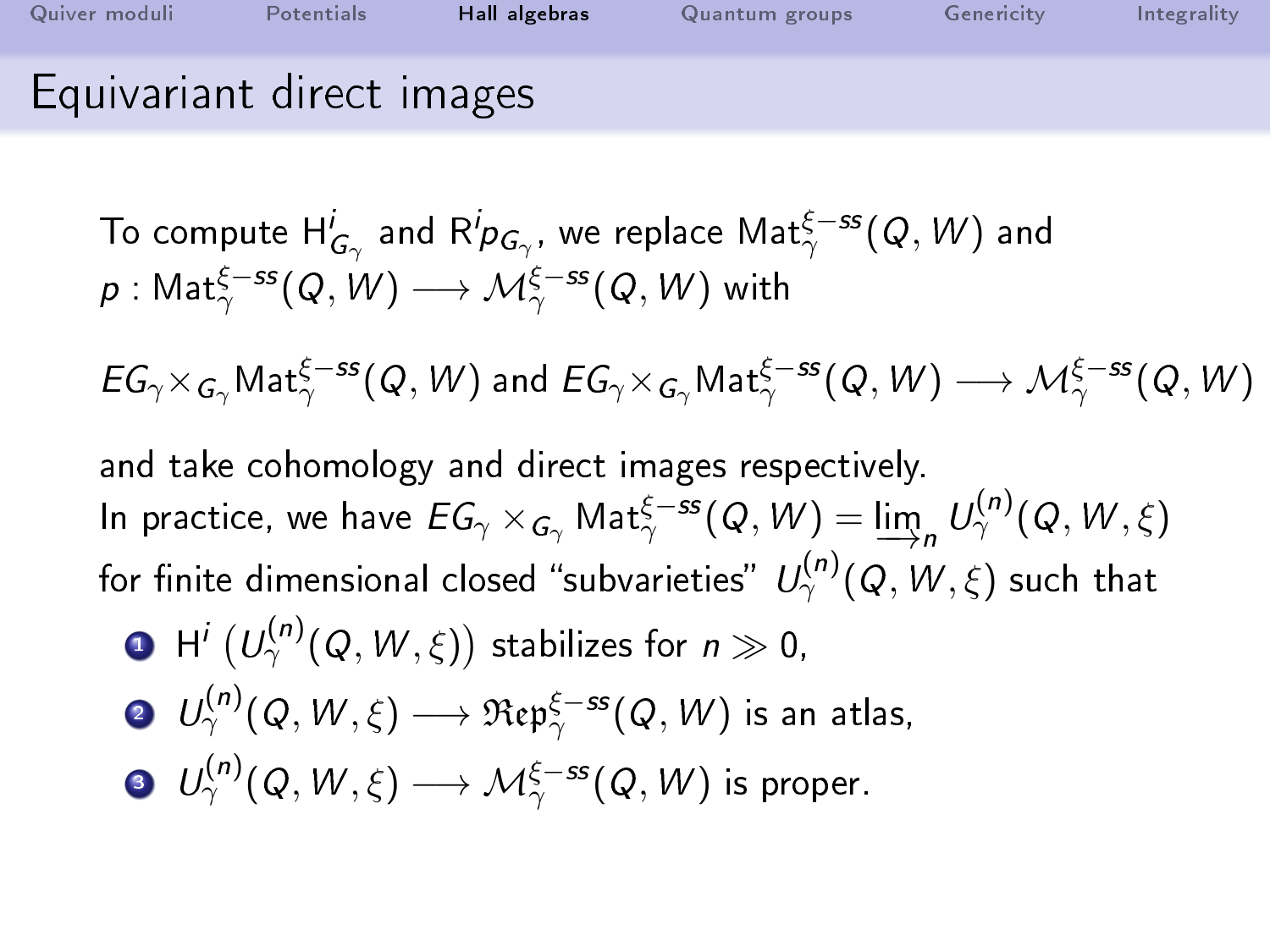# Equivariant direct images

To compute $\mathrm{H}^i_{G_\gamma}$ and $\mathrm{R}^i p_{G_\gamma}$, we replace $\mathrm{Mat}_\gamma^{\xi-ss}(Q,W)$ and $p : \mathrm{Mat}_\gamma^{\xi-ss}(Q,W) \longrightarrow \mathcal{M}_\gamma^{\xi-ss}(Q,W)$ with

$$EG_\gamma \times_{G_\gamma} \mathrm{Mat}_\gamma^{\xi-ss}(Q,W) \text{ and } EG_\gamma \times_{G_\gamma} \mathrm{Mat}_\gamma^{\xi-ss}(Q,W) \longrightarrow \mathcal{M}_\gamma^{\xi-ss}(Q,W)$$

and take cohomology and direct images respectively.
In practice, we have $EG_\gamma \times_{G_\gamma} \mathrm{Mat}_\gamma^{\xi-ss}(Q,W) = \varinjlim_n U_\gamma^{(n)}(Q,W,\xi)$ for finite dimensional closed "subvarieties" $U_\gamma^{(n)}(Q,W,\xi)$ such that

1. $\mathrm{H}^i\left(U_\gamma^{(n)}(Q,W,\xi)\right)$ stabilizes for $n \gg 0$,
2. $U_\gamma^{(n)}(Q,W,\xi) \longrightarrow \mathfrak{Rep}_\gamma^{\xi-ss}(Q,W)$ is an atlas,
3. $U_\gamma^{(n)}(Q,W,\xi) \longrightarrow \mathcal{M}_\gamma^{\xi-ss}(Q,W)$ is proper.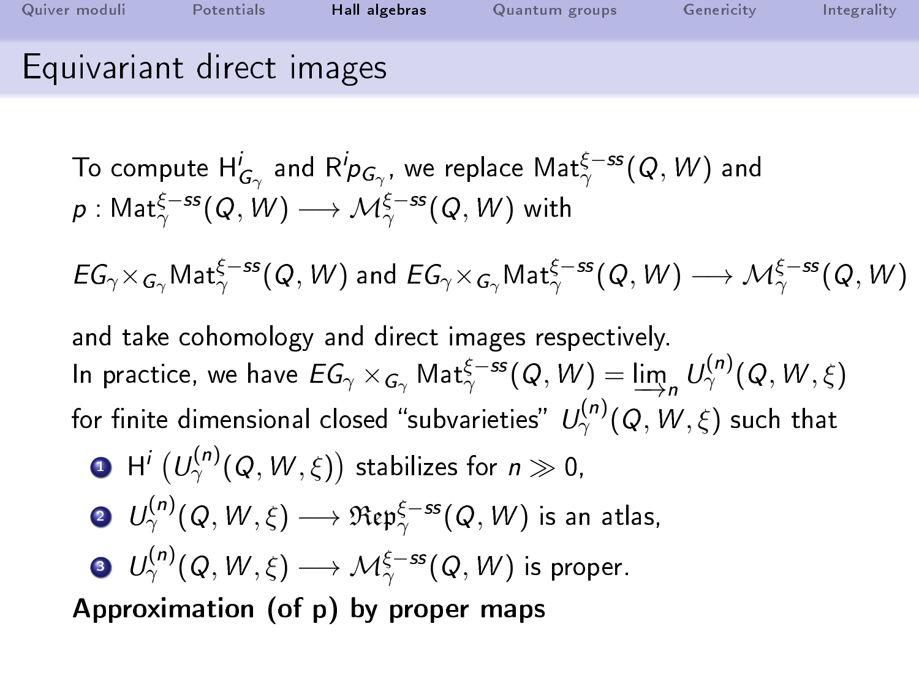# Equivariant direct images

To compute $\mathrm{H}^i_{G_\gamma}$ and $\mathrm{R}^i p_{G_\gamma}$, we replace $\mathrm{Mat}^{\xi-ss}_\gamma(Q,W)$ and $p : \mathrm{Mat}^{\xi-ss}_\gamma(Q,W) \longrightarrow \mathcal{M}^{\xi-ss}_\gamma(Q,W)$ with

$$EG_\gamma \times_{G_\gamma} \mathrm{Mat}^{\xi-ss}_\gamma(Q,W) \text{ and } EG_\gamma \times_{G_\gamma} \mathrm{Mat}^{\xi-ss}_\gamma(Q,W) \longrightarrow \mathcal{M}^{\xi-ss}_\gamma(Q,W)$$

and take cohomology and direct images respectively.

In practice, we have $EG_\gamma \times_{G_\gamma} \mathrm{Mat}^{\xi-ss}_\gamma(Q,W) = \varinjlim_n U^{(n)}_\gamma(Q,W,\xi)$ for finite dimensional closed "subvarieties" $U^{(n)}_\gamma(Q,W,\xi)$ such that

1. $\mathrm{H}^i\left(U^{(n)}_\gamma(Q,W,\xi)\right)$ stabilizes for $n \gg 0$,
2. $U^{(n)}_\gamma(Q,W,\xi) \longrightarrow \mathfrak{Rep}^{\xi-ss}_\gamma(Q,W)$ is an atlas,
3. $U^{(n)}_\gamma(Q,W,\xi) \longrightarrow \mathcal{M}^{\xi-ss}_\gamma(Q,W)$ is proper.

**Approximation (of p) by proper maps**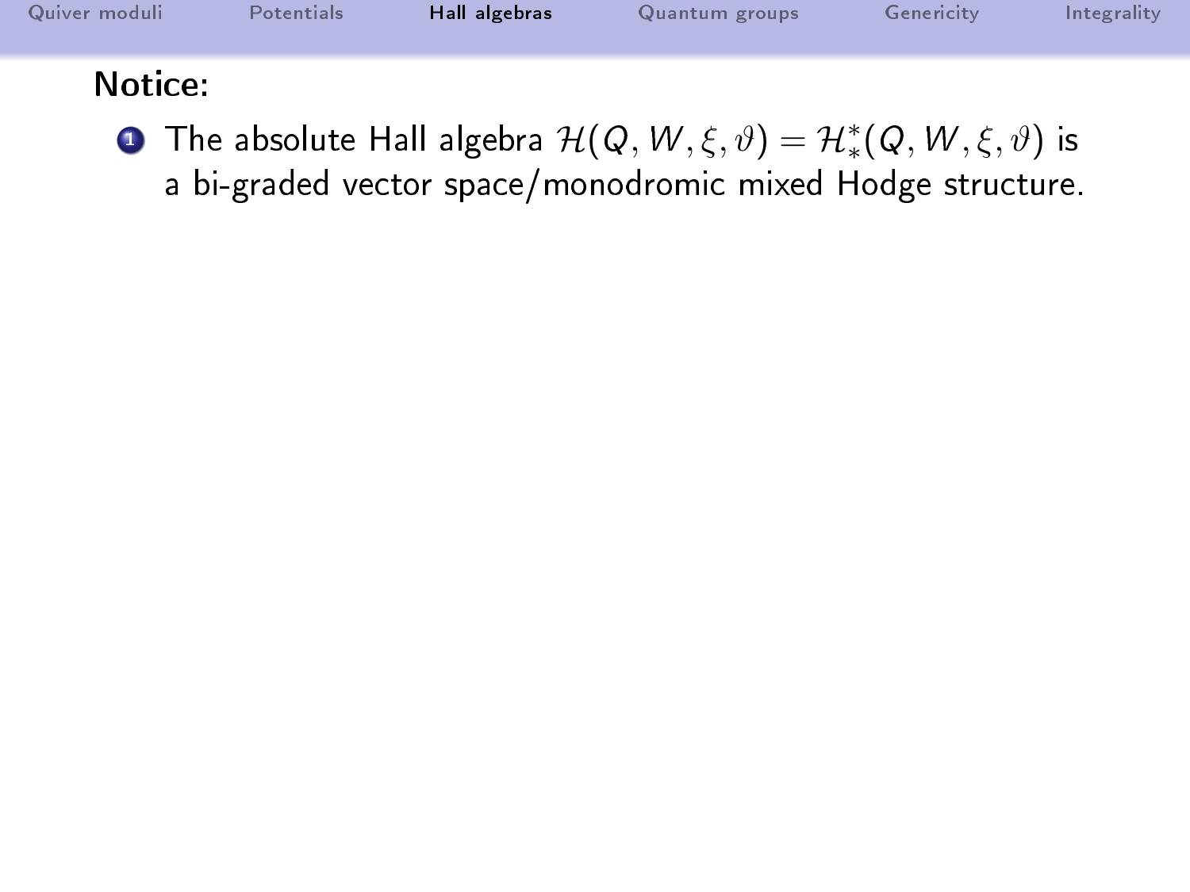**Notice:**

1. The absolute Hall algebra $\mathcal{H}(Q, W, \xi, \vartheta) = \mathcal{H}^*_*(Q, W, \xi, \vartheta)$ is a bi-graded vector space/monodromic mixed Hodge structure.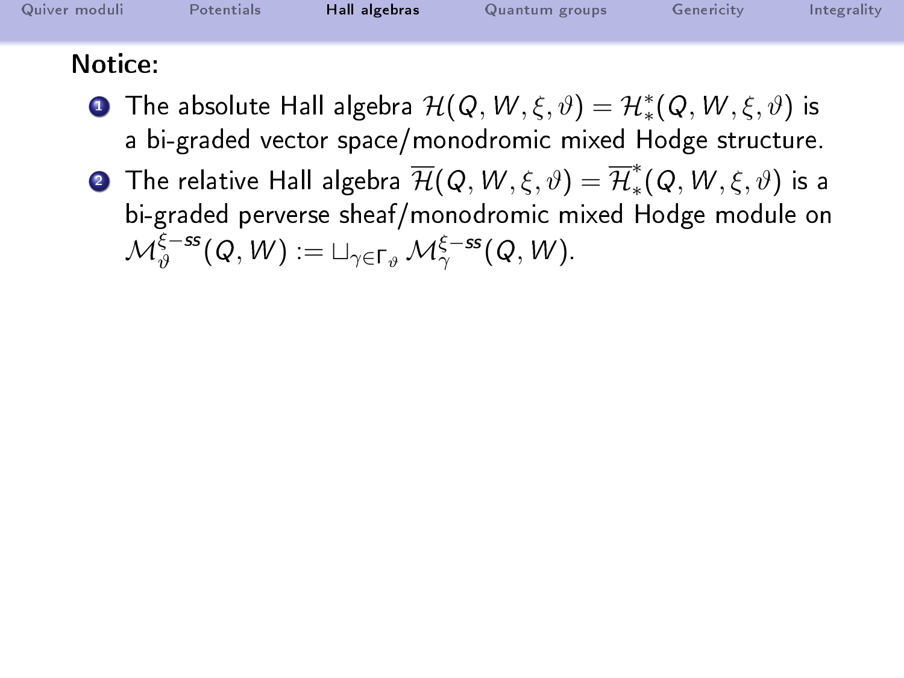**Notice:**

1. The absolute Hall algebra $\mathcal{H}(Q,W,\xi,\vartheta) = \mathcal{H}^*_*(Q,W,\xi,\vartheta)$ is a bi-graded vector space/monodromic mixed Hodge structure.
2. The relative Hall algebra $\overline{\mathcal{H}}(Q,W,\xi,\vartheta) = \overline{\mathcal{H}}^*_*(Q,W,\xi,\vartheta)$ is a bi-graded perverse sheaf/monodromic mixed Hodge module on $\mathcal{M}^{\xi-ss}_{\vartheta}(Q,W) := \sqcup_{\gamma\in\Gamma_\vartheta} \mathcal{M}^{\xi-ss}_{\gamma}(Q,W)$.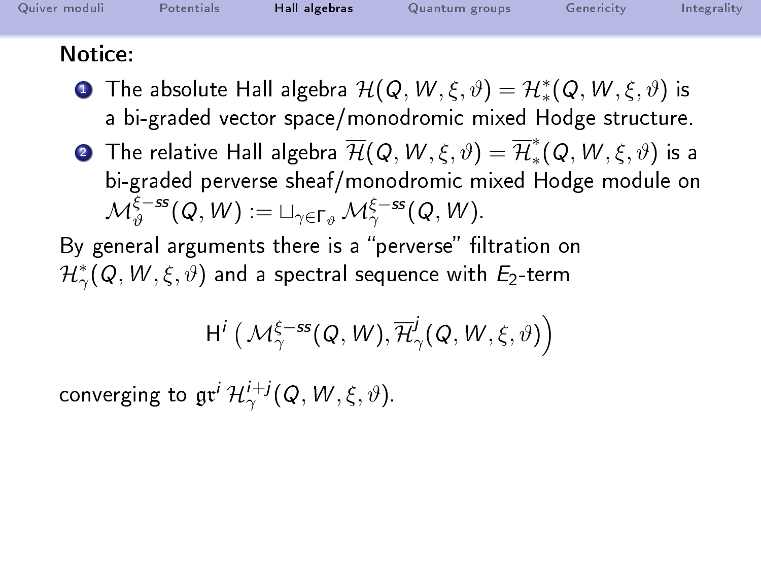**Notice:**

1. The absolute Hall algebra $\mathcal{H}(Q, W, \xi, \vartheta) = \mathcal{H}^*_*(Q, W, \xi, \vartheta)$ is a bi-graded vector space/monodromic mixed Hodge structure.
2. The relative Hall algebra $\overline{\mathcal{H}}(Q, W, \xi, \vartheta) = \overline{\mathcal{H}}^*_*(Q, W, \xi, \vartheta)$ is a bi-graded perverse sheaf/monodromic mixed Hodge module on $\mathcal{M}^{\xi-ss}_{\vartheta}(Q, W) := \sqcup_{\gamma \in \Gamma_\vartheta} \mathcal{M}^{\xi-ss}_{\gamma}(Q, W)$.

By general arguments there is a "perverse" filtration on $\mathcal{H}^*_\gamma(Q, W, \xi, \vartheta)$ and a spectral sequence with $E_2$-term

$$\mathrm{H}^i\left(\mathcal{M}^{\xi-ss}_{\gamma}(Q, W), \overline{\mathcal{H}}^j_\gamma(Q, W, \xi, \vartheta)\right)$$

converging to $\mathfrak{gr}^i \, \mathcal{H}^{i+j}_\gamma(Q, W, \xi, \vartheta)$.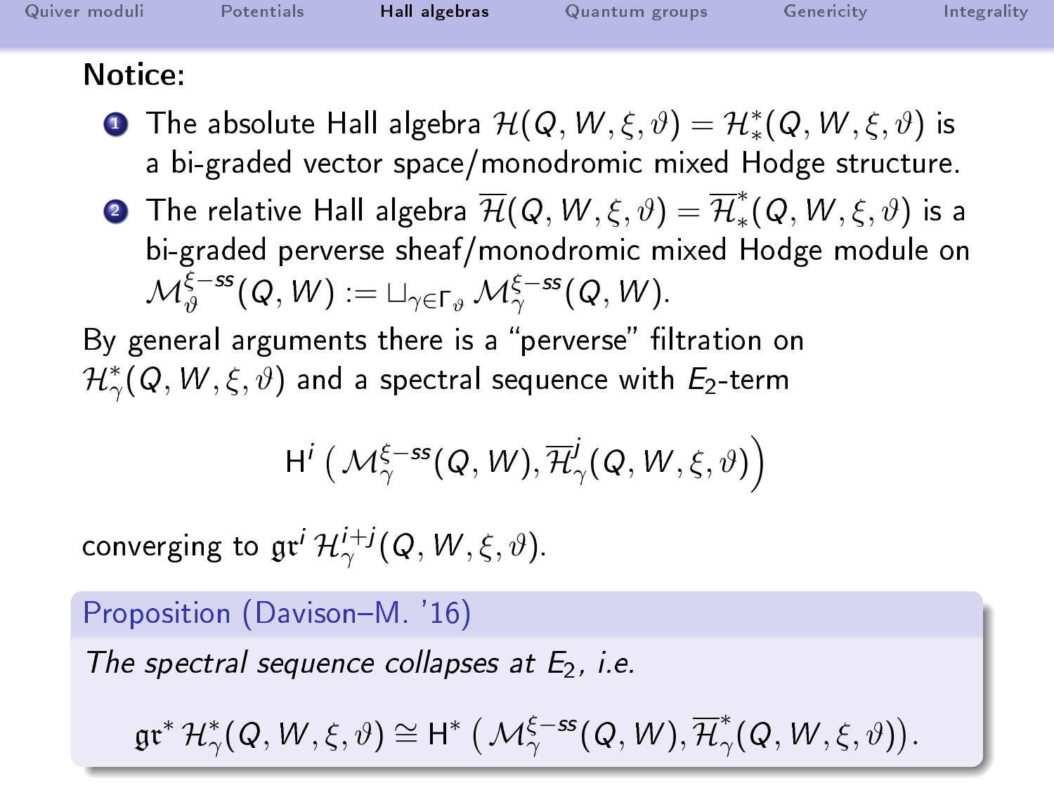**Notice:**

1. The absolute Hall algebra $\mathcal{H}(Q, W, \xi, \vartheta) = \mathcal{H}^*_*(Q, W, \xi, \vartheta)$ is a bi-graded vector space/monodromic mixed Hodge structure.
2. The relative Hall algebra $\overline{\mathcal{H}}(Q, W, \xi, \vartheta) = \overline{\mathcal{H}}^*_*(Q, W, \xi, \vartheta)$ is a bi-graded perverse sheaf/monodromic mixed Hodge module on $\mathcal{M}^{\xi-ss}_\vartheta(Q, W) := \sqcup_{\gamma \in \Gamma_\vartheta} \mathcal{M}^{\xi-ss}_\gamma(Q, W)$.

By general arguments there is a "perverse" filtration on $\mathcal{H}^*_\gamma(Q, W, \xi, \vartheta)$ and a spectral sequence with $E_2$-term

$$\mathrm{H}^i\left(\mathcal{M}^{\xi-ss}_\gamma(Q, W), \overline{\mathcal{H}}^j_\gamma(Q, W, \xi, \vartheta)\right)$$

converging to $\mathfrak{gr}^i\,\mathcal{H}^{i+j}_\gamma(Q, W, \xi, \vartheta)$.

**Proposition (Davison–M. '16)**

*The spectral sequence collapses at $E_2$, i.e.*

$$\mathfrak{gr}^*\,\mathcal{H}^*_\gamma(Q, W, \xi, \vartheta) \cong \mathrm{H}^*\left(\mathcal{M}^{\xi-ss}_\gamma(Q, W), \overline{\mathcal{H}}^*_\gamma(Q, W, \xi, \vartheta)\right).$$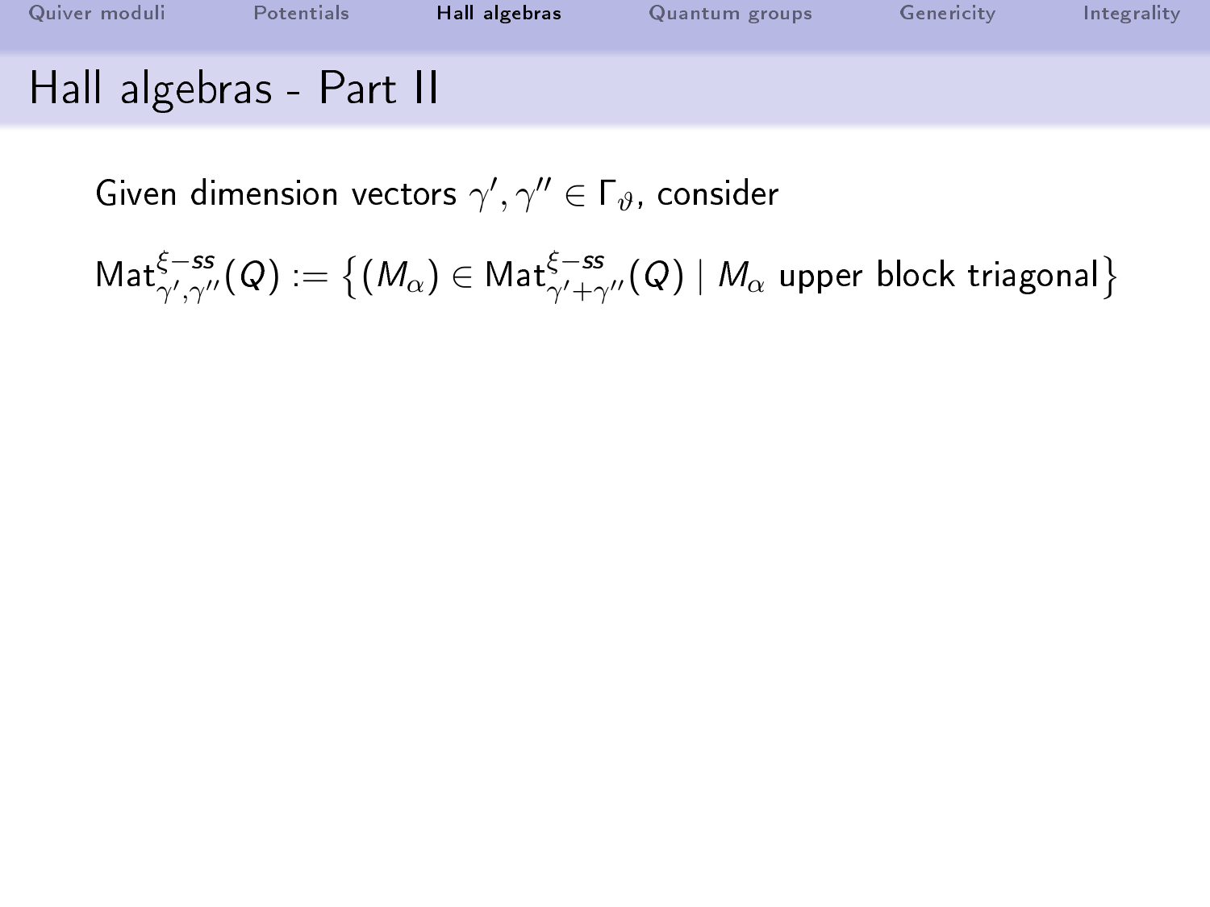# Hall algebras - Part II

Given dimension vectors $\gamma', \gamma'' \in \Gamma_\vartheta$, consider

$$\mathrm{Mat}^{\xi-ss}_{\gamma',\gamma''}(Q) := \left\{ (M_\alpha) \in \mathrm{Mat}^{\xi-ss}_{\gamma'+\gamma''}(Q) \mid M_\alpha \text{ upper block triagonal} \right\}$$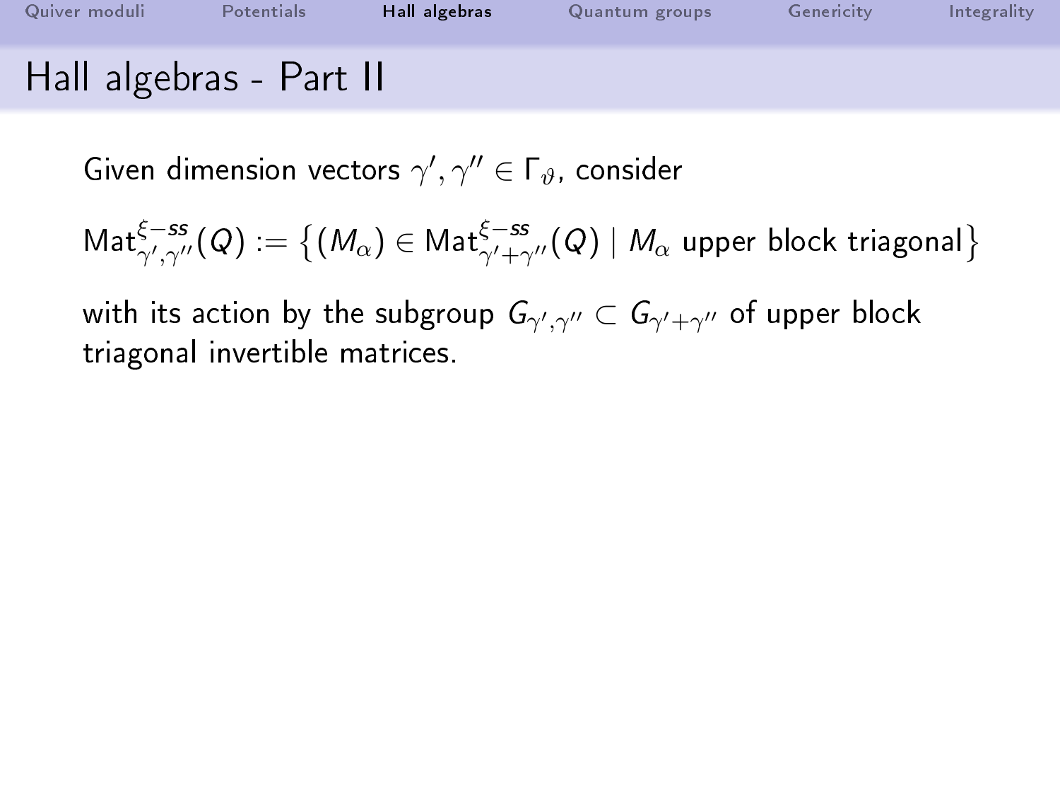## Hall algebras - Part II

Given dimension vectors $\gamma', \gamma'' \in \Gamma_\vartheta$, consider

$$\mathrm{Mat}^{\xi-ss}_{\gamma',\gamma''}(Q) := \left\{(M_\alpha) \in \mathrm{Mat}^{\xi-ss}_{\gamma'+\gamma''}(Q) \mid M_\alpha \text{ upper block triagonal}\right\}$$

with its action by the subgroup $G_{\gamma',\gamma''} \subset G_{\gamma'+\gamma''}$ of upper block triagonal invertible matrices.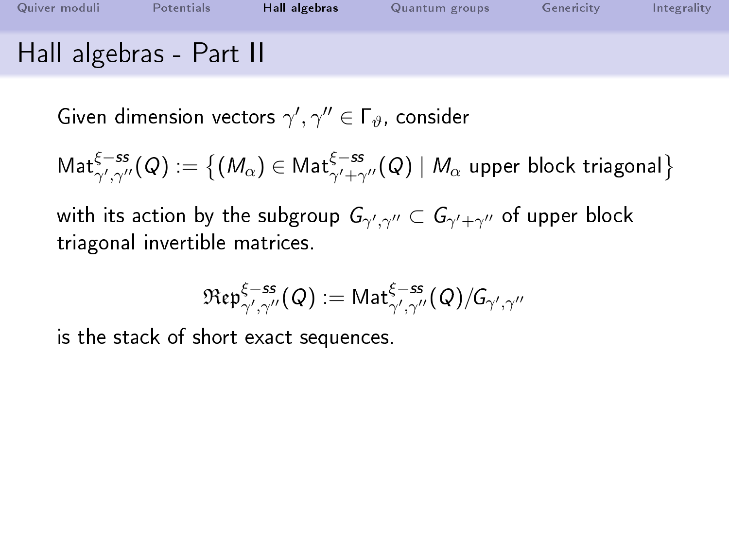# Hall algebras - Part II

Given dimension vectors $\gamma', \gamma'' \in \Gamma_\vartheta$, consider

$\mathrm{Mat}^{\xi-ss}_{\gamma',\gamma''}(Q) := \left\{(M_\alpha) \in \mathrm{Mat}^{\xi-ss}_{\gamma'+\gamma''}(Q) \mid M_\alpha \text{ upper block triagonal}\right\}$

with its action by the subgroup $G_{\gamma',\gamma''} \subset G_{\gamma'+\gamma''}$ of upper block triagonal invertible matrices.

$$\mathfrak{Rep}^{\xi-ss}_{\gamma',\gamma''}(Q) := \mathrm{Mat}^{\xi-ss}_{\gamma',\gamma''}(Q)/G_{\gamma',\gamma''}$$

is the stack of short exact sequences.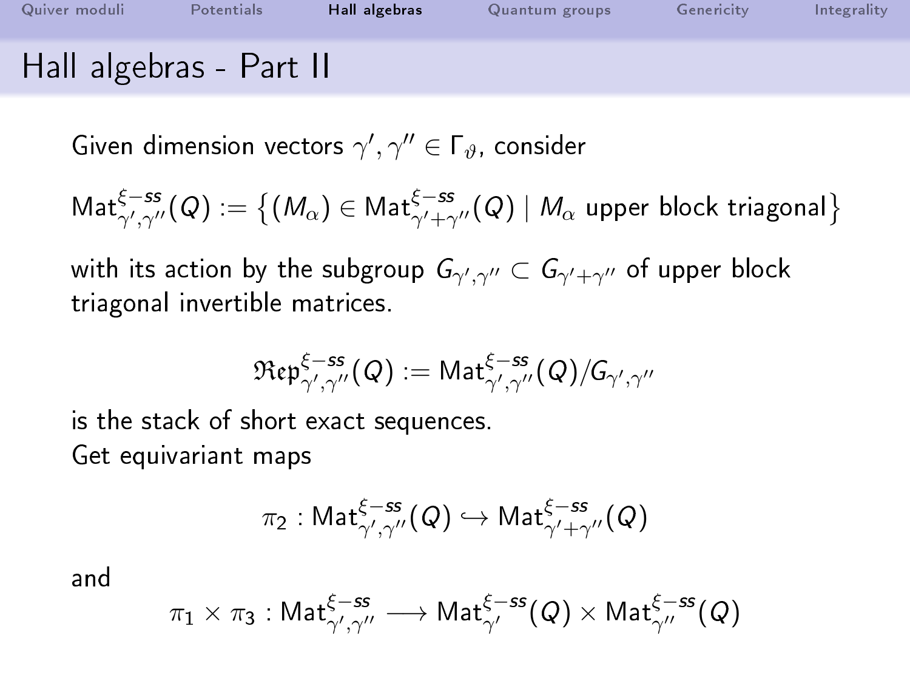# Hall algebras - Part II

Given dimension vectors $\gamma', \gamma'' \in \Gamma_\vartheta$, consider

$$\mathrm{Mat}^{\xi-ss}_{\gamma',\gamma''}(Q) := \left\{ (M_\alpha) \in \mathrm{Mat}^{\xi-ss}_{\gamma'+\gamma''}(Q) \mid M_\alpha \text{ upper block triagonal} \right\}$$

with its action by the subgroup $G_{\gamma',\gamma''} \subset G_{\gamma'+\gamma''}$ of upper block triagonal invertible matrices.

$$\mathfrak{Rep}^{\xi-ss}_{\gamma',\gamma''}(Q) := \mathrm{Mat}^{\xi-ss}_{\gamma',\gamma''}(Q)/G_{\gamma',\gamma''}$$

is the stack of short exact sequences.
Get equivariant maps

$$\pi_2 : \mathrm{Mat}^{\xi-ss}_{\gamma',\gamma''}(Q) \hookrightarrow \mathrm{Mat}^{\xi-ss}_{\gamma'+\gamma''}(Q)$$

and

$$\pi_1 \times \pi_3 : \mathrm{Mat}^{\xi-ss}_{\gamma',\gamma''} \longrightarrow \mathrm{Mat}^{\xi-ss}_{\gamma'}(Q) \times \mathrm{Mat}^{\xi-ss}_{\gamma''}(Q)$$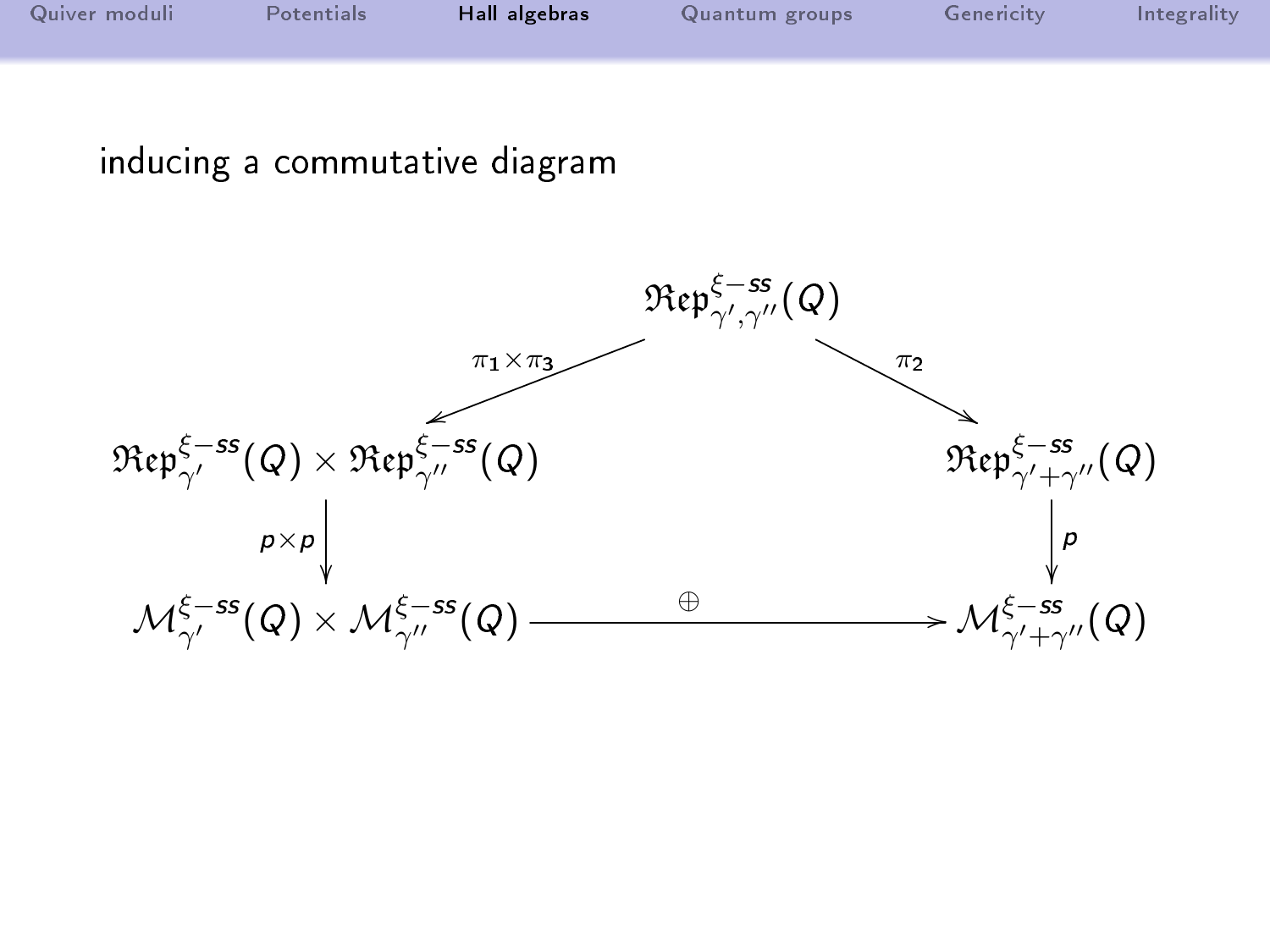inducing a commutative diagram

$$
\begin{array}{ccc}
 & \mathfrak{Rep}^{\xi-ss}_{\gamma',\gamma''}(Q) & \\
 \swarrow^{\pi_1\times\pi_3} & & \searrow^{\pi_2} \\
\mathfrak{Rep}^{\xi-ss}_{\gamma'}(Q)\times\mathfrak{Rep}^{\xi-ss}_{\gamma''}(Q) & & \mathfrak{Rep}^{\xi-ss}_{\gamma'+\gamma''}(Q) \\
\downarrow^{p\times p} & & \downarrow^{p} \\
\mathcal{M}^{\xi-ss}_{\gamma'}(Q)\times\mathcal{M}^{\xi-ss}_{\gamma''}(Q) & \xrightarrow{\oplus} & \mathcal{M}^{\xi-ss}_{\gamma'+\gamma''}(Q)
\end{array}
$$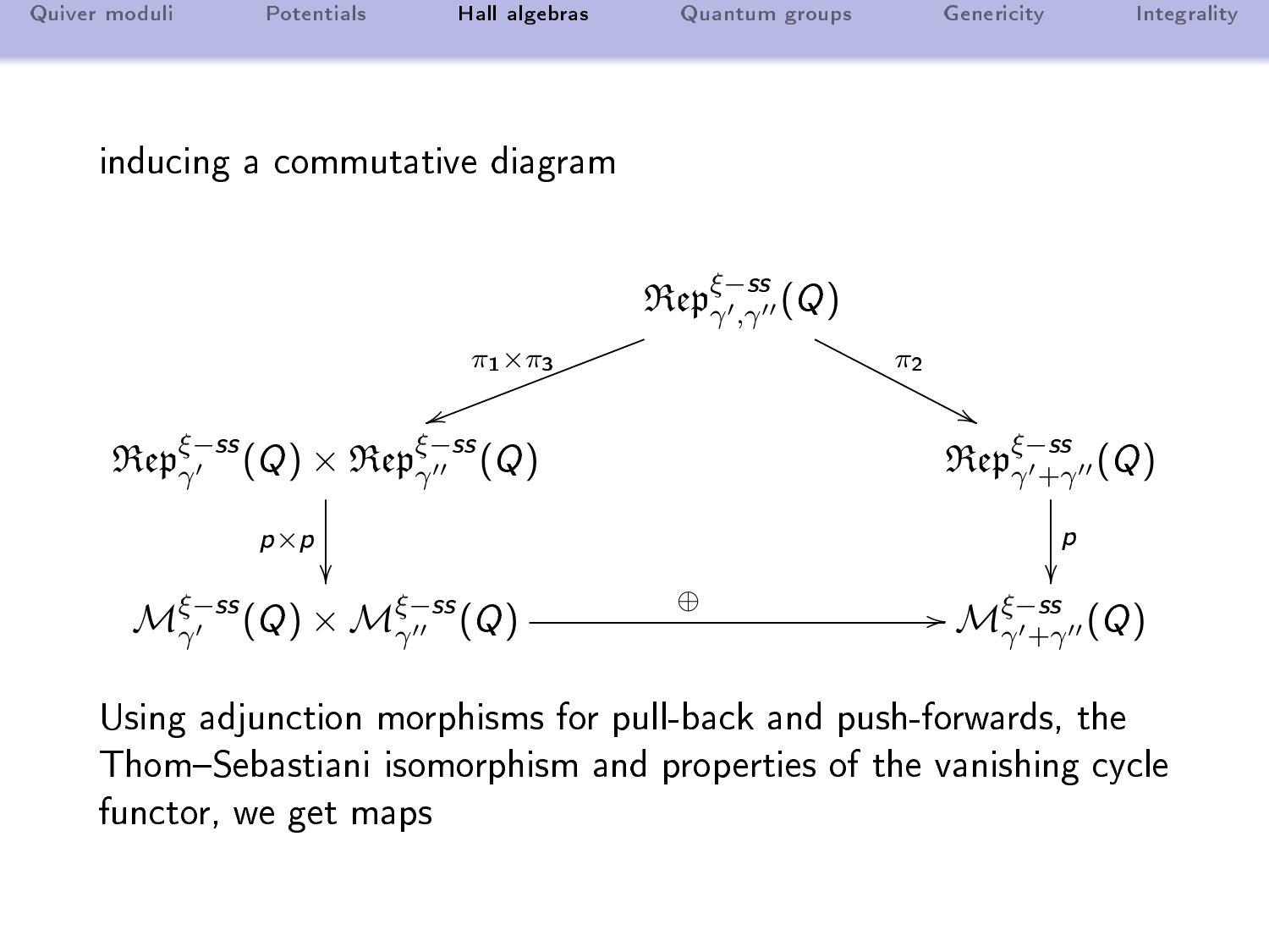inducing a commutative diagram

$$
\begin{array}{ccc}
 & \mathfrak{Rep}^{\xi-ss}_{\gamma',\gamma''}(Q) & \\
 \swarrow^{\pi_1\times\pi_3} & & \searrow^{\pi_2} \\
\mathfrak{Rep}^{\xi-ss}_{\gamma'}(Q)\times\mathfrak{Rep}^{\xi-ss}_{\gamma''}(Q) & & \mathfrak{Rep}^{\xi-ss}_{\gamma'+\gamma''}(Q) \\
\downarrow{\scriptstyle p\times p} & & \downarrow{\scriptstyle p} \\
\mathcal{M}^{\xi-ss}_{\gamma'}(Q)\times\mathcal{M}^{\xi-ss}_{\gamma''}(Q) & \xrightarrow{\quad\oplus\quad} & \mathcal{M}^{\xi-ss}_{\gamma'+\gamma''}(Q)
\end{array}
$$

Using adjunction morphisms for pull-back and push-forwards, the Thom–Sebastiani isomorphism and properties of the vanishing cycle functor, we get maps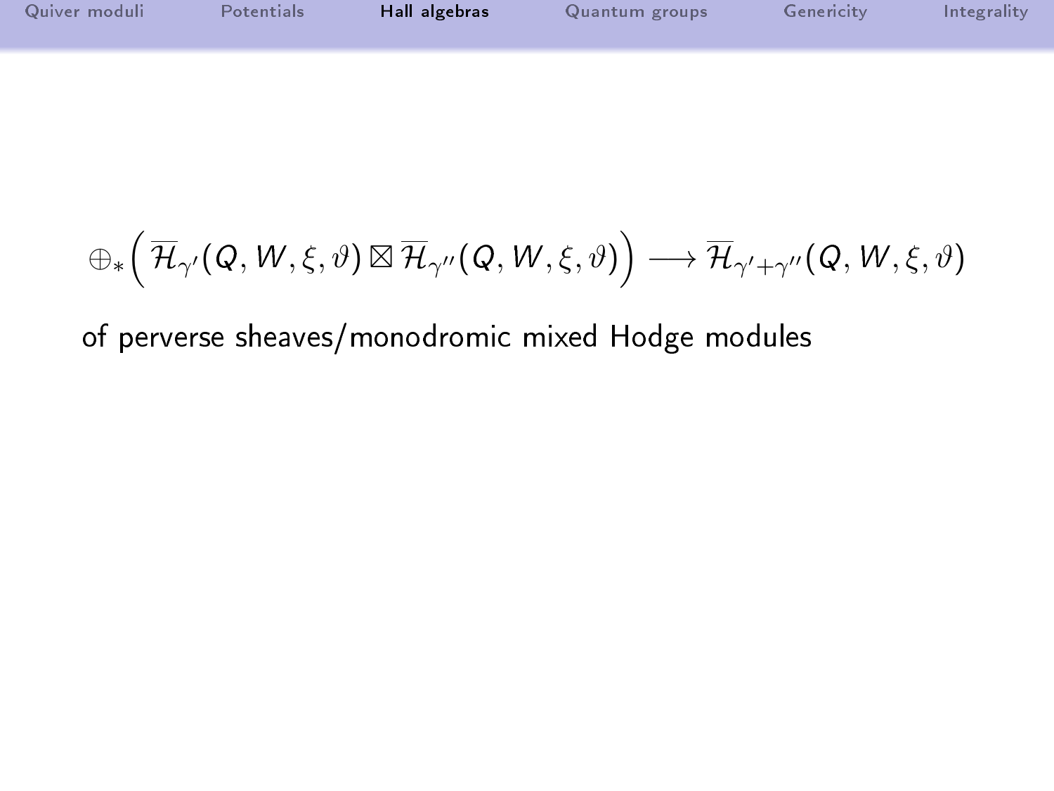$$\oplus_*\Big(\overline{\mathcal{H}}_{\gamma'}(Q,W,\xi,\vartheta)\boxtimes\overline{\mathcal{H}}_{\gamma''}(Q,W,\xi,\vartheta)\Big)\longrightarrow\overline{\mathcal{H}}_{\gamma'+\gamma''}(Q,W,\xi,\vartheta)$$

of perverse sheaves/monodromic mixed Hodge modules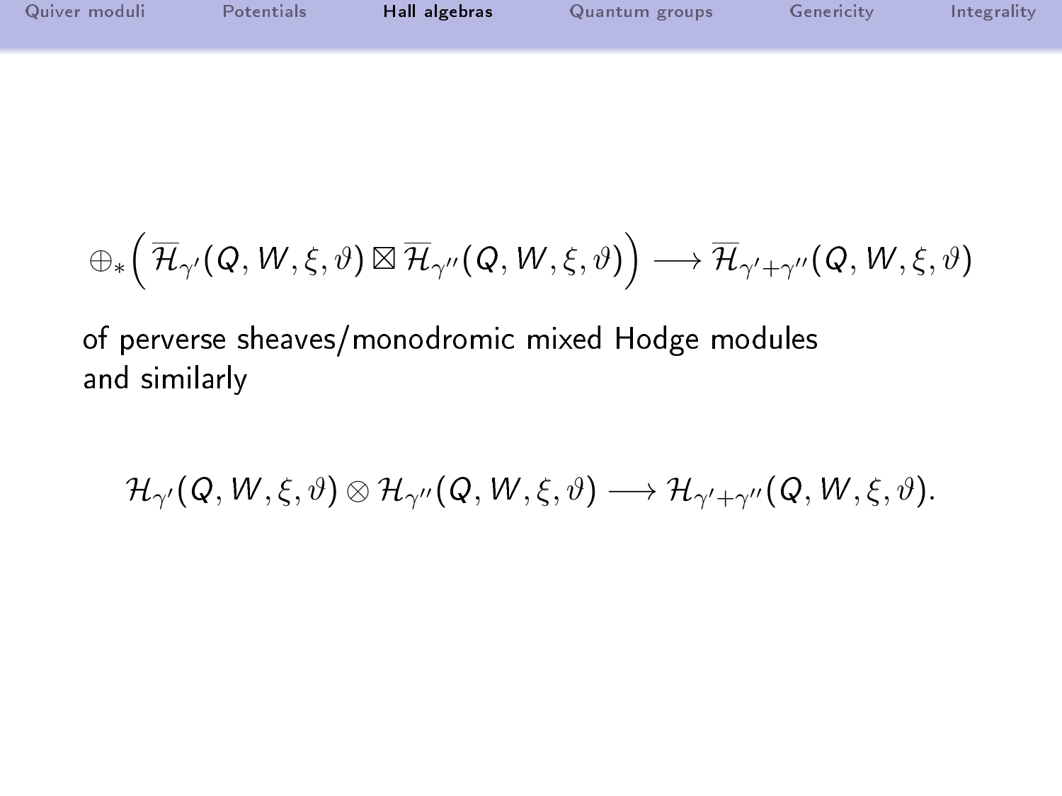$$\oplus_*\Big(\overline{\mathcal{H}}_{\gamma'}(Q,W,\xi,\vartheta)\boxtimes\overline{\mathcal{H}}_{\gamma''}(Q,W,\xi,\vartheta)\Big)\longrightarrow\overline{\mathcal{H}}_{\gamma'+\gamma''}(Q,W,\xi,\vartheta)$$

of perverse sheaves/monodromic mixed Hodge modules
and similarly

$$\mathcal{H}_{\gamma'}(Q,W,\xi,\vartheta)\otimes\mathcal{H}_{\gamma''}(Q,W,\xi,\vartheta)\longrightarrow\mathcal{H}_{\gamma'+\gamma''}(Q,W,\xi,\vartheta).$$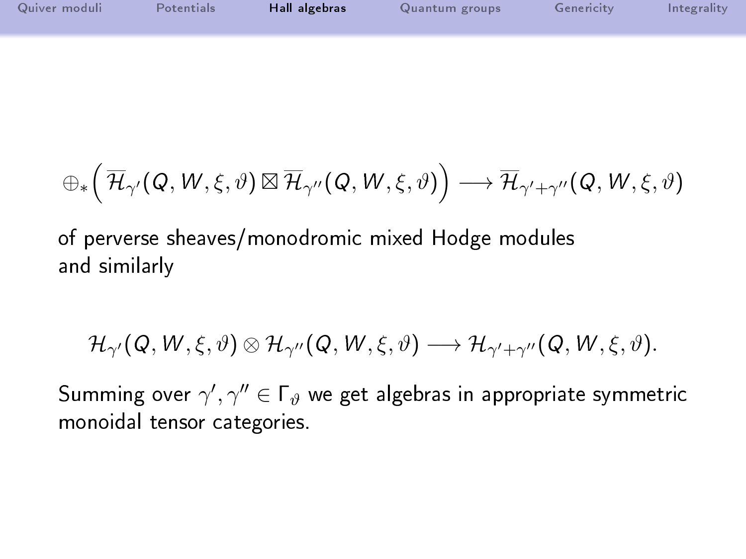$$\oplus_*\Big(\overline{\mathcal{H}}_{\gamma'}(Q,W,\xi,\vartheta)\boxtimes\overline{\mathcal{H}}_{\gamma''}(Q,W,\xi,\vartheta)\Big)\longrightarrow\overline{\mathcal{H}}_{\gamma'+\gamma''}(Q,W,\xi,\vartheta)$$

of perverse sheaves/monodromic mixed Hodge modules
and similarly

$$\mathcal{H}_{\gamma'}(Q,W,\xi,\vartheta)\otimes\mathcal{H}_{\gamma''}(Q,W,\xi,\vartheta)\longrightarrow\mathcal{H}_{\gamma'+\gamma''}(Q,W,\xi,\vartheta).$$

Summing over $\gamma',\gamma''\in\Gamma_\vartheta$ we get algebras in appropriate symmetric monoidal tensor categories.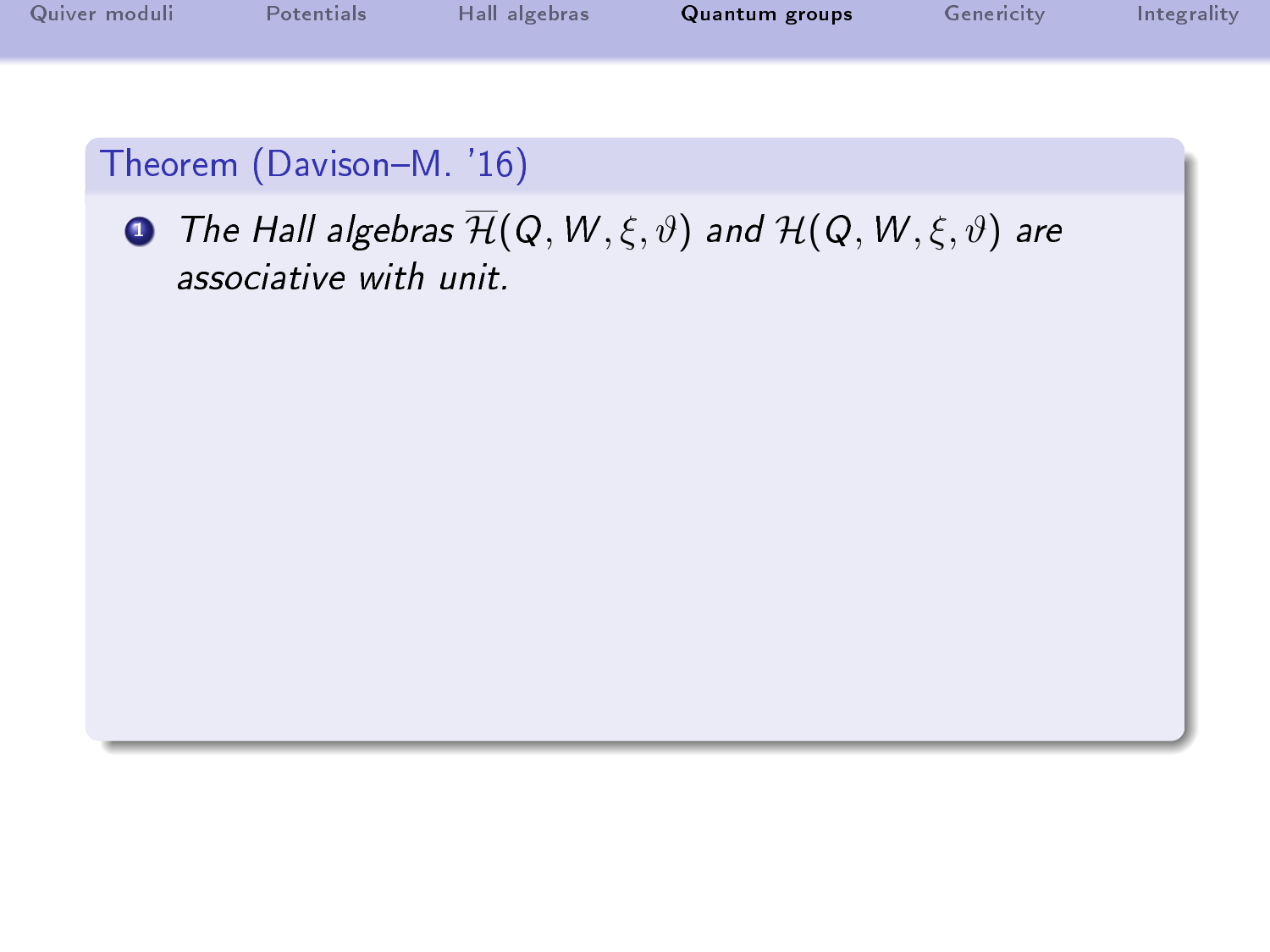**Theorem (Davison–M. '16)**

1. *The Hall algebras* $\overline{\mathcal{H}}(Q, W, \xi, \vartheta)$ *and* $\mathcal{H}(Q, W, \xi, \vartheta)$ *are associative with unit.*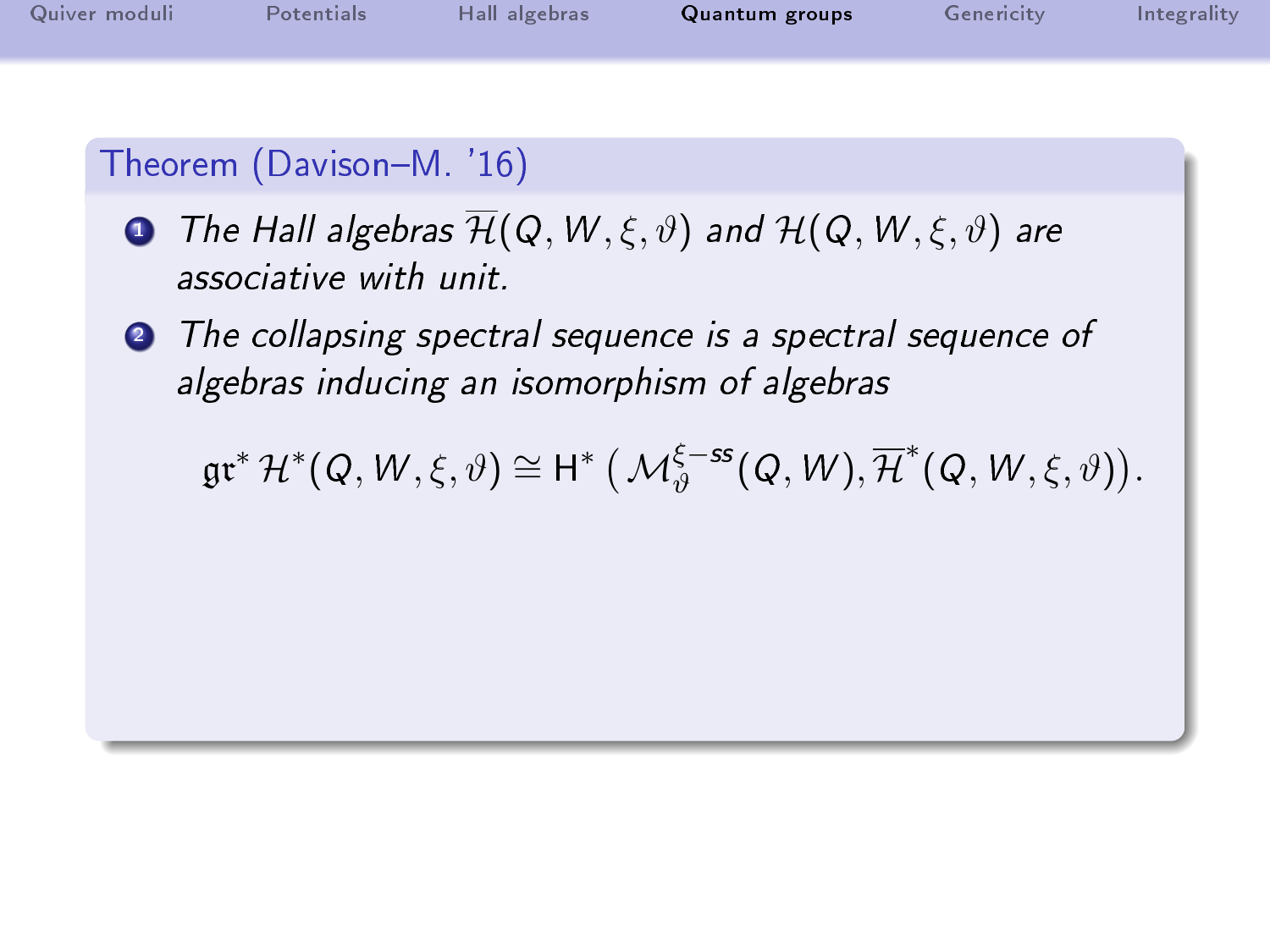**Theorem (Davison–M. '16)**

1. *The Hall algebras $\overline{\mathcal{H}}(Q, W, \xi, \vartheta)$ and $\mathcal{H}(Q, W, \xi, \vartheta)$ are associative with unit.*
2. *The collapsing spectral sequence is a spectral sequence of algebras inducing an isomorphism of algebras*

$$\mathfrak{gr}^* \, \mathcal{H}^*(Q, W, \xi, \vartheta) \cong \mathrm{H}^* \left( \mathcal{M}_\vartheta^{\xi-\mathsf{ss}}(Q, W), \overline{\mathcal{H}}^*(Q, W, \xi, \vartheta) \right).$$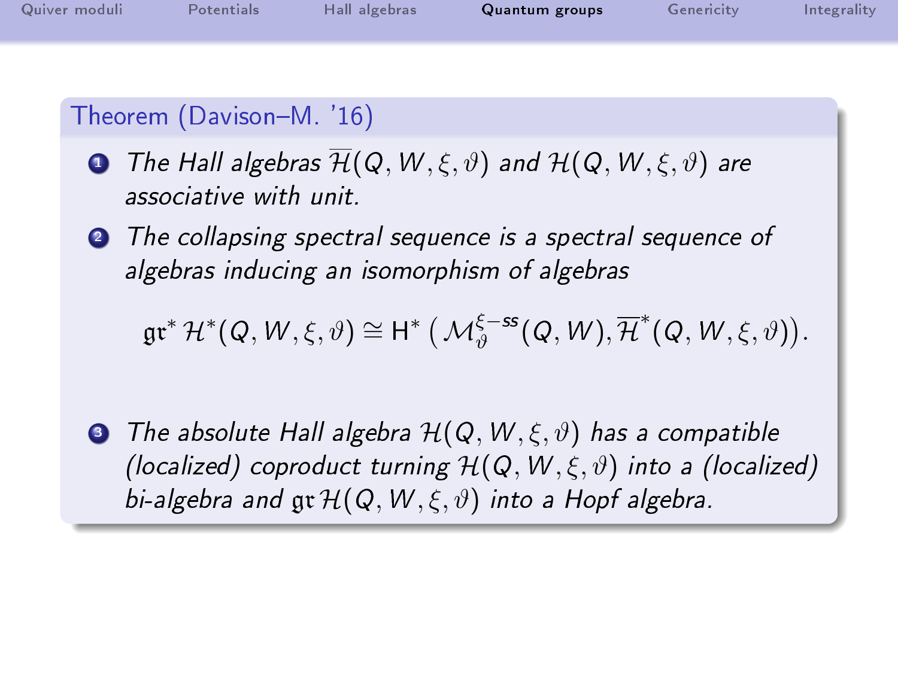**Theorem (Davison–M. '16)**

1. *The Hall algebras $\overline{\mathcal{H}}(Q, W, \xi, \vartheta)$ and $\mathcal{H}(Q, W, \xi, \vartheta)$ are associative with unit.*
2. *The collapsing spectral sequence is a spectral sequence of algebras inducing an isomorphism of algebras*

$$\mathfrak{gr}^* \mathcal{H}^*(Q, W, \xi, \vartheta) \cong \mathrm{H}^* \left( \mathcal{M}_\vartheta^{\xi-ss}(Q, W), \overline{\mathcal{H}}^*(Q, W, \xi, \vartheta) \right).$$

3. *The absolute Hall algebra $\mathcal{H}(Q, W, \xi, \vartheta)$ has a compatible (localized) coproduct turning $\mathcal{H}(Q, W, \xi, \vartheta)$ into a (localized) bi-algebra and $\mathfrak{gr}\, \mathcal{H}(Q, W, \xi, \vartheta)$ into a Hopf algebra.*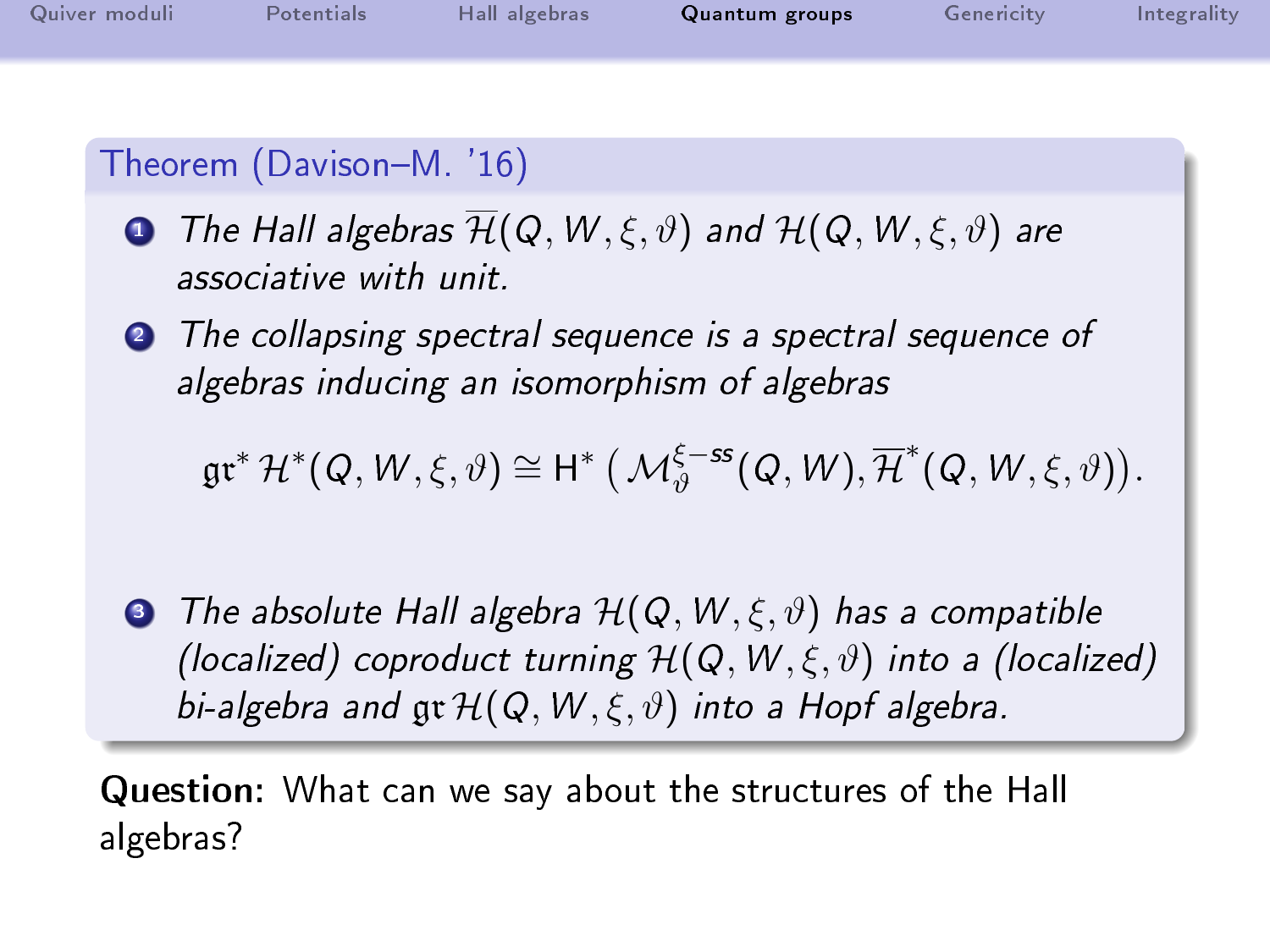**Theorem (Davison–M. '16)**

1. *The Hall algebras $\overline{\mathcal{H}}(Q, W, \xi, \vartheta)$ and $\mathcal{H}(Q, W, \xi, \vartheta)$ are associative with unit.*
2. *The collapsing spectral sequence is a spectral sequence of algebras inducing an isomorphism of algebras*

$$\mathfrak{gr}^* \mathcal{H}^*(Q, W, \xi, \vartheta) \cong \mathrm{H}^* \left( \mathcal{M}_\vartheta^{\xi-ss}(Q, W), \overline{\mathcal{H}}^*(Q, W, \xi, \vartheta) \right).$$

3. *The absolute Hall algebra $\mathcal{H}(Q, W, \xi, \vartheta)$ has a compatible (localized) coproduct turning $\mathcal{H}(Q, W, \xi, \vartheta)$ into a (localized) bi-algebra and $\mathfrak{gr}\, \mathcal{H}(Q, W, \xi, \vartheta)$ into a Hopf algebra.*

**Question:** What can we say about the structures of the Hall algebras?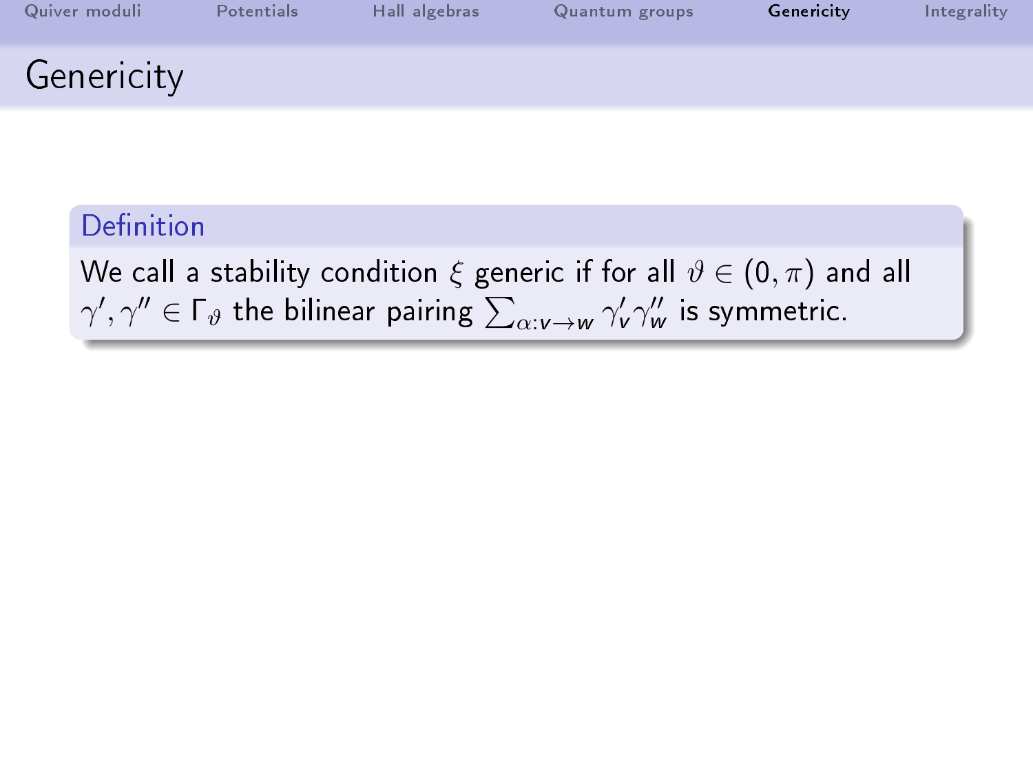# Genericity

**Definition**

We call a stability condition $\xi$ generic if for all $\vartheta \in (0, \pi)$ and all $\gamma', \gamma'' \in \Gamma_\vartheta$ the bilinear pairing $\sum_{\alpha: v \to w} \gamma'_v \gamma''_w$ is symmetric.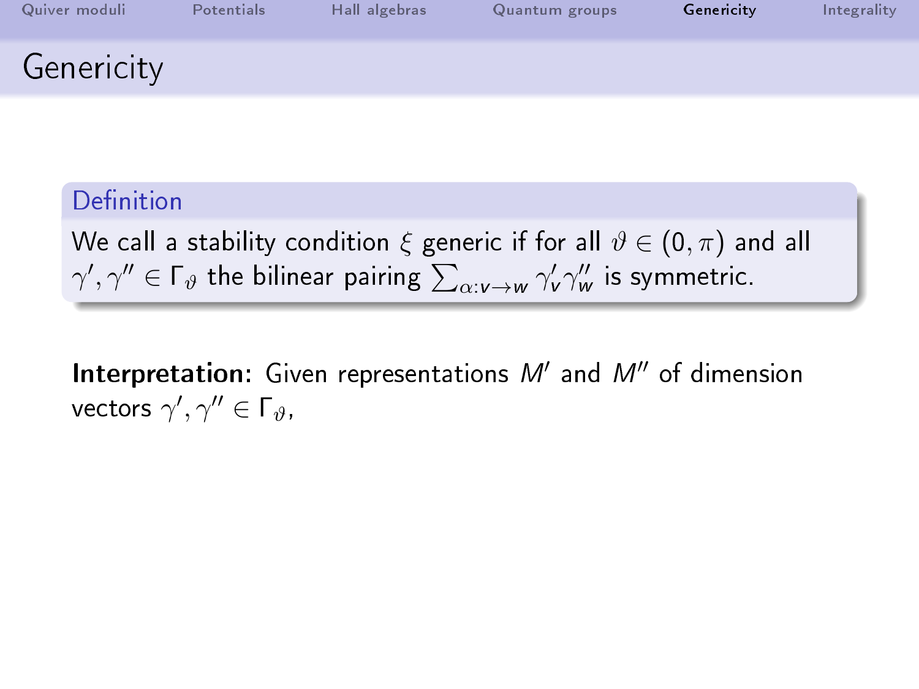# Genericity

**Definition**

We call a stability condition $\xi$ generic if for all $\vartheta \in (0, \pi)$ and all $\gamma', \gamma'' \in \Gamma_\vartheta$ the bilinear pairing $\sum_{\alpha: v \to w} \gamma'_v \gamma''_w$ is symmetric.

**Interpretation:** Given representations $M'$ and $M''$ of dimension vectors $\gamma', \gamma'' \in \Gamma_\vartheta$,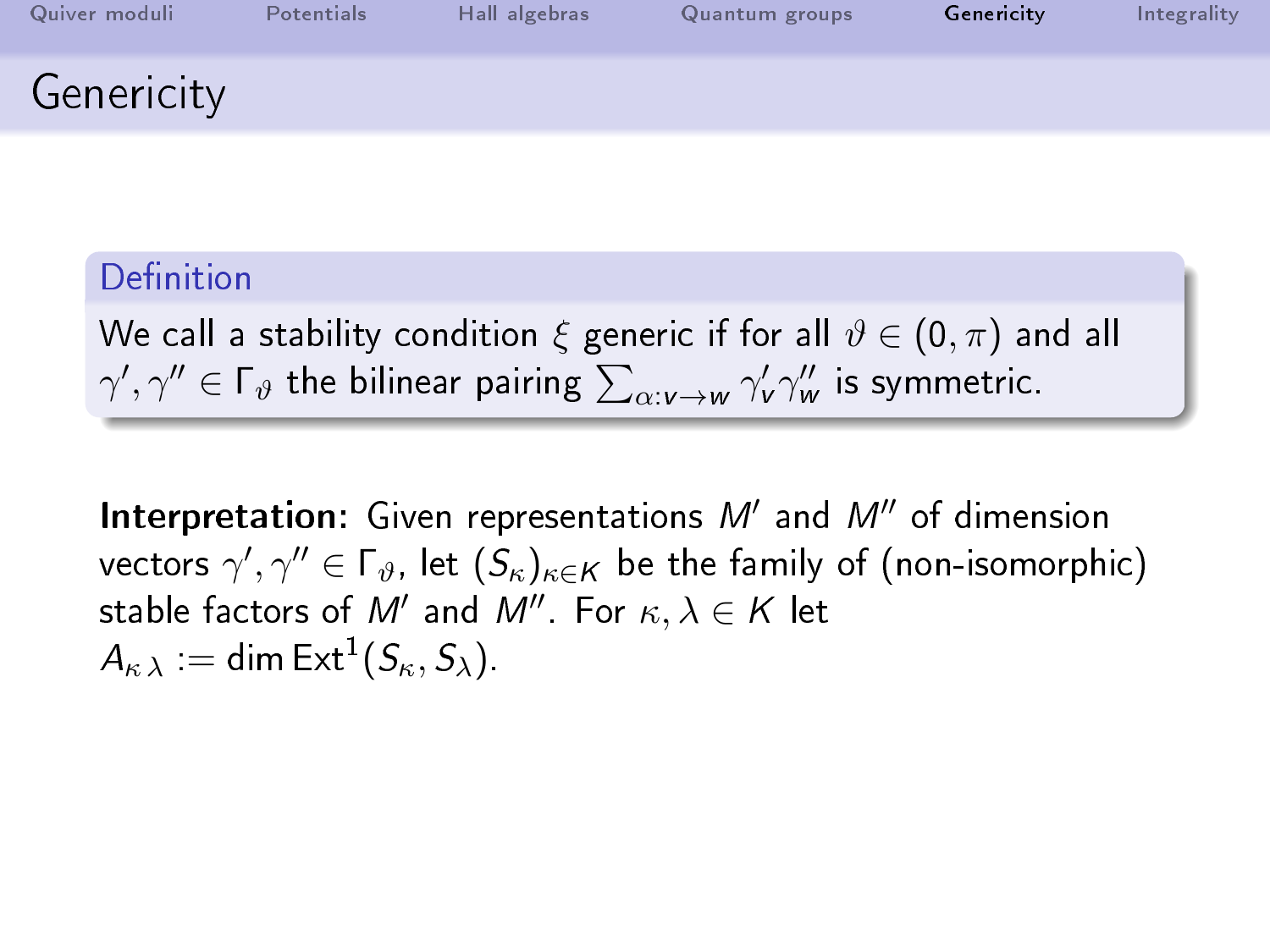# Genericity

**Definition**

We call a stability condition $\xi$ generic if for all $\vartheta \in (0, \pi)$ and all $\gamma', \gamma'' \in \Gamma_\vartheta$ the bilinear pairing $\sum_{\alpha: v \to w} \gamma'_v \gamma''_w$ is symmetric.

**Interpretation:** Given representations $M'$ and $M''$ of dimension vectors $\gamma', \gamma'' \in \Gamma_\vartheta$, let $(S_\kappa)_{\kappa \in K}$ be the family of (non-isomorphic) stable factors of $M'$ and $M''$. For $\kappa, \lambda \in K$ let $A_{\kappa\,\lambda} := \dim \operatorname{Ext}^1(S_\kappa, S_\lambda)$.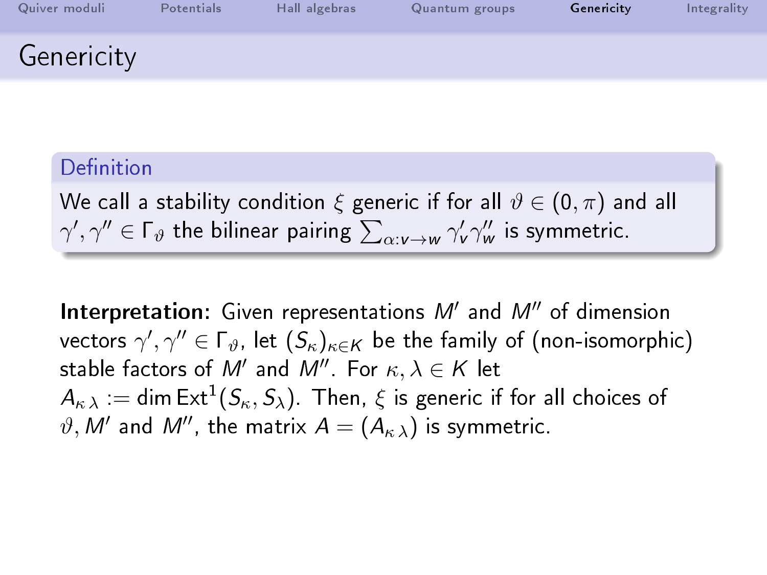# Genericity

**Definition**

We call a stability condition $\xi$ generic if for all $\vartheta \in (0, \pi)$ and all $\gamma', \gamma'' \in \Gamma_\vartheta$ the bilinear pairing $\sum_{\alpha: v \to w} \gamma'_v \gamma''_w$ is symmetric.

**Interpretation:** Given representations $M'$ and $M''$ of dimension vectors $\gamma', \gamma'' \in \Gamma_\vartheta$, let $(S_\kappa)_{\kappa \in K}$ be the family of (non-isomorphic) stable factors of $M'$ and $M''$. For $\kappa, \lambda \in K$ let $A_{\kappa\,\lambda} := \dim \operatorname{Ext}^1(S_\kappa, S_\lambda)$. Then, $\xi$ is generic if for all choices of $\vartheta, M'$ and $M''$, the matrix $A = (A_{\kappa\,\lambda})$ is symmetric.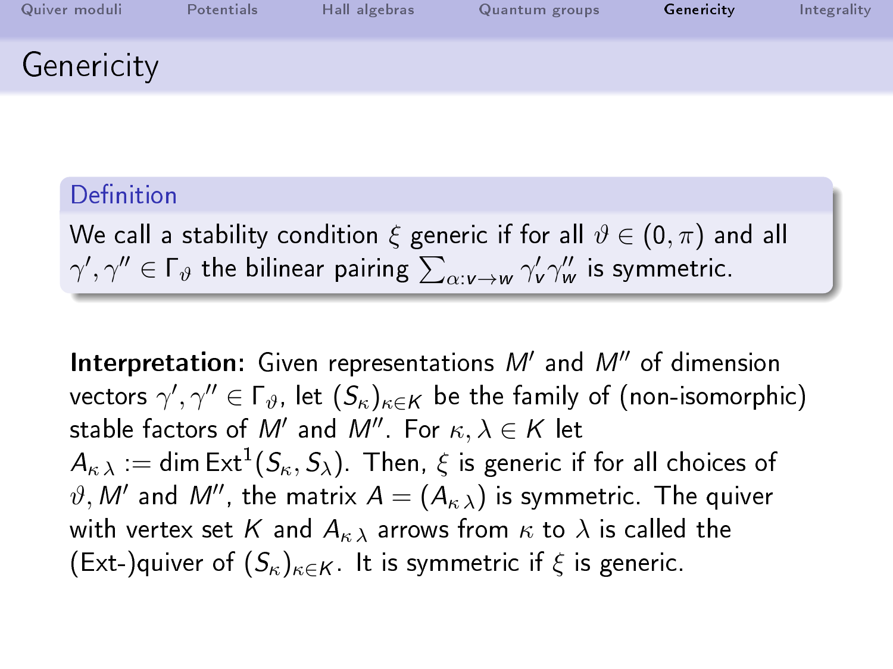# Genericity

### Definition

We call a stability condition $\xi$ generic if for all $\vartheta \in (0, \pi)$ and all $\gamma', \gamma'' \in \Gamma_\vartheta$ the bilinear pairing $\sum_{\alpha: v \to w} \gamma'_v \gamma''_w$ is symmetric.

**Interpretation:** Given representations $M'$ and $M''$ of dimension vectors $\gamma', \gamma'' \in \Gamma_\vartheta$, let $(S_\kappa)_{\kappa \in K}$ be the family of (non-isomorphic) stable factors of $M'$ and $M''$. For $\kappa, \lambda \in K$ let $A_{\kappa\,\lambda} := \dim \operatorname{Ext}^1(S_\kappa, S_\lambda)$. Then, $\xi$ is generic if for all choices of $\vartheta, M'$ and $M''$, the matrix $A = (A_{\kappa\,\lambda})$ is symmetric. The quiver with vertex set $K$ and $A_{\kappa\,\lambda}$ arrows from $\kappa$ to $\lambda$ is called the (Ext-)quiver of $(S_\kappa)_{\kappa \in K}$. It is symmetric if $\xi$ is generic.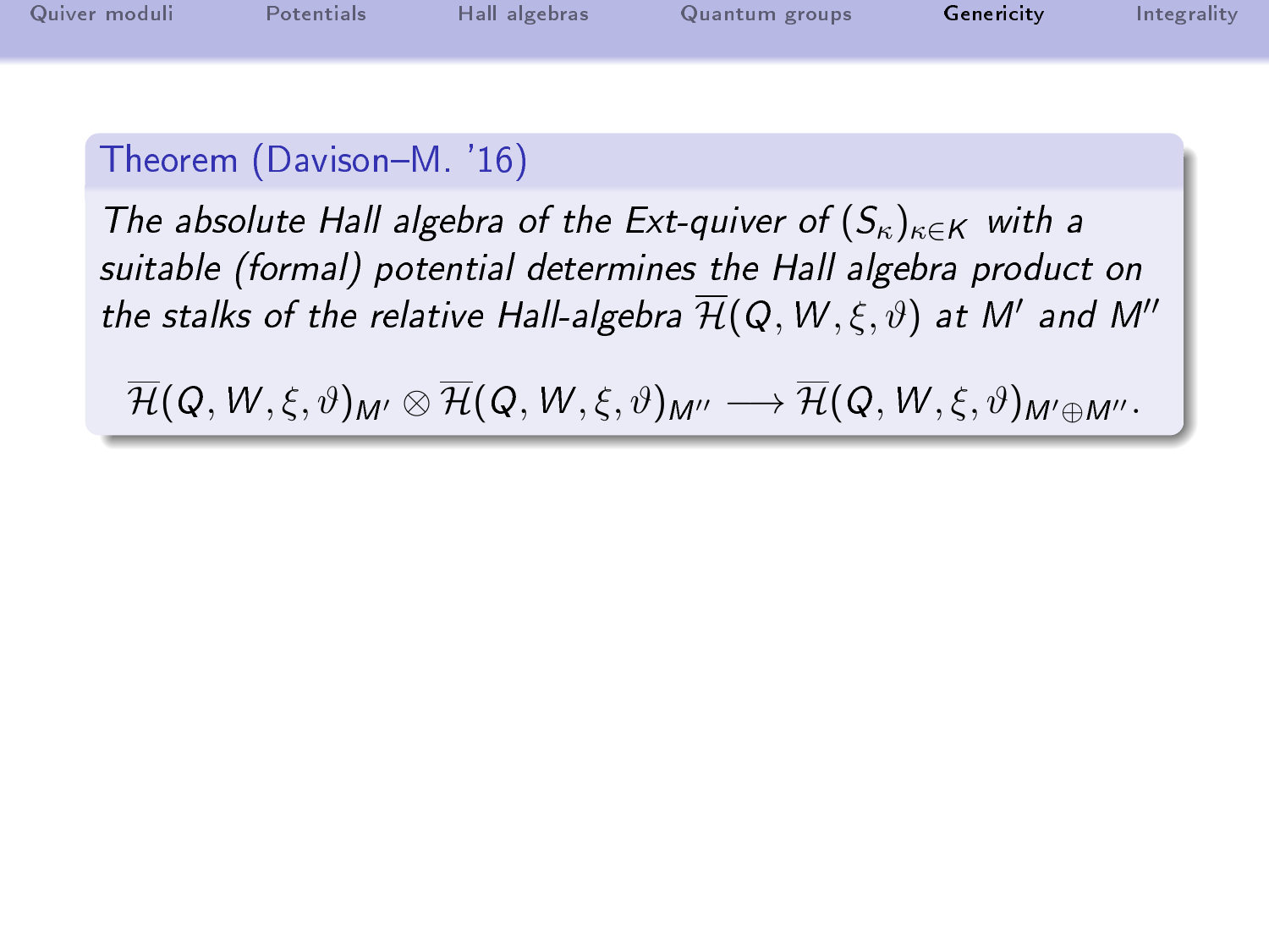**Theorem (Davison–M. '16)**

*The absolute Hall algebra of the Ext-quiver of $(S_\kappa)_{\kappa\in K}$ with a suitable (formal) potential determines the Hall algebra product on the stalks of the relative Hall-algebra $\overline{\mathcal{H}}(Q,W,\xi,\vartheta)$ at $M'$ and $M''$*

$$\overline{\mathcal{H}}(Q,W,\xi,\vartheta)_{M'} \otimes \overline{\mathcal{H}}(Q,W,\xi,\vartheta)_{M''} \longrightarrow \overline{\mathcal{H}}(Q,W,\xi,\vartheta)_{M'\oplus M''}.$$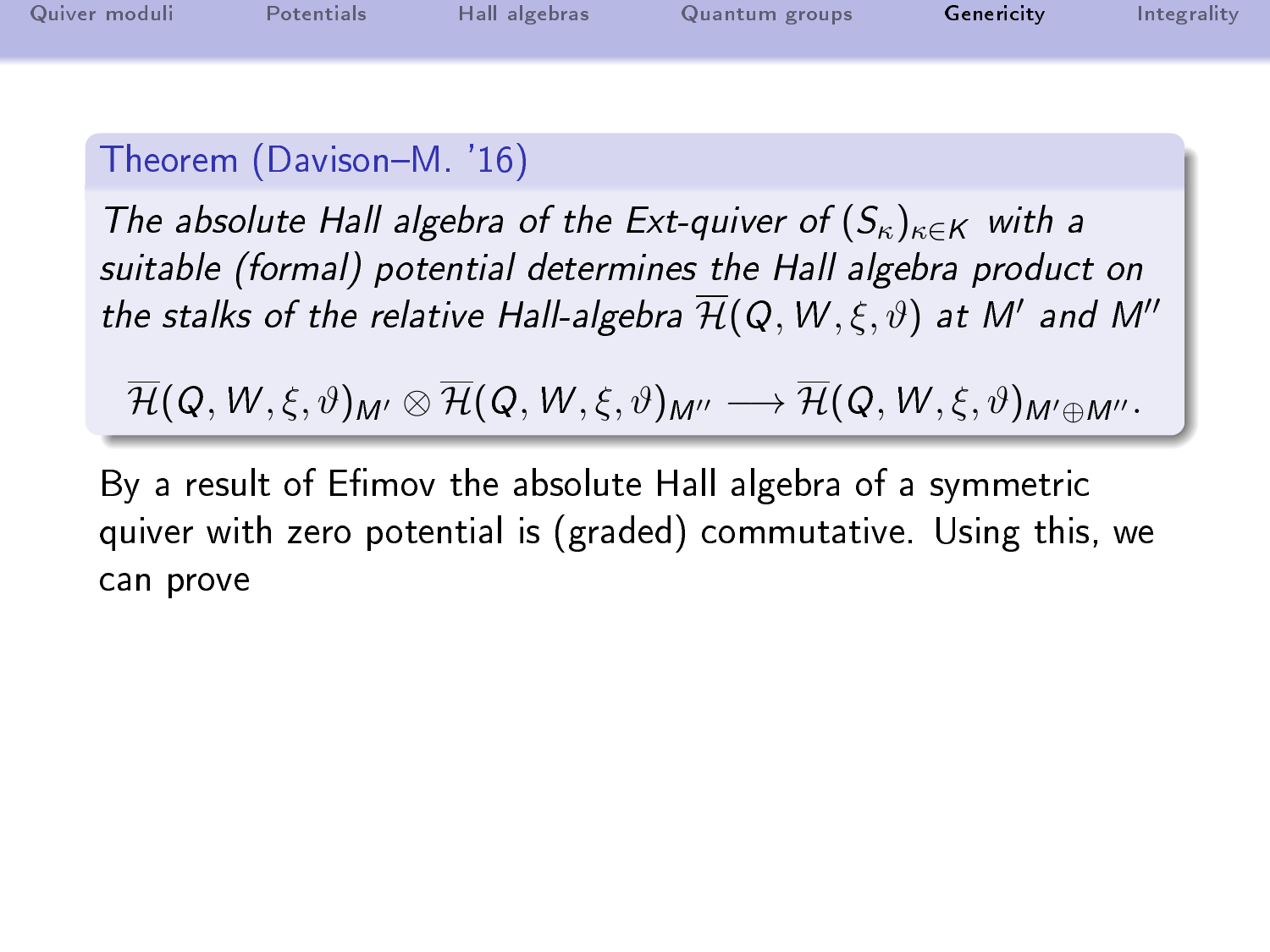**Theorem (Davison–M. '16)**

*The absolute Hall algebra of the Ext-quiver of $(S_\kappa)_{\kappa\in K}$ with a suitable (formal) potential determines the Hall algebra product on the stalks of the relative Hall-algebra $\overline{\mathcal{H}}(Q,W,\xi,\vartheta)$ at $M'$ and $M''$*

$$\overline{\mathcal{H}}(Q,W,\xi,\vartheta)_{M'} \otimes \overline{\mathcal{H}}(Q,W,\xi,\vartheta)_{M''} \longrightarrow \overline{\mathcal{H}}(Q,W,\xi,\vartheta)_{M'\oplus M''}.$$

By a result of Efimov the absolute Hall algebra of a symmetric quiver with zero potential is (graded) commutative. Using this, we can prove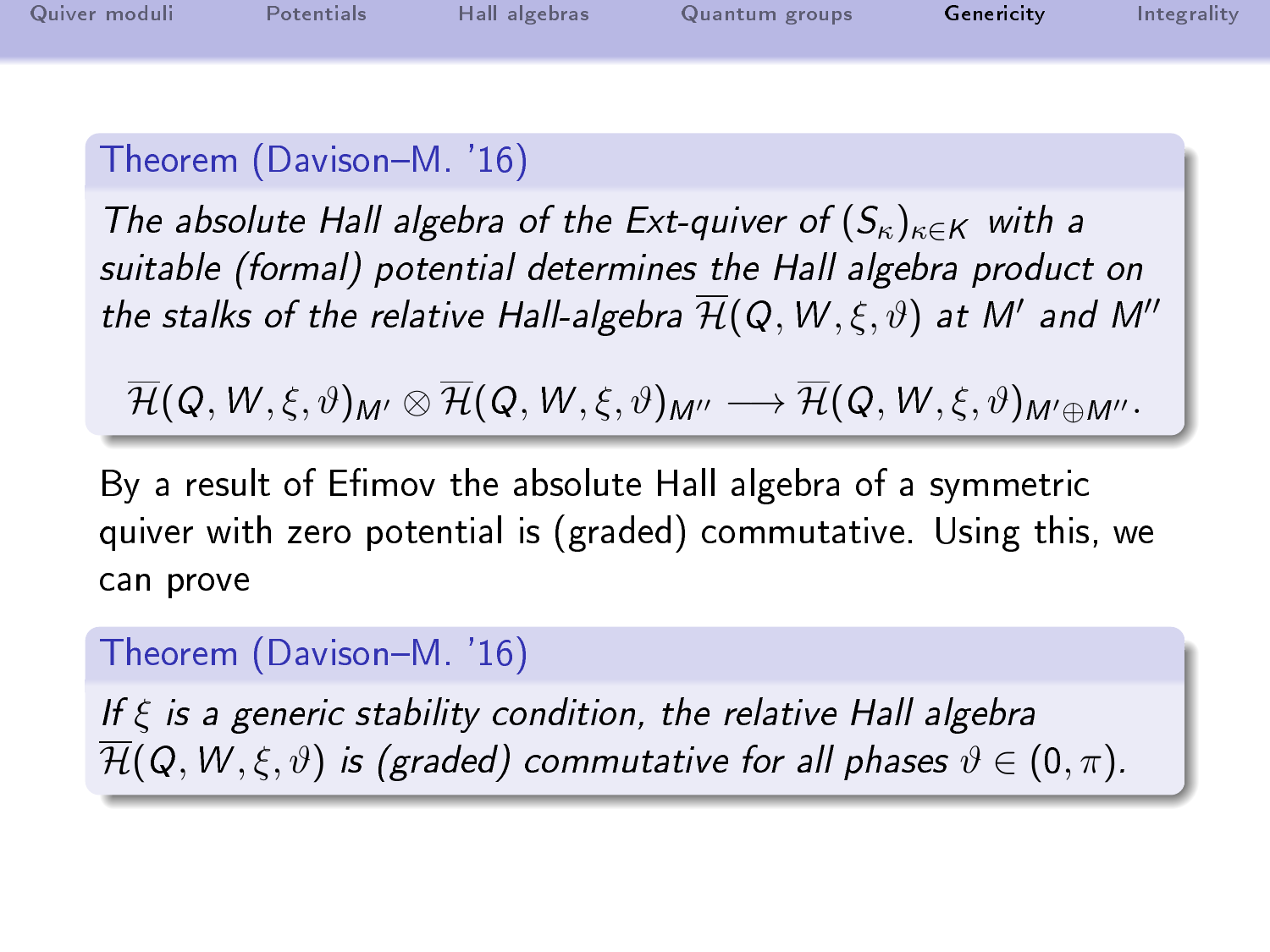**Theorem (Davison–M. '16)**

*The absolute Hall algebra of the Ext-quiver of $(S_\kappa)_{\kappa\in K}$ with a suitable (formal) potential determines the Hall algebra product on the stalks of the relative Hall-algebra $\overline{\mathcal{H}}(Q,W,\xi,\vartheta)$ at $M'$ and $M''$*

$$\overline{\mathcal{H}}(Q,W,\xi,\vartheta)_{M'} \otimes \overline{\mathcal{H}}(Q,W,\xi,\vartheta)_{M''} \longrightarrow \overline{\mathcal{H}}(Q,W,\xi,\vartheta)_{M'\oplus M''}.$$

By a result of Efimov the absolute Hall algebra of a symmetric quiver with zero potential is (graded) commutative. Using this, we can prove

**Theorem (Davison–M. '16)**

*If $\xi$ is a generic stability condition, the relative Hall algebra $\overline{\mathcal{H}}(Q,W,\xi,\vartheta)$ is (graded) commutative for all phases $\vartheta \in (0,\pi)$.*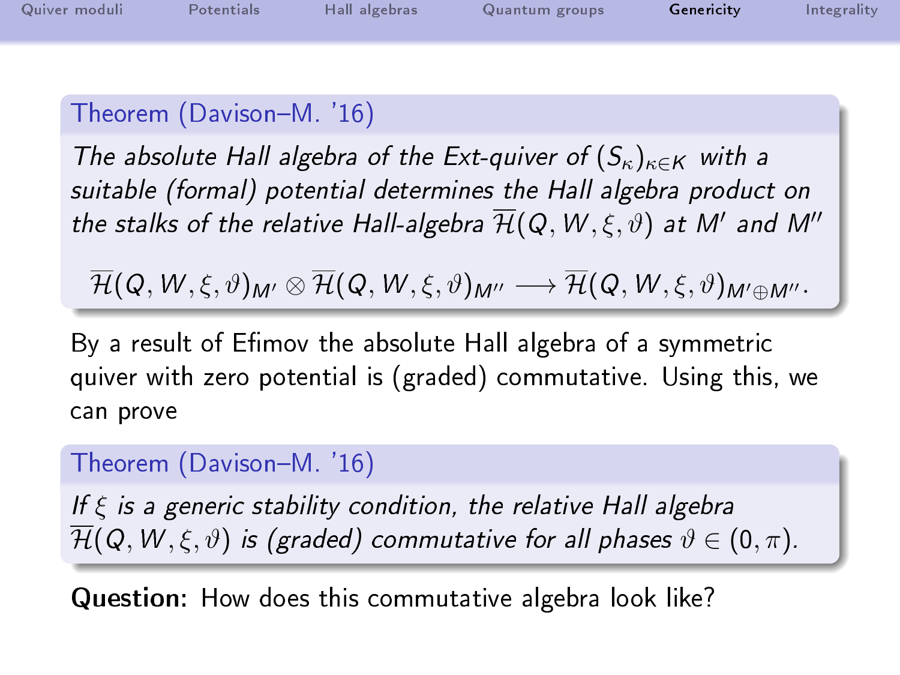**Theorem (Davison–M. '16)**

*The absolute Hall algebra of the Ext-quiver of $(S_\kappa)_{\kappa\in K}$ with a suitable (formal) potential determines the Hall algebra product on the stalks of the relative Hall-algebra $\overline{\mathcal{H}}(Q,W,\xi,\vartheta)$ at $M'$ and $M''$*

$$\overline{\mathcal{H}}(Q,W,\xi,\vartheta)_{M'} \otimes \overline{\mathcal{H}}(Q,W,\xi,\vartheta)_{M''} \longrightarrow \overline{\mathcal{H}}(Q,W,\xi,\vartheta)_{M'\oplus M''}.$$

By a result of Efimov the absolute Hall algebra of a symmetric quiver with zero potential is (graded) commutative. Using this, we can prove

**Theorem (Davison–M. '16)**

*If $\xi$ is a generic stability condition, the relative Hall algebra $\overline{\mathcal{H}}(Q,W,\xi,\vartheta)$ is (graded) commutative for all phases $\vartheta \in (0,\pi)$.*

**Question:** How does this commutative algebra look like?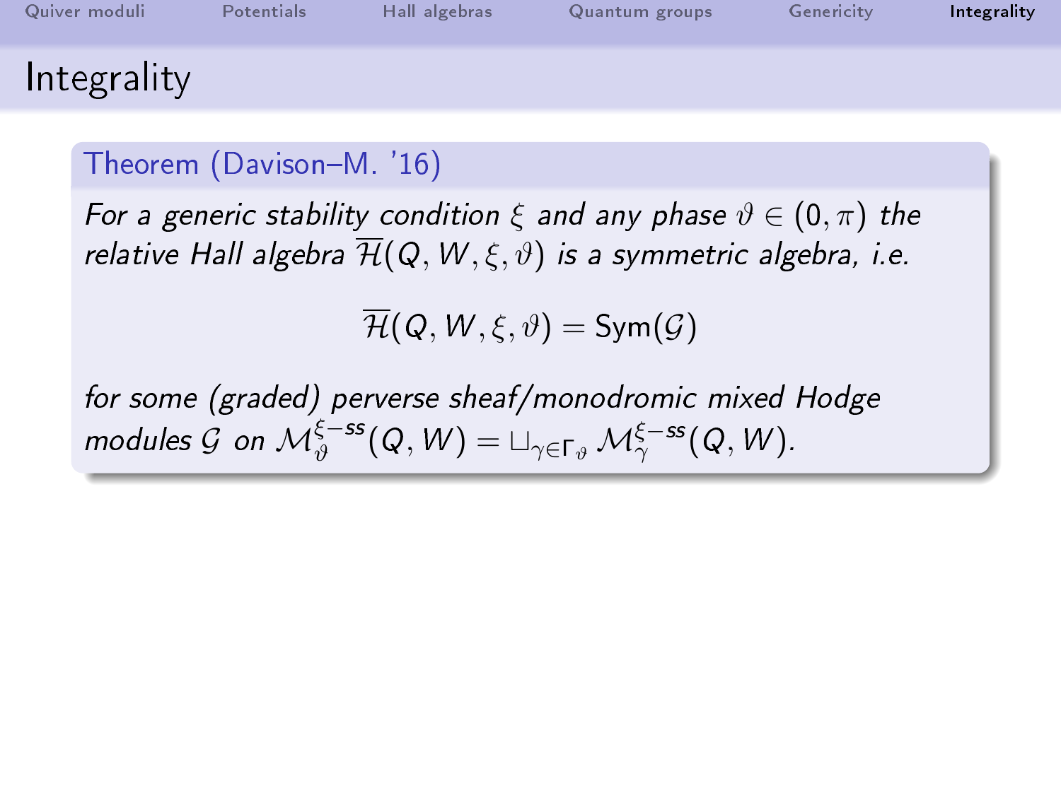# Integrality

**Theorem (Davison–M. '16)**

*For a generic stability condition $\xi$ and any phase $\vartheta \in (0, \pi)$ the relative Hall algebra $\overline{\mathcal{H}}(Q, W, \xi, \vartheta)$ is a symmetric algebra, i.e.*

$$\overline{\mathcal{H}}(Q, W, \xi, \vartheta) = \mathrm{Sym}(\mathcal{G})$$

*for some (graded) perverse sheaf/monodromic mixed Hodge modules $\mathcal{G}$ on $\mathcal{M}^{\xi-ss}_{\vartheta}(Q, W) = \sqcup_{\gamma \in \Gamma_\vartheta} \mathcal{M}^{\xi-ss}_{\gamma}(Q, W)$.*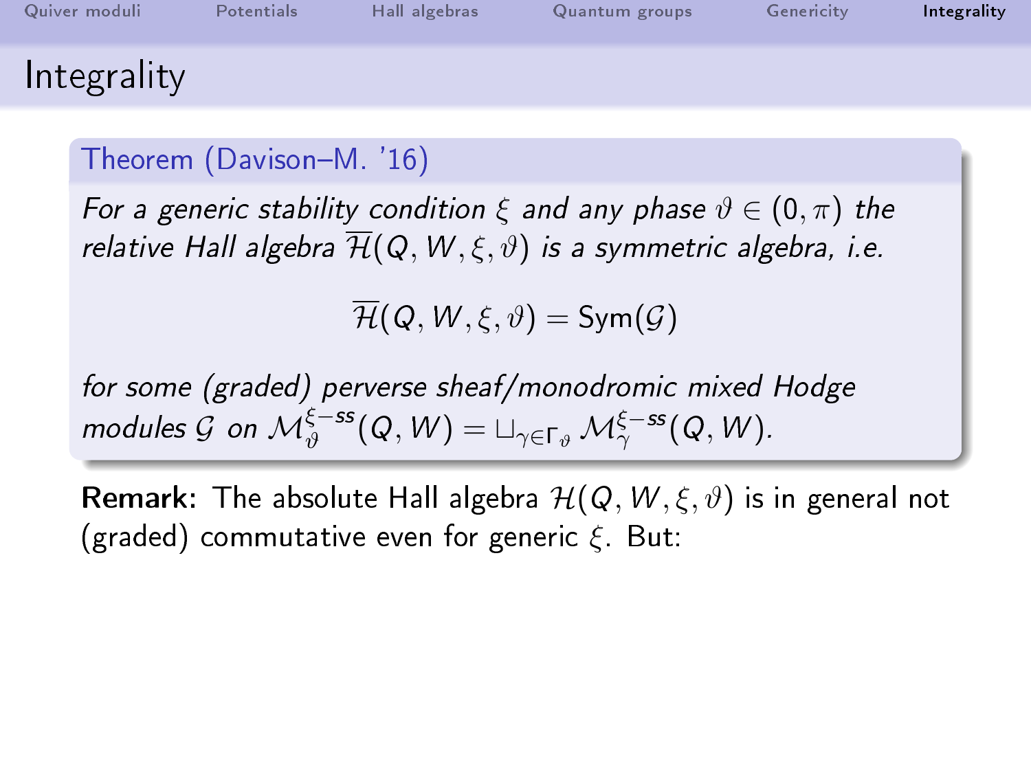# Integrality

**Theorem (Davison–M. '16)**

*For a generic stability condition $\xi$ and any phase $\vartheta \in (0, \pi)$ the relative Hall algebra $\overline{\mathcal{H}}(Q, W, \xi, \vartheta)$ is a symmetric algebra, i.e.*

$$\overline{\mathcal{H}}(Q, W, \xi, \vartheta) = \mathrm{Sym}(\mathcal{G})$$

*for some (graded) perverse sheaf/monodromic mixed Hodge modules $\mathcal{G}$ on $\mathcal{M}^{\xi-ss}_{\vartheta}(Q, W) = \sqcup_{\gamma \in \Gamma_{\vartheta}} \mathcal{M}^{\xi-ss}_{\gamma}(Q, W)$.*

**Remark:** The absolute Hall algebra $\mathcal{H}(Q, W, \xi, \vartheta)$ is in general not (graded) commutative even for generic $\xi$. But: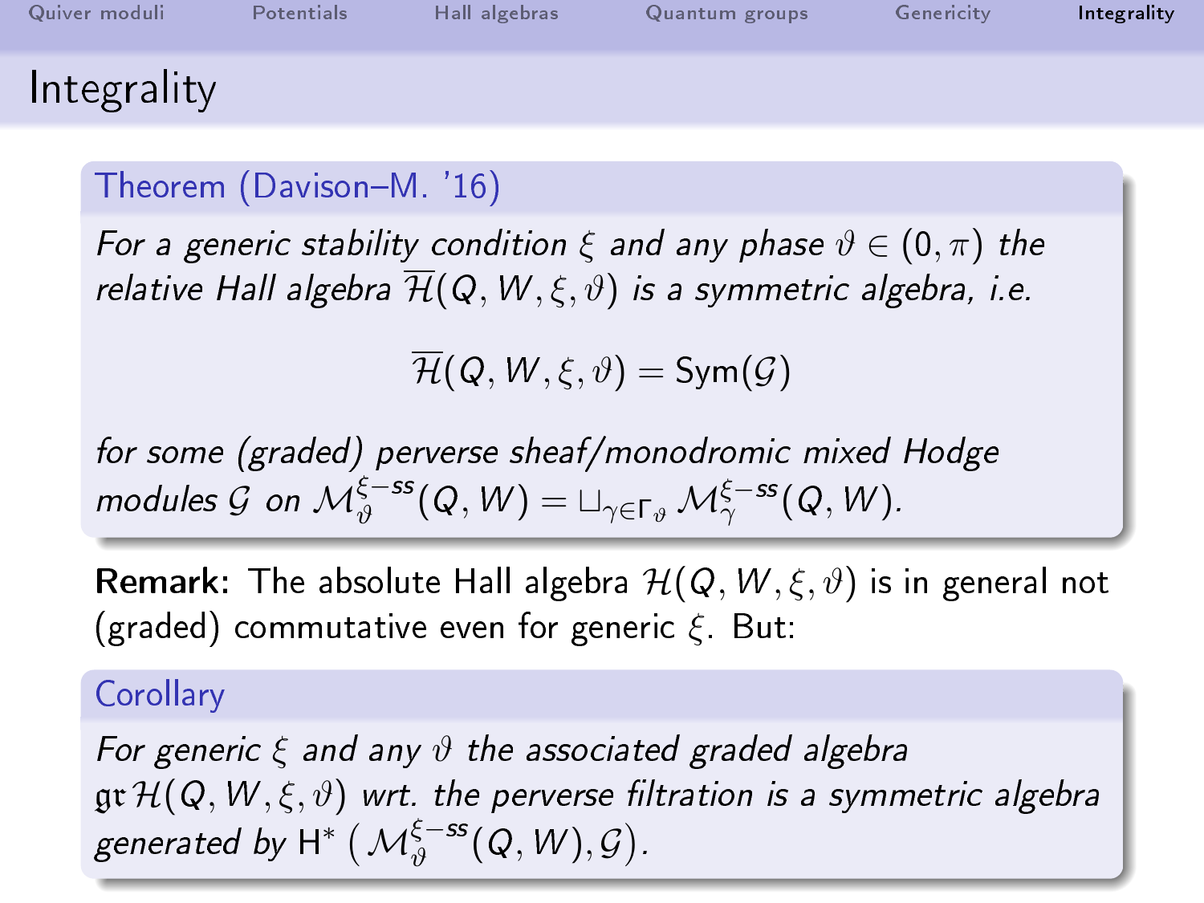# Integrality

**Theorem (Davison–M. '16)**

*For a generic stability condition $\xi$ and any phase $\vartheta \in (0,\pi)$ the relative Hall algebra $\overline{\mathcal{H}}(Q,W,\xi,\vartheta)$ is a symmetric algebra, i.e.*

$$\overline{\mathcal{H}}(Q,W,\xi,\vartheta) = \mathrm{Sym}(\mathcal{G})$$

*for some (graded) perverse sheaf/monodromic mixed Hodge modules $\mathcal{G}$ on $\mathcal{M}^{\xi-ss}_{\vartheta}(Q,W) = \sqcup_{\gamma\in\Gamma_\vartheta} \mathcal{M}^{\xi-ss}_{\gamma}(Q,W)$.*

**Remark:** The absolute Hall algebra $\mathcal{H}(Q,W,\xi,\vartheta)$ is in general not (graded) commutative even for generic $\xi$. But:

**Corollary**

*For generic $\xi$ and any $\vartheta$ the associated graded algebra $\mathfrak{gr}\,\mathcal{H}(Q,W,\xi,\vartheta)$ wrt. the perverse filtration is a symmetric algebra generated by $\mathrm{H}^*\left(\mathcal{M}^{\xi-ss}_{\vartheta}(Q,W),\mathcal{G}\right)$.*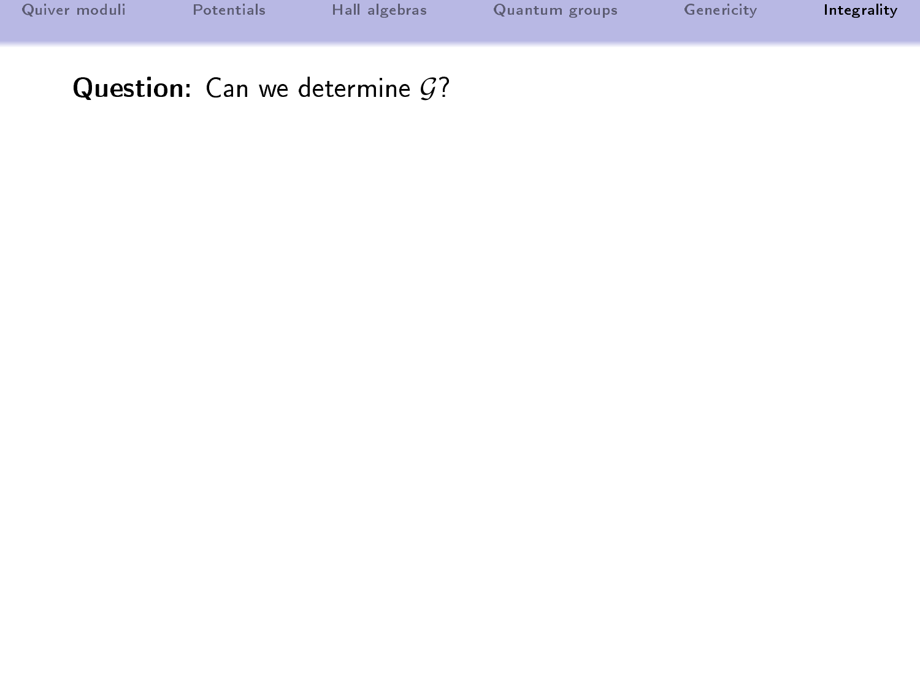**Question:** Can we determine $\mathcal{G}$?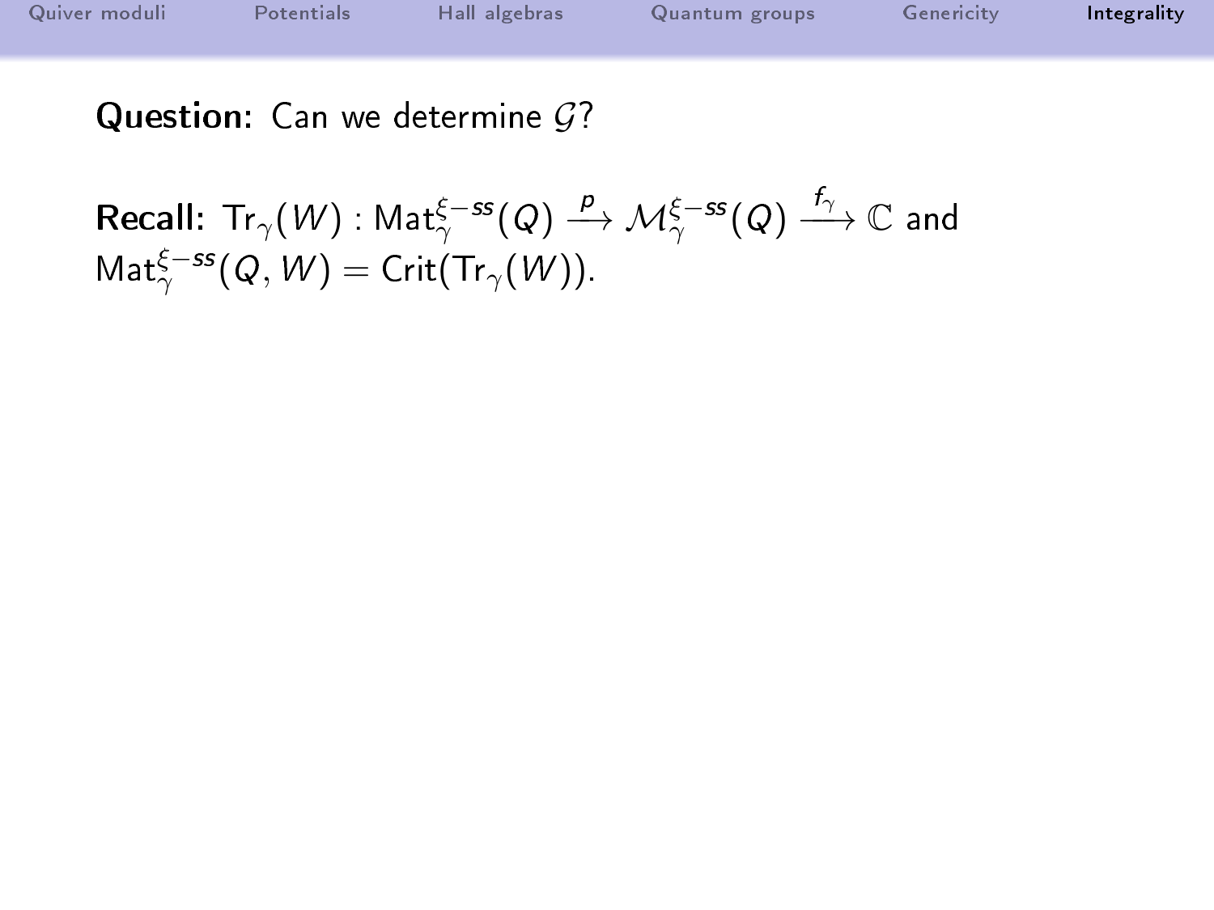**Question:** Can we determine $\mathcal{G}$?

**Recall:** $\mathrm{Tr}_\gamma(W) : \mathrm{Mat}_\gamma^{\xi-ss}(Q) \xrightarrow{p} \mathcal{M}_\gamma^{\xi-ss}(Q) \xrightarrow{f_\gamma} \mathbb{C}$ and $\mathrm{Mat}_\gamma^{\xi-ss}(Q, W) = \mathrm{Crit}(\mathrm{Tr}_\gamma(W))$.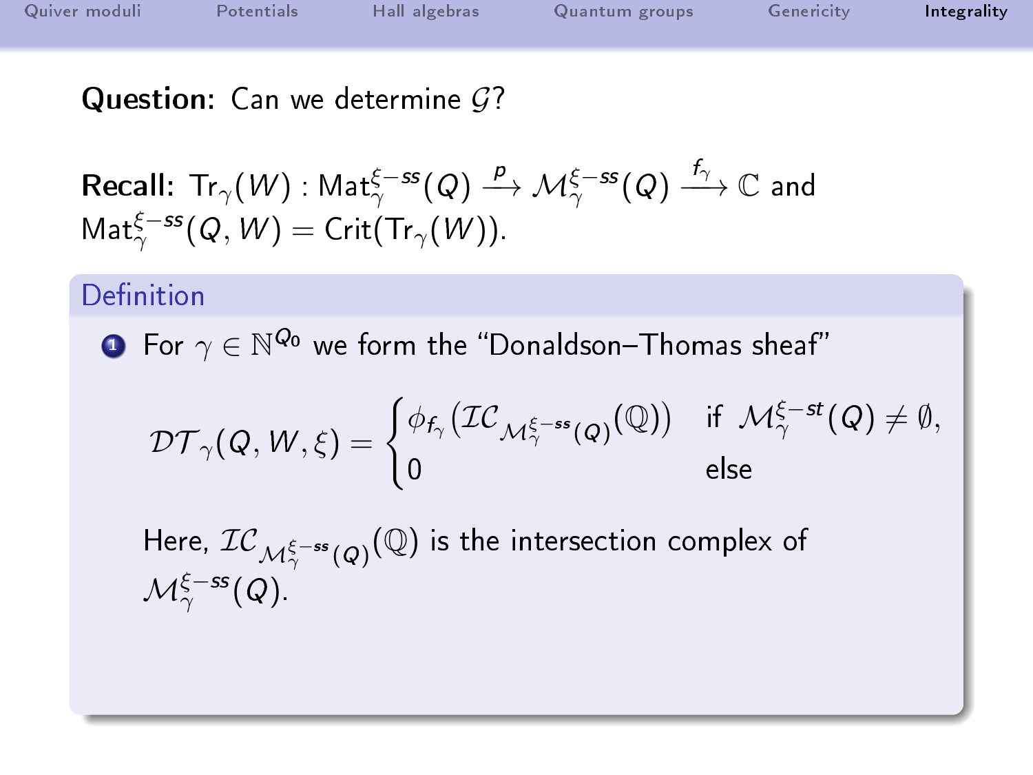**Question:** Can we determine $\mathcal{G}$?

**Recall:** $\mathrm{Tr}_\gamma(W) : \mathrm{Mat}_\gamma^{\xi-ss}(Q) \xrightarrow{p} \mathcal{M}_\gamma^{\xi-ss}(Q) \xrightarrow{f_\gamma} \mathbb{C}$ and $\mathrm{Mat}_\gamma^{\xi-ss}(Q, W) = \mathrm{Crit}(\mathrm{Tr}_\gamma(W))$.

### Definition

1. For $\gamma \in \mathbb{N}^{Q_0}$ we form the "Donaldson–Thomas sheaf"

$$\mathcal{DT}_\gamma(Q, W, \xi) = \begin{cases} \phi_{f_\gamma}\left(\mathcal{IC}_{\mathcal{M}_\gamma^{\xi-ss}(Q)}(\mathbb{Q})\right) & \text{if } \mathcal{M}_\gamma^{\xi-st}(Q) \neq \emptyset, \\ 0 & \text{else} \end{cases}$$

   Here, $\mathcal{IC}_{\mathcal{M}_\gamma^{\xi-ss}(Q)}(\mathbb{Q})$ is the intersection complex of $\mathcal{M}_\gamma^{\xi-ss}(Q)$.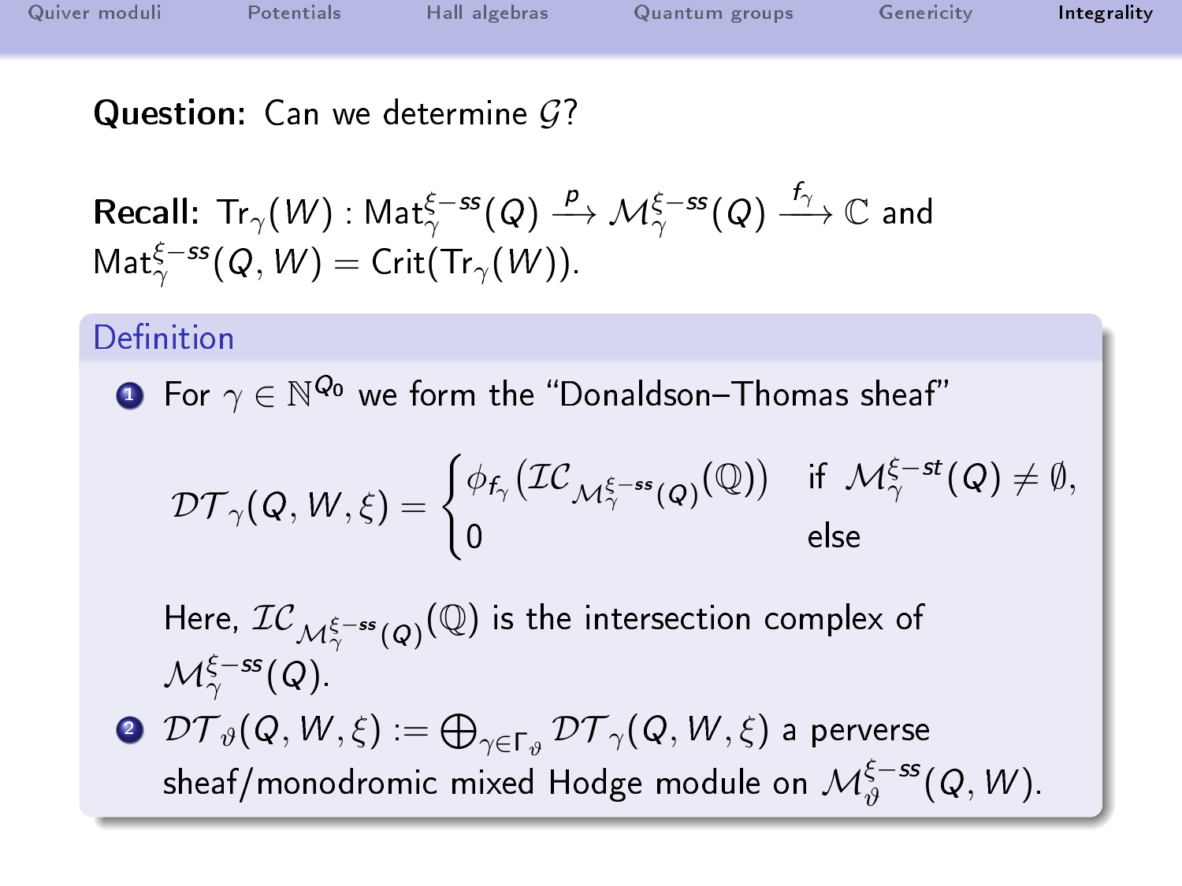**Question:** Can we determine $\mathcal{G}$?

**Recall:** $\mathrm{Tr}_\gamma(W) : \mathrm{Mat}_\gamma^{\xi-ss}(Q) \xrightarrow{p} \mathcal{M}_\gamma^{\xi-ss}(Q) \xrightarrow{f_\gamma} \mathbb{C}$ and $\mathrm{Mat}_\gamma^{\xi-ss}(Q, W) = \mathrm{Crit}(\mathrm{Tr}_\gamma(W))$.

### Definition

1. For $\gamma \in \mathbb{N}^{Q_0}$ we form the "Donaldson–Thomas sheaf"

$$\mathcal{DT}_\gamma(Q, W, \xi) = \begin{cases} \phi_{f_\gamma}(\mathcal{IC}_{\mathcal{M}_\gamma^{\xi-ss}(Q)}(\mathbb{Q})) & \text{if } \mathcal{M}_\gamma^{\xi-st}(Q) \neq \emptyset, \\ 0 & \text{else} \end{cases}$$

   Here, $\mathcal{IC}_{\mathcal{M}_\gamma^{\xi-ss}(Q)}(\mathbb{Q})$ is the intersection complex of $\mathcal{M}_\gamma^{\xi-ss}(Q)$.

2. $\mathcal{DT}_\vartheta(Q, W, \xi) := \bigoplus_{\gamma \in \Gamma_\vartheta} \mathcal{DT}_\gamma(Q, W, \xi)$ a perverse sheaf/monodromic mixed Hodge module on $\mathcal{M}_\vartheta^{\xi-ss}(Q, W)$.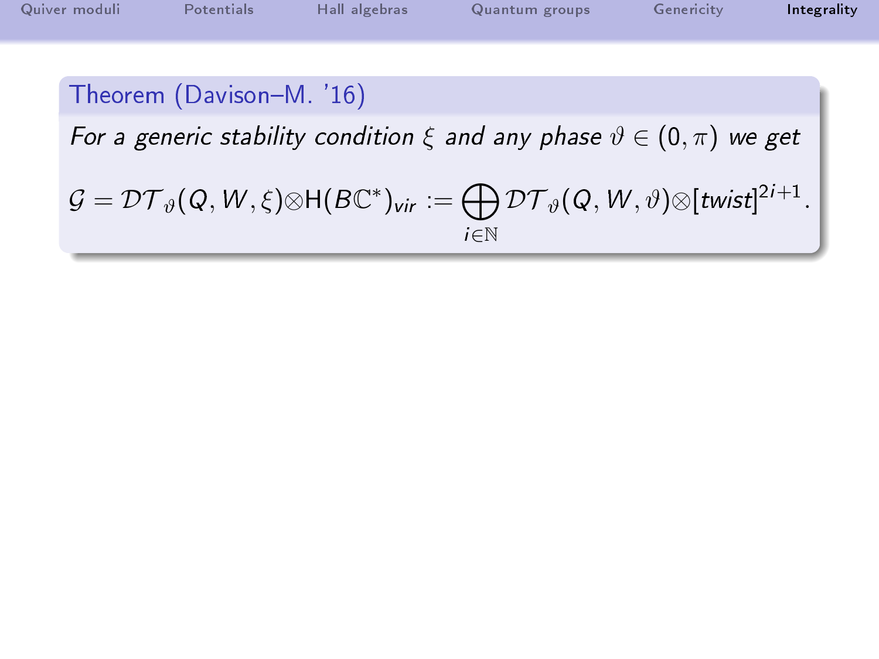**Theorem (Davison–M. '16)**

*For a generic stability condition $\xi$ and any phase $\vartheta \in (0, \pi)$ we get*

$$\mathcal{G} = \mathcal{DT}_\vartheta(Q, W, \xi) \otimes \mathrm{H}(B\mathbb{C}^*)_{vir} := \bigoplus_{i \in \mathbb{N}} \mathcal{DT}_\vartheta(Q, W, \vartheta) \otimes [twist]^{2i+1}.$$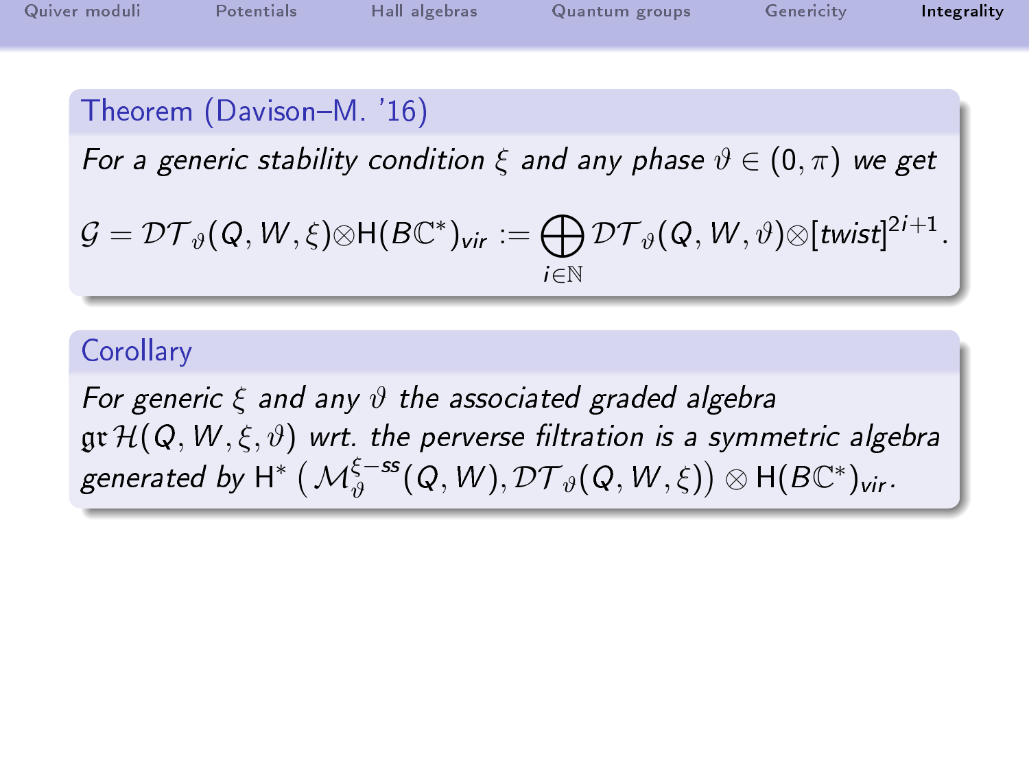**Theorem (Davison–M. '16)**

*For a generic stability condition $\xi$ and any phase $\vartheta \in (0, \pi)$ we get*

$$\mathcal{G} = \mathcal{DT}_\vartheta(Q, W, \xi) \otimes \mathrm{H}(B\mathbb{C}^*)_{vir} := \bigoplus_{i \in \mathbb{N}} \mathcal{DT}_\vartheta(Q, W, \vartheta) \otimes [twist]^{2i+1}.$$

**Corollary**

*For generic $\xi$ and any $\vartheta$ the associated graded algebra $\mathfrak{gr}\,\mathcal{H}(Q, W, \xi, \vartheta)$ wrt. the perverse filtration is a symmetric algebra generated by $\mathrm{H}^*\left(\mathcal{M}_\vartheta^{\xi-ss}(Q, W), \mathcal{DT}_\vartheta(Q, W, \xi)\right) \otimes \mathrm{H}(B\mathbb{C}^*)_{vir}$.*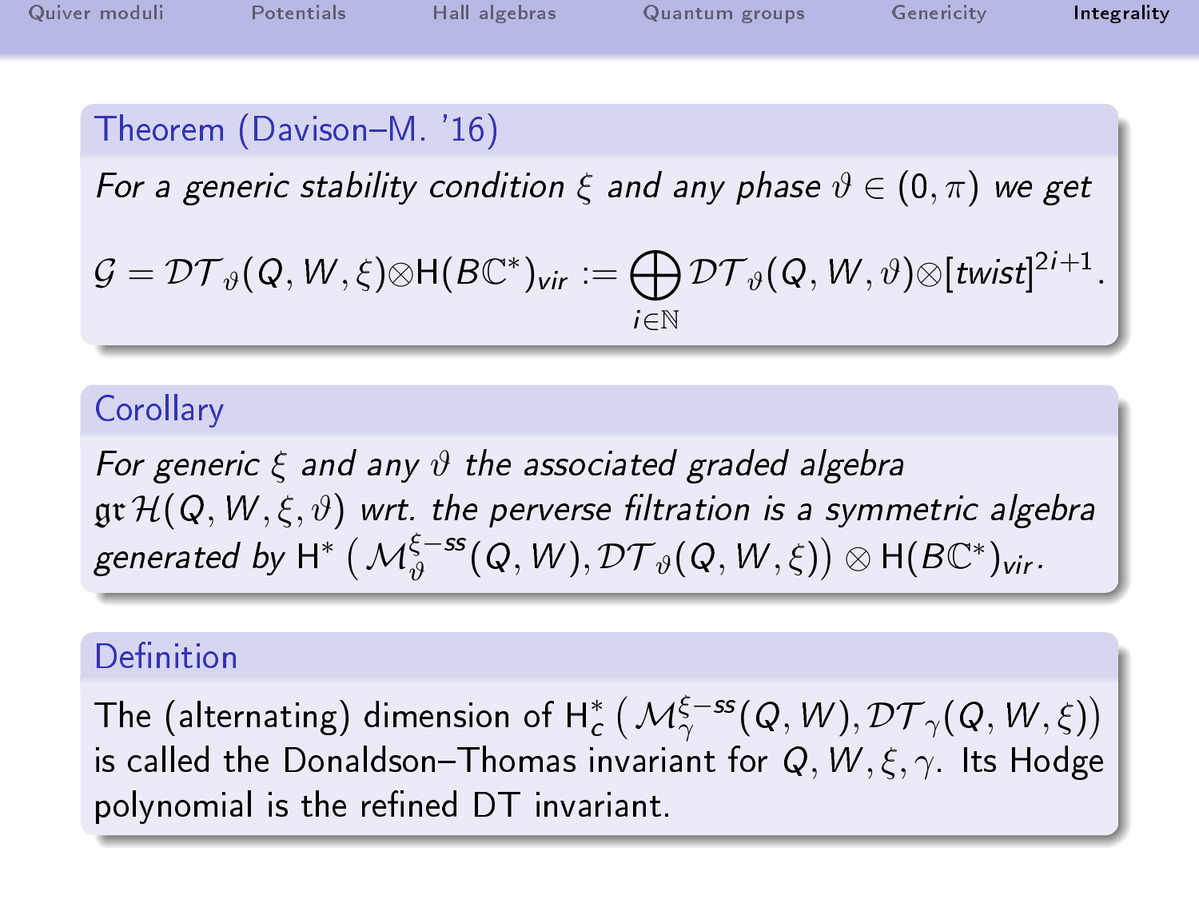**Theorem (Davison–M. '16)**

*For a generic stability condition $\xi$ and any phase $\vartheta \in (0,\pi)$ we get*

$$\mathcal{G} = \mathcal{DT}_\vartheta(Q,W,\xi) \otimes \mathrm{H}(B\mathbb{C}^*)_{vir} := \bigoplus_{i\in\mathbb{N}} \mathcal{DT}_\vartheta(Q,W,\vartheta) \otimes [twist]^{2i+1}.$$

**Corollary**

*For generic $\xi$ and any $\vartheta$ the associated graded algebra $\mathfrak{gr}\,\mathcal{H}(Q,W,\xi,\vartheta)$ wrt. the perverse filtration is a symmetric algebra generated by $\mathrm{H}^*\left(\mathcal{M}^{\xi-ss}_\vartheta(Q,W), \mathcal{DT}_\vartheta(Q,W,\xi)\right) \otimes \mathrm{H}(B\mathbb{C}^*)_{vir}$.*

**Definition**

The (alternating) dimension of $\mathrm{H}^*_c\left(\mathcal{M}^{\xi-ss}_\gamma(Q,W), \mathcal{DT}_\gamma(Q,W,\xi)\right)$ is called the Donaldson–Thomas invariant for $Q, W, \xi, \gamma$. Its Hodge polynomial is the refined DT invariant.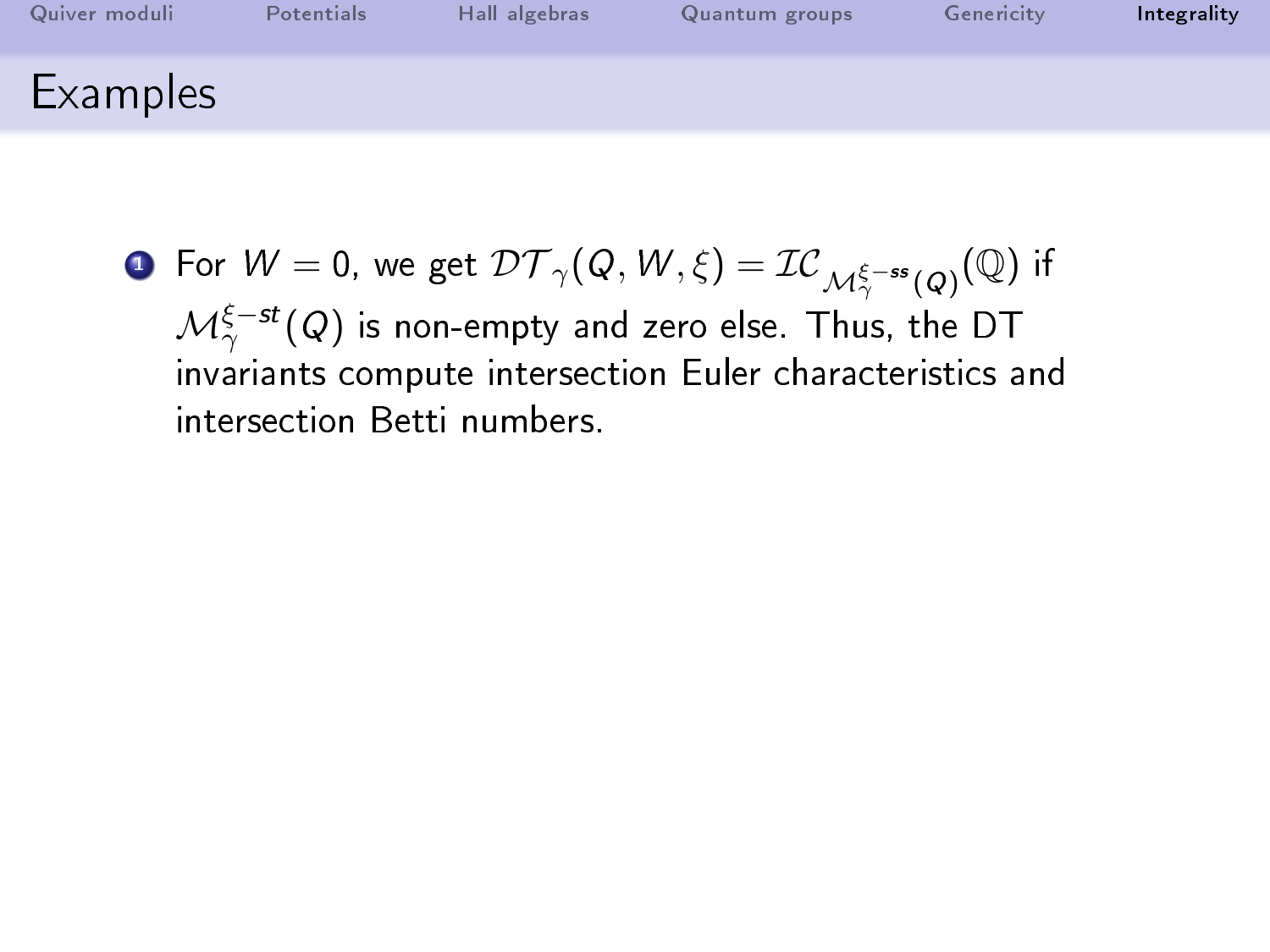# Examples

1. For $W = 0$, we get $\mathcal{DT}_\gamma(Q, W, \xi) = \mathcal{IC}_{\mathcal{M}_\gamma^{\xi-ss}(Q)}(\mathbb{Q})$ if $\mathcal{M}_\gamma^{\xi-st}(Q)$ is non-empty and zero else. Thus, the DT invariants compute intersection Euler characteristics and intersection Betti numbers.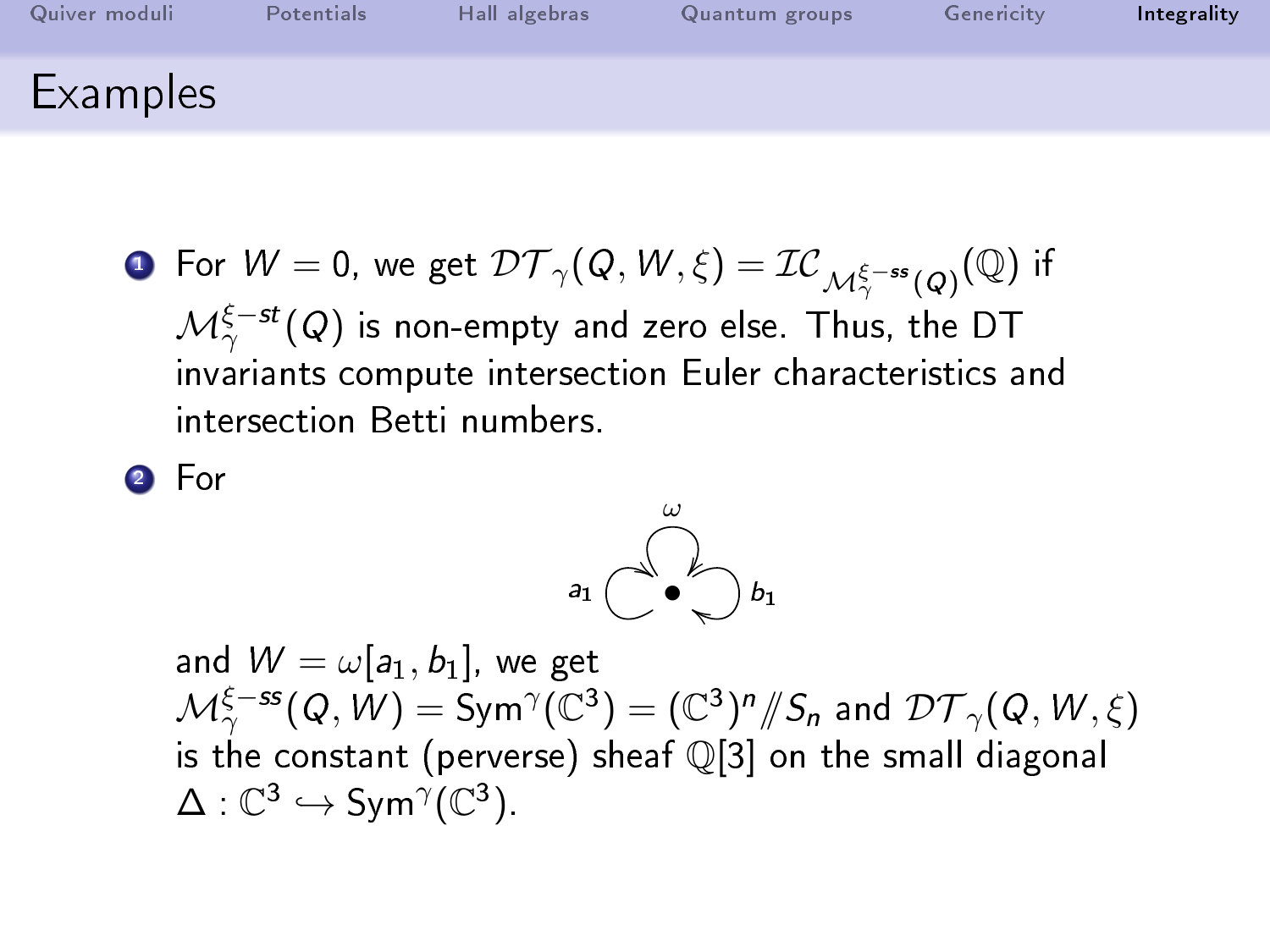## Examples

1. For $W = 0$, we get $\mathcal{DT}_\gamma(Q, W, \xi) = \mathcal{IC}_{\mathcal{M}_\gamma^{\xi-ss}(Q)}(\mathbb{Q})$ if $\mathcal{M}_\gamma^{\xi-st}(Q)$ is non-empty and zero else. Thus, the DT invariants compute intersection Euler characteristics and intersection Betti numbers.

2. For

   (quiver with one vertex and three loops $a_1$, $b_1$, $\omega$)

   and $W = \omega[a_1, b_1]$, we get $\mathcal{M}_\gamma^{\xi-ss}(Q, W) = \mathrm{Sym}^\gamma(\mathbb{C}^3) = (\mathbb{C}^3)^n /\!\!/ S_n$ and $\mathcal{DT}_\gamma(Q, W, \xi)$ is the constant (perverse) sheaf $\mathbb{Q}[3]$ on the small diagonal $\Delta : \mathbb{C}^3 \hookrightarrow \mathrm{Sym}^\gamma(\mathbb{C}^3)$.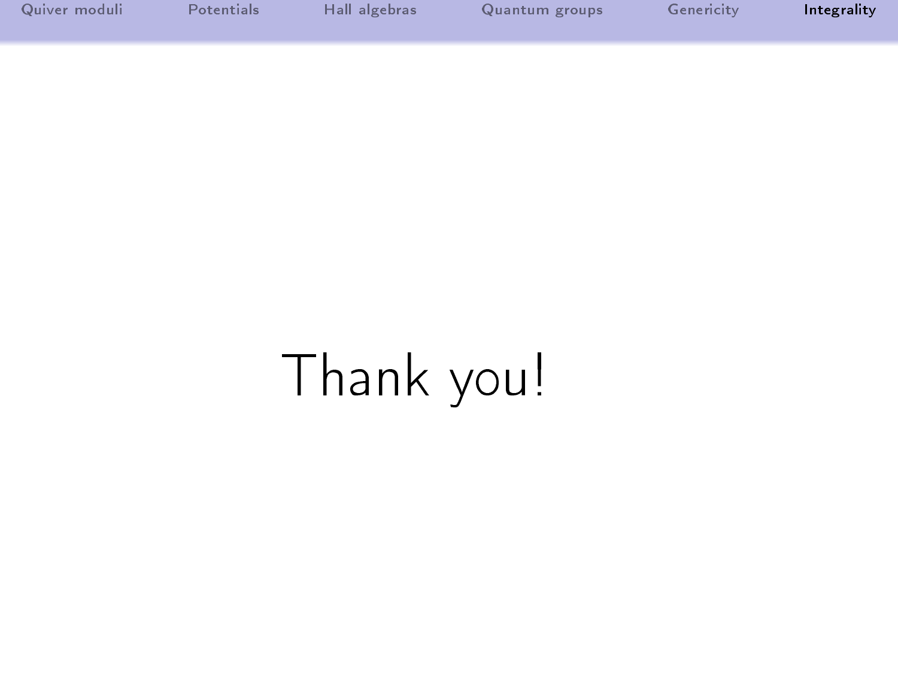Thank you!